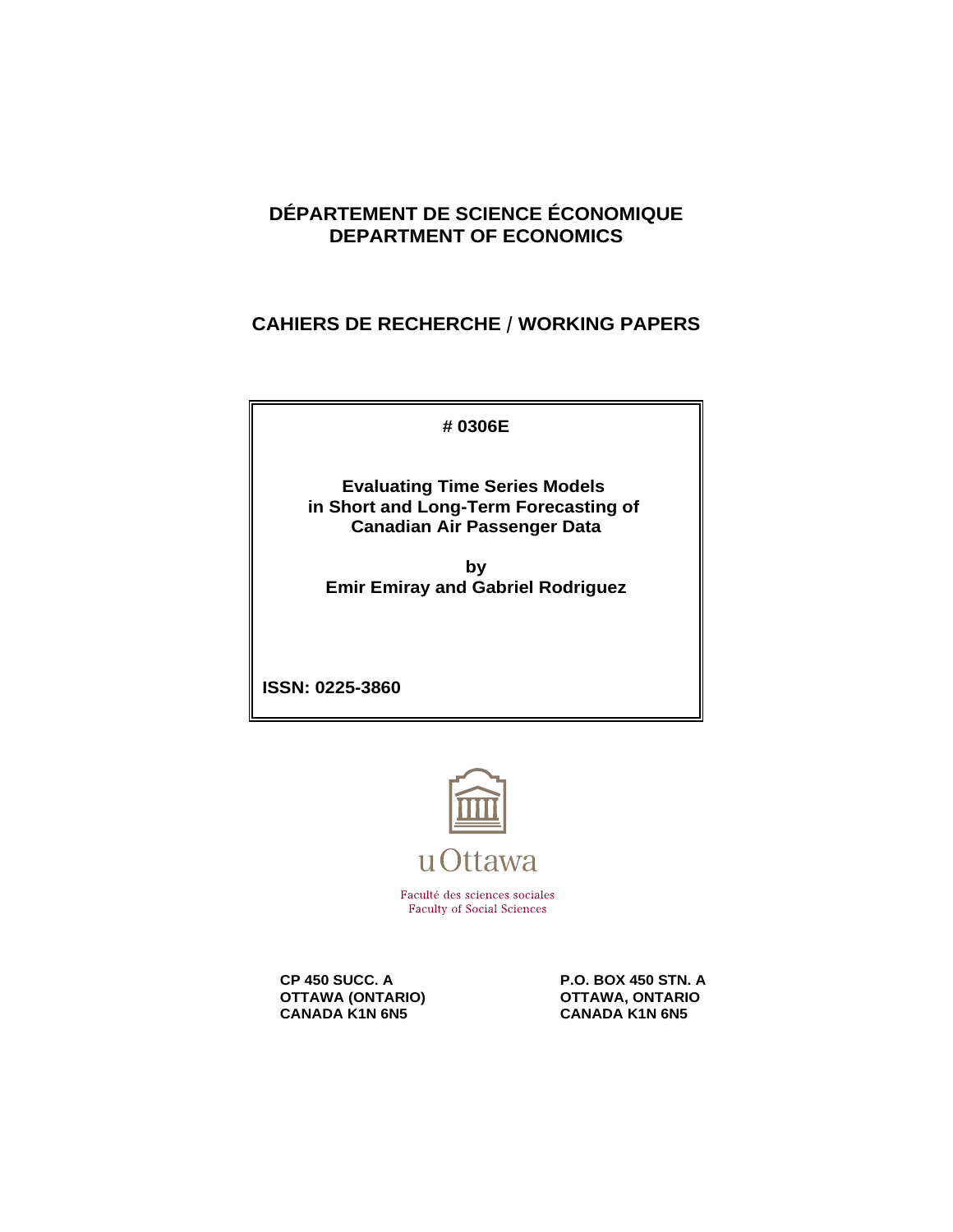# DÉPARTEMENT DE SCIENCE ÉCONOMIQUE
# DEPARTMENT OF ECONOMICS

## CAHIERS DE RECHERCHE / WORKING PAPERS

**# 0306E**

**Evaluating Time Series Models in Short and Long-Term Forecasting of Canadian Air Passenger Data**

**by**
**Emir Emiray and Gabriel Rodriguez**

**ISSN: 0225-3860**

uOttawa

Faculté des sciences sociales
Faculty of Social Sciences

**CP 450 SUCC. A**
**OTTAWA (ONTARIO)**
**CANADA K1N 6N5**

**P.O. BOX 450 STN. A**
**OTTAWA, ONTARIO**
**CANADA K1N 6N5**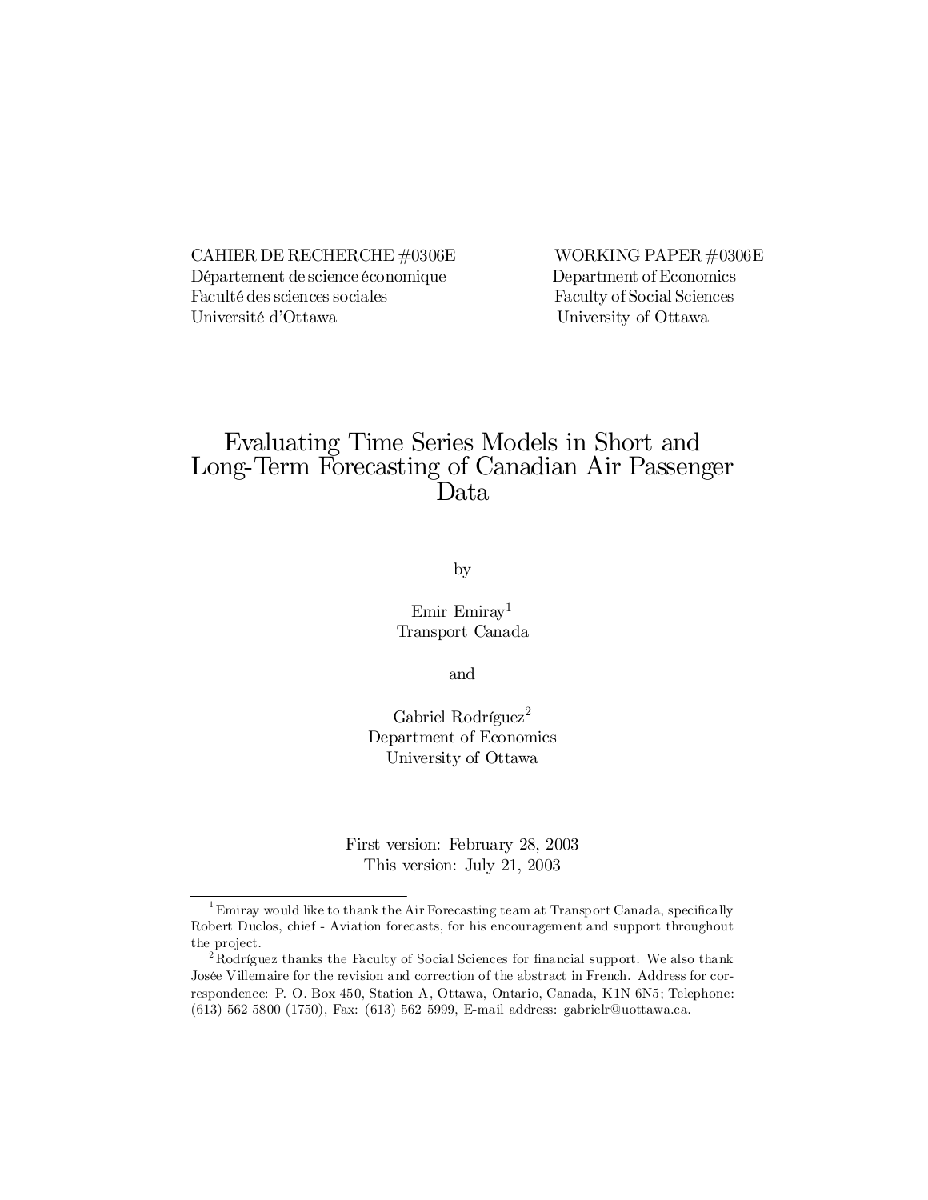CAHIER DE RECHERCHE #0306E
Département de science économique
Faculté des sciences sociales
Université d'Ottawa

WORKING PAPER #0306E
Department of Economics
Faculty of Social Sciences
University of Ottawa

# Evaluating Time Series Models in Short and Long-Term Forecasting of Canadian Air Passenger Data

by

Emir Emiray[1]
Transport Canada

and

Gabriel Rodríguez[2]
Department of Economics
University of Ottawa

First version: February 28, 2003
This version: July 21, 2003

---

[1] Emiray would like to thank the Air Forecasting team at Transport Canada, specifically Robert Duclos, chief - Aviation forecasts, for his encouragement and support throughout the project.

[2] Rodríguez thanks the Faculty of Social Sciences for financial support. We also thank Josée Villemaire for the revision and correction of the abstract in French. Address for correspondence: P. O. Box 450, Station A, Ottawa, Ontario, Canada, K1N 6N5; Telephone: (613) 562 5800 (1750), Fax: (613) 562 5999, E-mail address: gabrielr@uottawa.ca.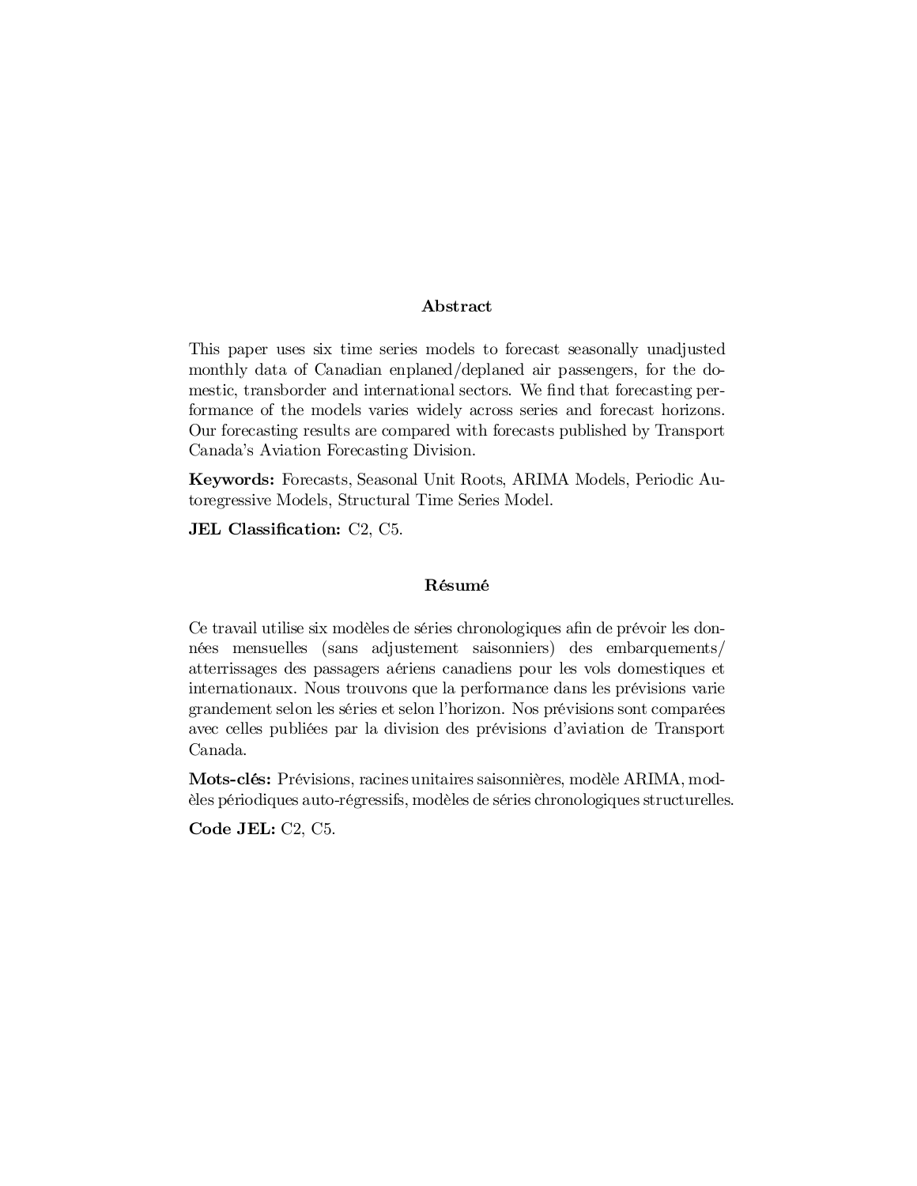## Abstract

This paper uses six time series models to forecast seasonally unadjusted monthly data of Canadian enplaned/deplaned air passengers, for the domestic, transborder and international sectors. We find that forecasting performance of the models varies widely across series and forecast horizons. Our forecasting results are compared with forecasts published by Transport Canada's Aviation Forecasting Division.

**Keywords:** Forecasts, Seasonal Unit Roots, ARIMA Models, Periodic Autoregressive Models, Structural Time Series Model.

**JEL Classification:** C2, C5.

## Résumé

Ce travail utilise six modèles de séries chronologiques afin de prévoir les données mensuelles (sans adjustement saisonniers) des embarquements/atterrissages des passagers aériens canadiens pour les vols domestiques et internationaux. Nous trouvons que la performance dans les prévisions varie grandement selon les séries et selon l'horizon. Nos prévisions sont comparées avec celles publiées par la division des prévisions d'aviation de Transport Canada.

**Mots-clés:** Prévisions, racines unitaires saisonnières, modèle ARIMA, modèles périodiques auto-régressifs, modèles de séries chronologiques structurelles.

**Code JEL:** C2, C5.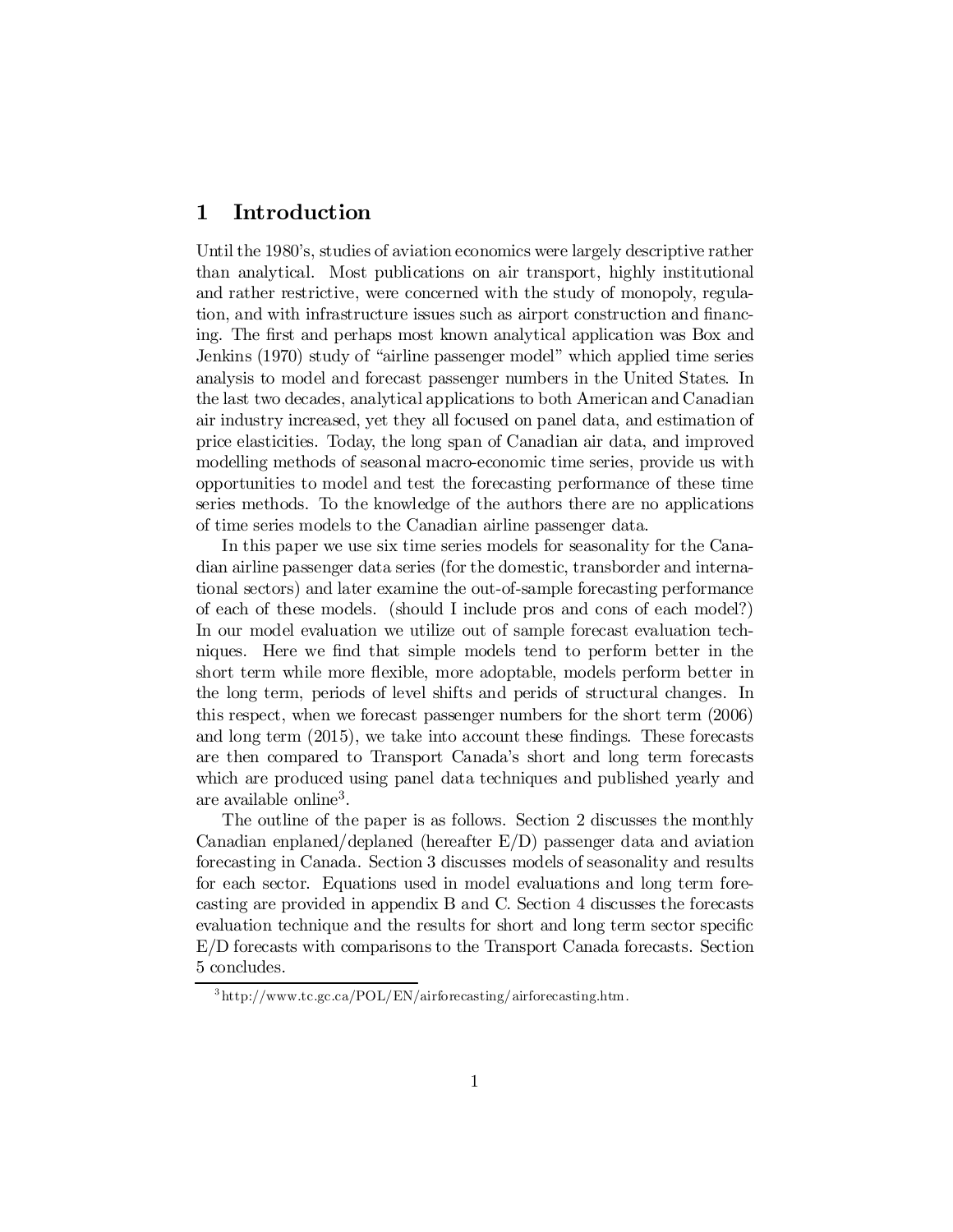# 1 Introduction

Until the 1980's, studies of aviation economics were largely descriptive rather than analytical. Most publications on air transport, highly institutional and rather restrictive, were concerned with the study of monopoly, regulation, and with infrastructure issues such as airport construction and financing. The first and perhaps most known analytical application was Box and Jenkins (1970) study of "airline passenger model" which applied time series analysis to model and forecast passenger numbers in the United States. In the last two decades, analytical applications to both American and Canadian air industry increased, yet they all focused on panel data, and estimation of price elasticities. Today, the long span of Canadian air data, and improved modelling methods of seasonal macro-economic time series, provide us with opportunities to model and test the forecasting performance of these time series methods. To the knowledge of the authors there are no applications of time series models to the Canadian airline passenger data.

In this paper we use six time series models for seasonality for the Canadian airline passenger data series (for the domestic, transborder and international sectors) and later examine the out-of-sample forecasting performance of each of these models. (should I include pros and cons of each model?) In our model evaluation we utilize out of sample forecast evaluation techniques. Here we find that simple models tend to perform better in the short term while more flexible, more adoptable, models perform better in the long term, periods of level shifts and perids of structural changes. In this respect, when we forecast passenger numbers for the short term (2006) and long term (2015), we take into account these findings. These forecasts are then compared to Transport Canada's short and long term forecasts which are produced using panel data techniques and published yearly and are available online[3].

The outline of the paper is as follows. Section 2 discusses the monthly Canadian enplaned/deplaned (hereafter E/D) passenger data and aviation forecasting in Canada. Section 3 discusses models of seasonality and results for each sector. Equations used in model evaluations and long term forecasting are provided in appendix B and C. Section 4 discusses the forecasts evaluation technique and the results for short and long term sector specific E/D forecasts with comparisons to the Transport Canada forecasts. Section 5 concludes.

[3] http://www.tc.gc.ca/POL/EN/airforecasting/airforecasting.htm.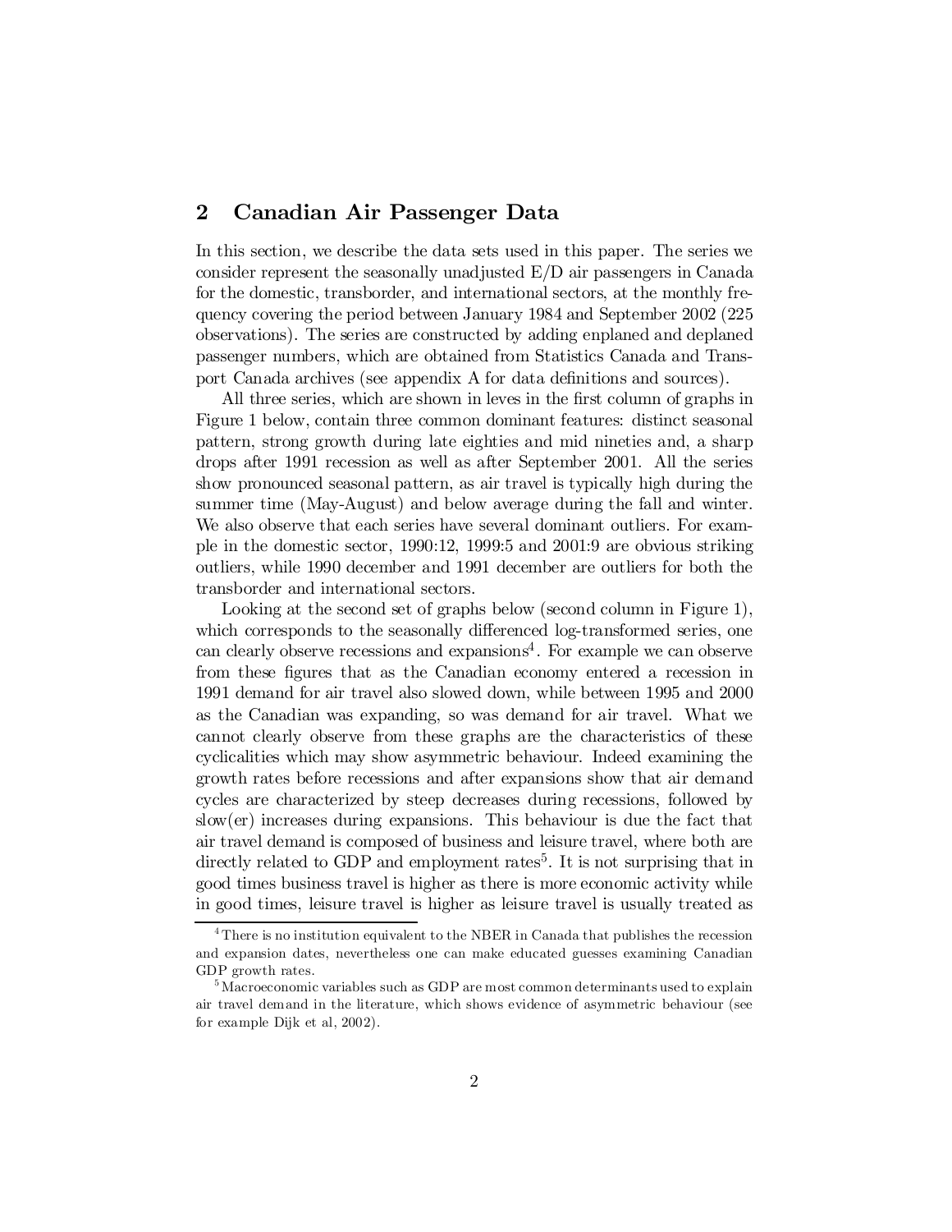## 2 Canadian Air Passenger Data

In this section, we describe the data sets used in this paper. The series we consider represent the seasonally unadjusted E/D air passengers in Canada for the domestic, transborder, and international sectors, at the monthly frequency covering the period between January 1984 and September 2002 (225 observations). The series are constructed by adding enplaned and deplaned passenger numbers, which are obtained from Statistics Canada and Transport Canada archives (see appendix A for data definitions and sources).

All three series, which are shown in leves in the first column of graphs in Figure 1 below, contain three common dominant features: distinct seasonal pattern, strong growth during late eighties and mid nineties and, a sharp drops after 1991 recession as well as after September 2001. All the series show pronounced seasonal pattern, as air travel is typically high during the summer time (May-August) and below average during the fall and winter. We also observe that each series have several dominant outliers. For example in the domestic sector, 1990:12, 1999:5 and 2001:9 are obvious striking outliers, while 1990 december and 1991 december are outliers for both the transborder and international sectors.

Looking at the second set of graphs below (second column in Figure 1), which corresponds to the seasonally differenced log-transformed series, one can clearly observe recessions and expansions[4]. For example we can observe from these figures that as the Canadian economy entered a recession in 1991 demand for air travel also slowed down, while between 1995 and 2000 as the Canadian was expanding, so was demand for air travel. What we cannot clearly observe from these graphs are the characteristics of these cyclicalities which may show asymmetric behaviour. Indeed examining the growth rates before recessions and after expansions show that air demand cycles are characterized by steep decreases during recessions, followed by slow(er) increases during expansions. This behaviour is due the fact that air travel demand is composed of business and leisure travel, where both are directly related to GDP and employment rates[5]. It is not surprising that in good times business travel is higher as there is more economic activity while in good times, leisure travel is higher as leisure travel is usually treated as

---

[4] There is no institution equivalent to the NBER in Canada that publishes the recession and expansion dates, nevertheless one can make educated guesses examining Canadian GDP growth rates.

[5] Macroeconomic variables such as GDP are most common determinants used to explain air travel demand in the literature, which shows evidence of asymmetric behaviour (see for example Dijk et al, 2002).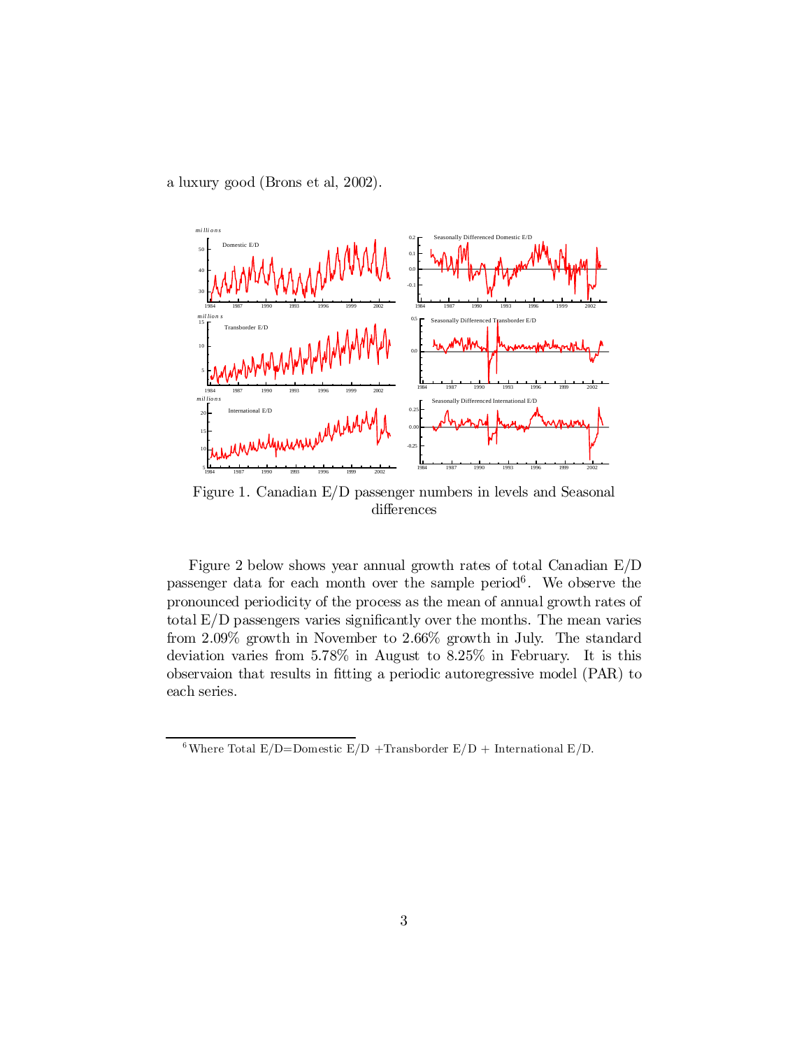a luxury good (Brons et al, 2002).

Figure 1. Canadian E/D passenger numbers in levels and Seasonal differences

Figure 2 below shows year annual growth rates of total Canadian E/D passenger data for each month over the sample period[6]. We observe the pronounced periodicity of the process as the mean of annual growth rates of total E/D passengers varies significantly over the months. The mean varies from 2.09% growth in November to 2.66% growth in July. The standard deviation varies from 5.78% in August to 8.25% in February. It is this observaion that results in fitting a periodic autoregressive model (PAR) to each series.

[6] Where Total E/D=Domestic E/D +Transborder E/D + International E/D.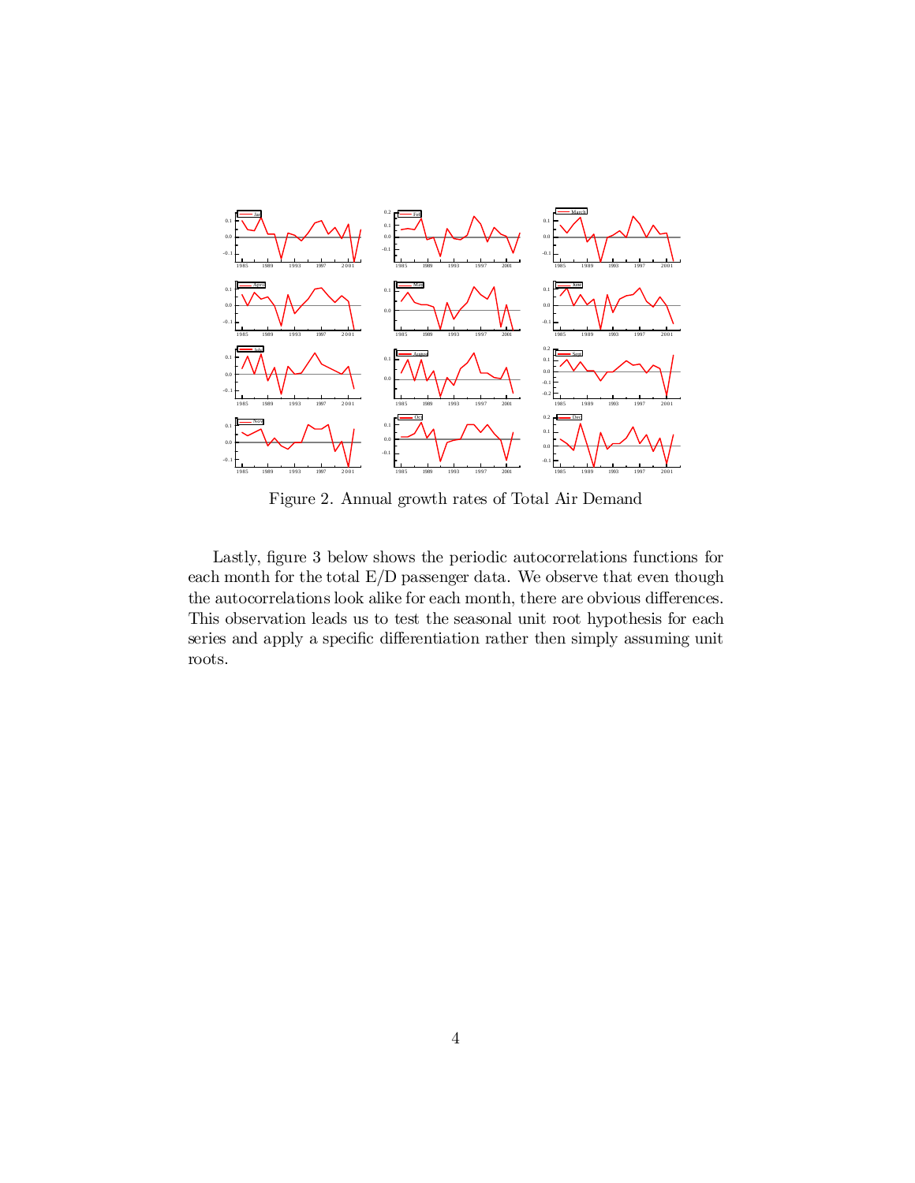Figure 2. Annual growth rates of Total Air Demand

Lastly, figure 3 below shows the periodic autocorrelations functions for each month for the total E/D passenger data. We observe that even though the autocorrelations look alike for each month, there are obvious differences. This observation leads us to test the seasonal unit root hypothesis for each series and apply a specific differentiation rather then simply assuming unit roots.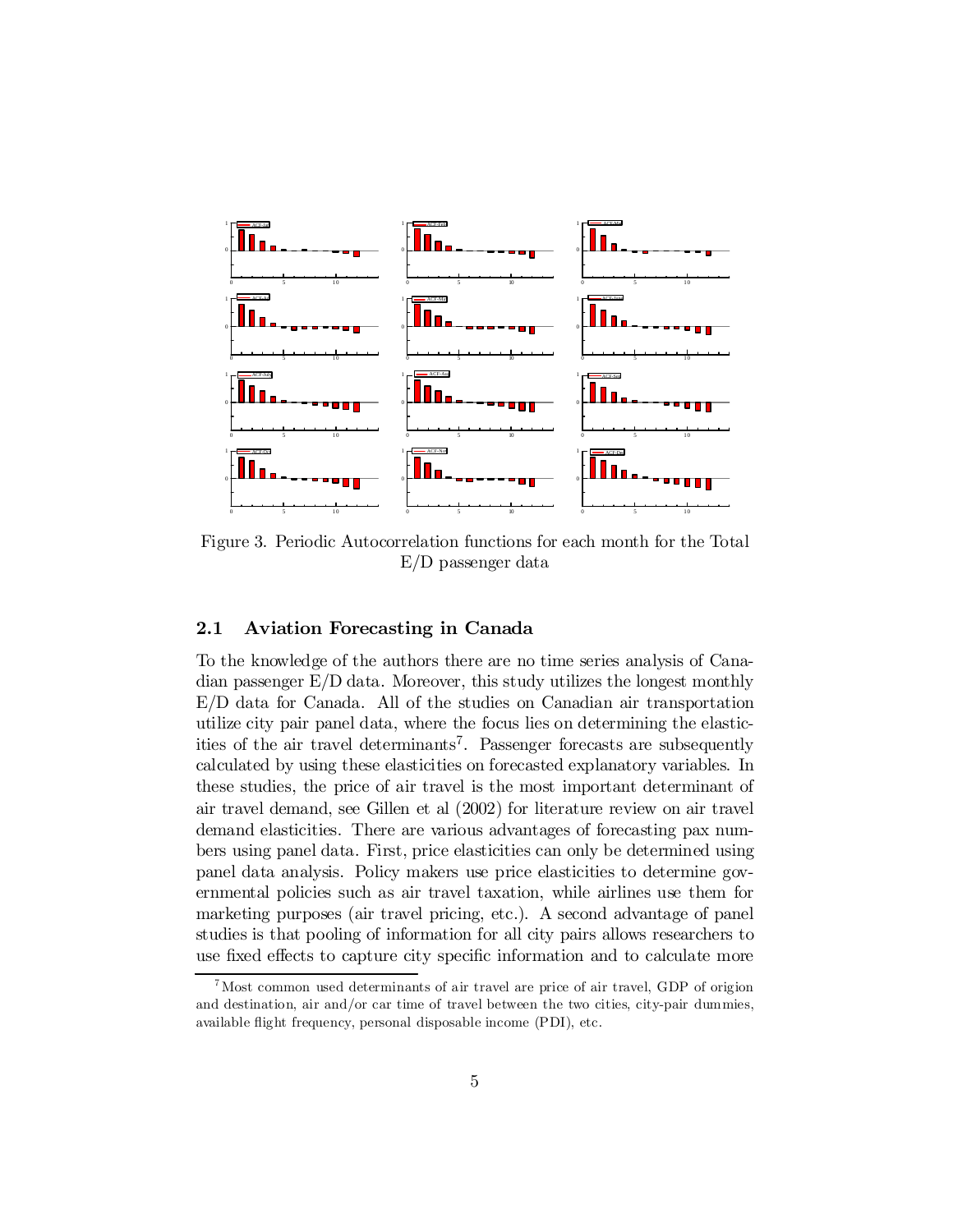Figure 3. Periodic Autocorrelation functions for each month for the Total E/D passenger data

## 2.1 Aviation Forecasting in Canada

To the knowledge of the authors there are no time series analysis of Canadian passenger E/D data. Moreover, this study utilizes the longest monthly E/D data for Canada. All of the studies on Canadian air transportation utilize city pair panel data, where the focus lies on determining the elasticities of the air travel determinants[7]. Passenger forecasts are subsequently calculated by using these elasticities on forecasted explanatory variables. In these studies, the price of air travel is the most important determinant of air travel demand, see Gillen et al (2002) for literature review on air travel demand elasticities. There are various advantages of forecasting pax numbers using panel data. First, price elasticities can only be determined using panel data analysis. Policy makers use price elasticities to determine governmental policies such as air travel taxation, while airlines use them for marketing purposes (air travel pricing, etc.). A second advantage of panel studies is that pooling of information for all city pairs allows researchers to use fixed effects to capture city specific information and to calculate more

[7] Most common used determinants of air travel are price of air travel, GDP of origion and destination, air and/or car time of travel between the two cities, city-pair dummies, available flight frequency, personal disposable income (PDI), etc.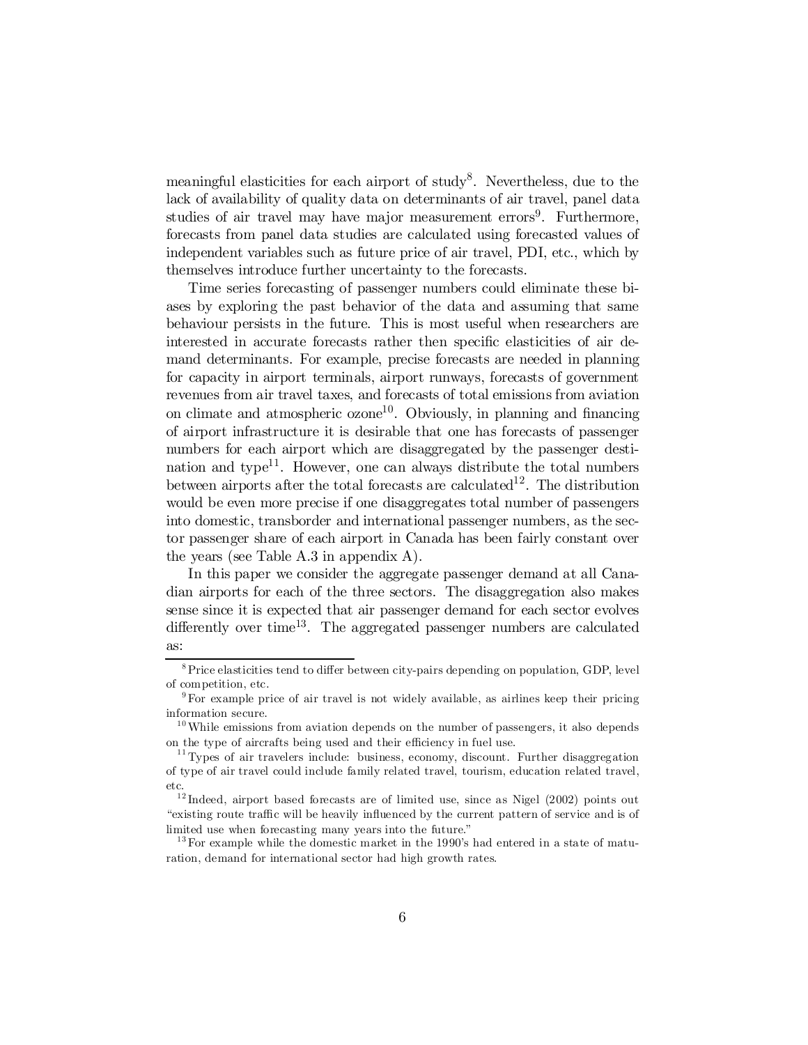meaningful elasticities for each airport of study[8]. Nevertheless, due to the lack of availability of quality data on determinants of air travel, panel data studies of air travel may have major measurement errors[9]. Furthermore, forecasts from panel data studies are calculated using forecasted values of independent variables such as future price of air travel, PDI, etc., which by themselves introduce further uncertainty to the forecasts.

Time series forecasting of passenger numbers could eliminate these biases by exploring the past behavior of the data and assuming that same behaviour persists in the future. This is most useful when researchers are interested in accurate forecasts rather then specific elasticities of air demand determinants. For example, precise forecasts are needed in planning for capacity in airport terminals, airport runways, forecasts of government revenues from air travel taxes, and forecasts of total emissions from aviation on climate and atmospheric ozone[10]. Obviously, in planning and financing of airport infrastructure it is desirable that one has forecasts of passenger numbers for each airport which are disaggregated by the passenger destination and type[11]. However, one can always distribute the total numbers between airports after the total forecasts are calculated[12]. The distribution would be even more precise if one disaggregates total number of passengers into domestic, transborder and international passenger numbers, as the sector passenger share of each airport in Canada has been fairly constant over the years (see Table A.3 in appendix A).

In this paper we consider the aggregate passenger demand at all Canadian airports for each of the three sectors. The disaggregation also makes sense since it is expected that air passenger demand for each sector evolves differently over time[13]. The aggregated passenger numbers are calculated as:

---

[8] Price elasticities tend to differ between city-pairs depending on population, GDP, level of competition, etc.

[9] For example price of air travel is not widely available, as airlines keep their pricing information secure.

[10] While emissions from aviation depends on the number of passengers, it also depends on the type of aircrafts being used and their efficiency in fuel use.

[11] Types of air travelers include: business, economy, discount. Further disaggregation of type of air travel could include family related travel, tourism, education related travel, etc.

[12] Indeed, airport based forecasts are of limited use, since as Nigel (2002) points out "existing route traffic will be heavily influenced by the current pattern of service and is of limited use when forecasting many years into the future."

[13] For example while the domestic market in the 1990's had entered in a state of maturation, demand for international sector had high growth rates.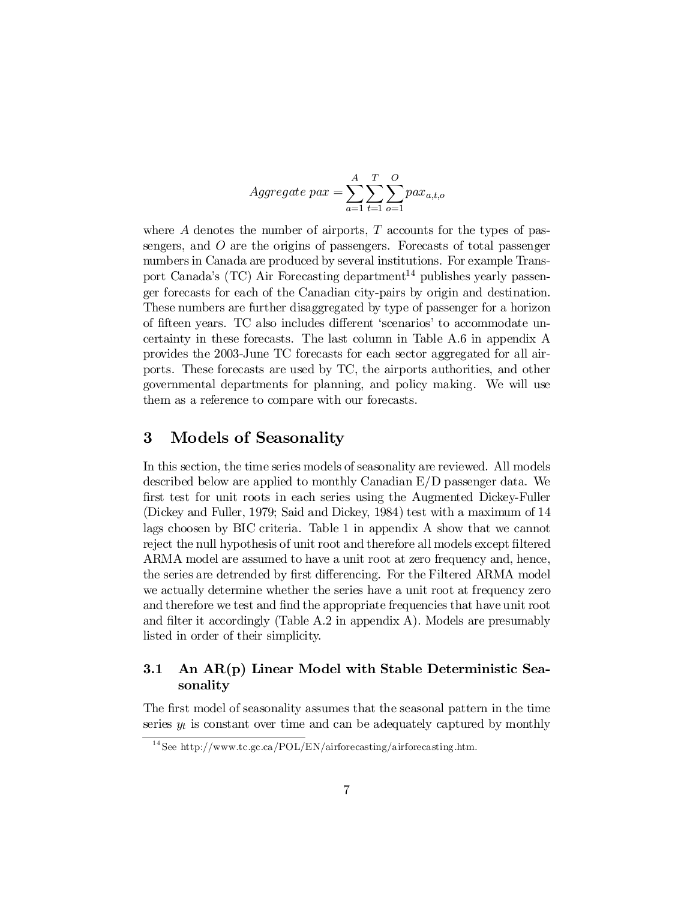$$Aggregate\ pax = \sum_{a=1}^{A} \sum_{t=1}^{T} \sum_{o=1}^{O} pax_{a,t,o}$$

where $A$ denotes the number of airports, $T$ accounts for the types of passengers, and $O$ are the origins of passengers. Forecasts of total passenger numbers in Canada are produced by several institutions. For example Transport Canada's (TC) Air Forecasting department[14] publishes yearly passenger forecasts for each of the Canadian city-pairs by origin and destination. These numbers are further disaggregated by type of passenger for a horizon of fifteen years. TC also includes different 'scenarios' to accommodate uncertainty in these forecasts. The last column in Table A.6 in appendix A provides the 2003-June TC forecasts for each sector aggregated for all airports. These forecasts are used by TC, the airports authorities, and other governmental departments for planning, and policy making. We will use them as a reference to compare with our forecasts.

## 3 Models of Seasonality

In this section, the time series models of seasonality are reviewed. All models described below are applied to monthly Canadian E/D passenger data. We first test for unit roots in each series using the Augmented Dickey-Fuller (Dickey and Fuller, 1979; Said and Dickey, 1984) test with a maximum of 14 lags choosen by BIC criteria. Table 1 in appendix A show that we cannot reject the null hypothesis of unit root and therefore all models except filtered ARMA model are assumed to have a unit root at zero frequency and, hence, the series are detrended by first differencing. For the Filtered ARMA model we actually determine whether the series have a unit root at frequency zero and therefore we test and find the appropriate frequencies that have unit root and filter it accordingly (Table A.2 in appendix A). Models are presumably listed in order of their simplicity.

### 3.1 An AR(p) Linear Model with Stable Deterministic Seasonality

The first model of seasonality assumes that the seasonal pattern in the time series $y_t$ is constant over time and can be adequately captured by monthly

[14] See http://www.tc.gc.ca/POL/EN/airforecasting/airforecasting.htm.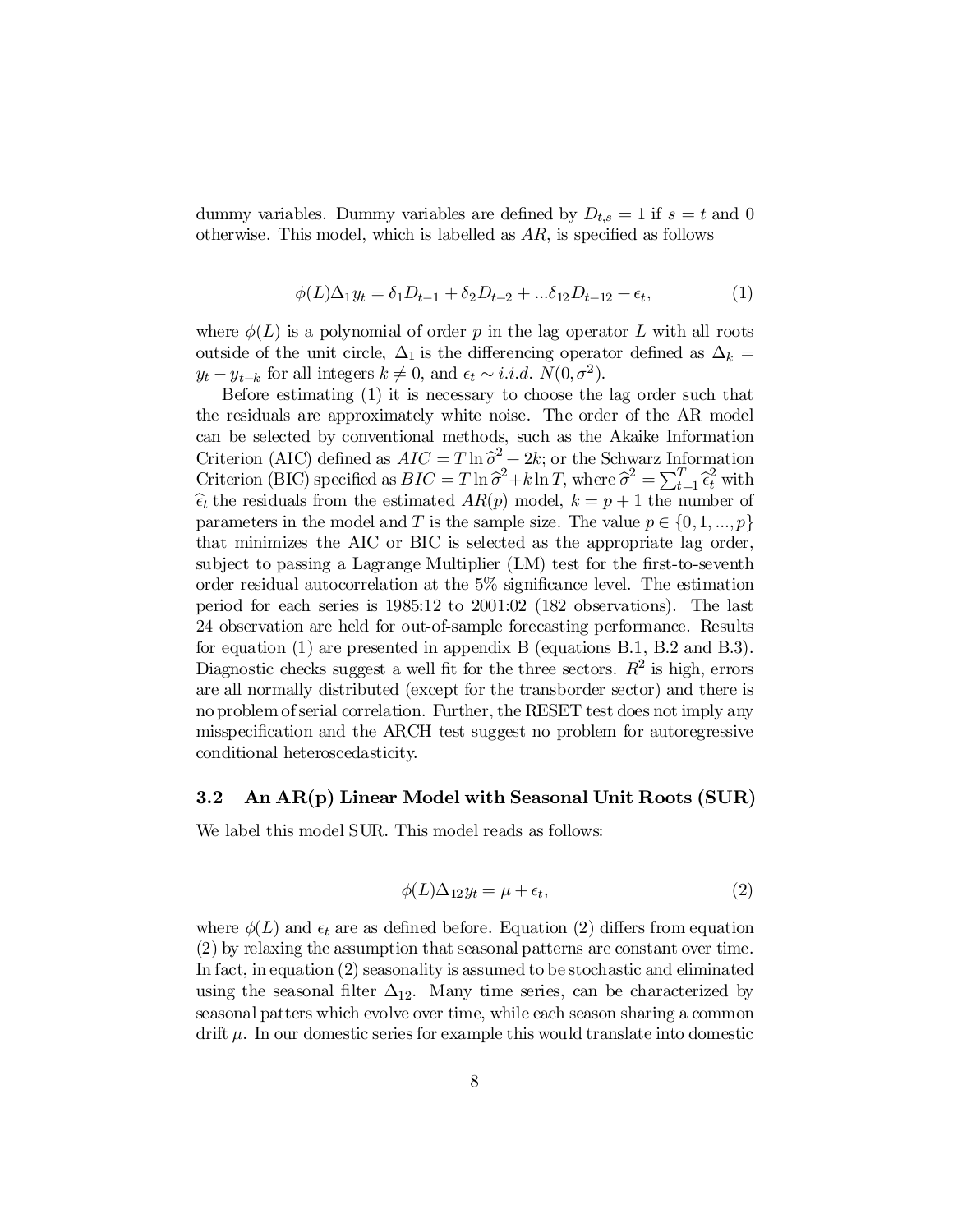dummy variables. Dummy variables are defined by $D_{t,s} = 1$ if $s = t$ and 0 otherwise. This model, which is labelled as $AR$, is specified as follows

$$\phi(L)\Delta_1 y_t = \delta_1 D_{t-1} + \delta_2 D_{t-2} + ...\delta_{12} D_{t-12} + \epsilon_t, \tag{1}$$

where $\phi(L)$ is a polynomial of order $p$ in the lag operator $L$ with all roots outside of the unit circle, $\Delta_1$ is the differencing operator defined as $\Delta_k = y_t - y_{t-k}$ for all integers $k \neq 0$, and $\epsilon_t \sim i.i.d.\ N(0, \sigma^2)$.

Before estimating (1) it is necessary to choose the lag order such that the residuals are approximately white noise. The order of the AR model can be selected by conventional methods, such as the Akaike Information Criterion (AIC) defined as $AIC = T \ln \widehat{\sigma}^2 + 2k$; or the Schwarz Information Criterion (BIC) specified as $BIC = T \ln \widehat{\sigma}^2 + k \ln T$, where $\widehat{\sigma}^2 = \sum_{t=1}^{T} \widehat{\epsilon}_t^2$ with $\widehat{\epsilon}_t$ the residuals from the estimated $AR(p)$ model, $k = p + 1$ the number of parameters in the model and $T$ is the sample size. The value $p \in \{0, 1, ..., p\}$ that minimizes the AIC or BIC is selected as the appropriate lag order, subject to passing a Lagrange Multiplier (LM) test for the first-to-seventh order residual autocorrelation at the 5% significance level. The estimation period for each series is 1985:12 to 2001:02 (182 observations). The last 24 observation are held for out-of-sample forecasting performance. Results for equation (1) are presented in appendix B (equations B.1, B.2 and B.3). Diagnostic checks suggest a well fit for the three sectors. $R^2$ is high, errors are all normally distributed (except for the transborder sector) and there is no problem of serial correlation. Further, the RESET test does not imply any misspecification and the ARCH test suggest no problem for autoregressive conditional heteroscedasticity.

### 3.2 An AR(p) Linear Model with Seasonal Unit Roots (SUR)

We label this model SUR. This model reads as follows:

$$\phi(L)\Delta_{12} y_t = \mu + \epsilon_t, \tag{2}$$

where $\phi(L)$ and $\epsilon_t$ are as defined before. Equation (2) differs from equation (2) by relaxing the assumption that seasonal patterns are constant over time. In fact, in equation (2) seasonality is assumed to be stochastic and eliminated using the seasonal filter $\Delta_{12}$. Many time series, can be characterized by seasonal patters which evolve over time, while each season sharing a common drift $\mu$. In our domestic series for example this would translate into domestic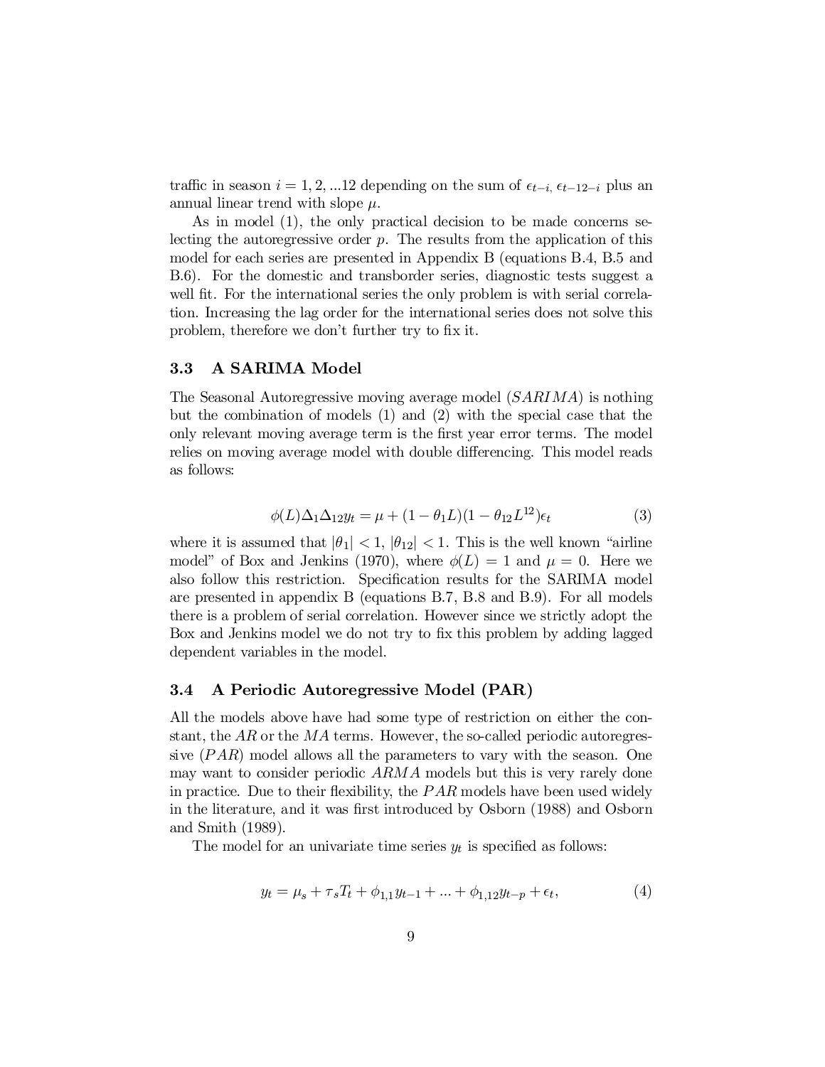traffic in season $i = 1, 2, ...12$ depending on the sum of $\epsilon_{t-i}, \epsilon_{t-12-i}$ plus an annual linear trend with slope $\mu$.

As in model (1), the only practical decision to be made concerns selecting the autoregressive order $p$. The results from the application of this model for each series are presented in Appendix B (equations B.4, B.5 and B.6). For the domestic and transborder series, diagnostic tests suggest a well fit. For the international series the only problem is with serial correlation. Increasing the lag order for the international series does not solve this problem, therefore we don't further try to fix it.

### 3.3 A SARIMA Model

The Seasonal Autoregressive moving average model ($SARIMA$) is nothing but the combination of models (1) and (2) with the special case that the only relevant moving average term is the first year error terms. The model relies on moving average model with double differencing. This model reads as follows:

$$\phi(L)\Delta_1\Delta_{12}y_t = \mu + (1 - \theta_1 L)(1 - \theta_{12}L^{12})\epsilon_t \tag{3}$$

where it is assumed that $|\theta_1| < 1$, $|\theta_{12}| < 1$. This is the well known "airline model" of Box and Jenkins (1970), where $\phi(L) = 1$ and $\mu = 0$. Here we also follow this restriction. Specification results for the SARIMA model are presented in appendix B (equations B.7, B.8 and B.9). For all models there is a problem of serial correlation. However since we strictly adopt the Box and Jenkins model we do not try to fix this problem by adding lagged dependent variables in the model.

### 3.4 A Periodic Autoregressive Model (PAR)

All the models above have had some type of restriction on either the constant, the $AR$ or the $MA$ terms. However, the so-called periodic autoregressive ($PAR$) model allows all the parameters to vary with the season. One may want to consider periodic $ARMA$ models but this is very rarely done in practice. Due to their flexibility, the $PAR$ models have been used widely in the literature, and it was first introduced by Osborn (1988) and Osborn and Smith (1989).

The model for an univariate time series $y_t$ is specified as follows:

$$y_t = \mu_s + \tau_s T_t + \phi_{1,1}y_{t-1} + ... + \phi_{1,12}y_{t-p} + \epsilon_t, \tag{4}$$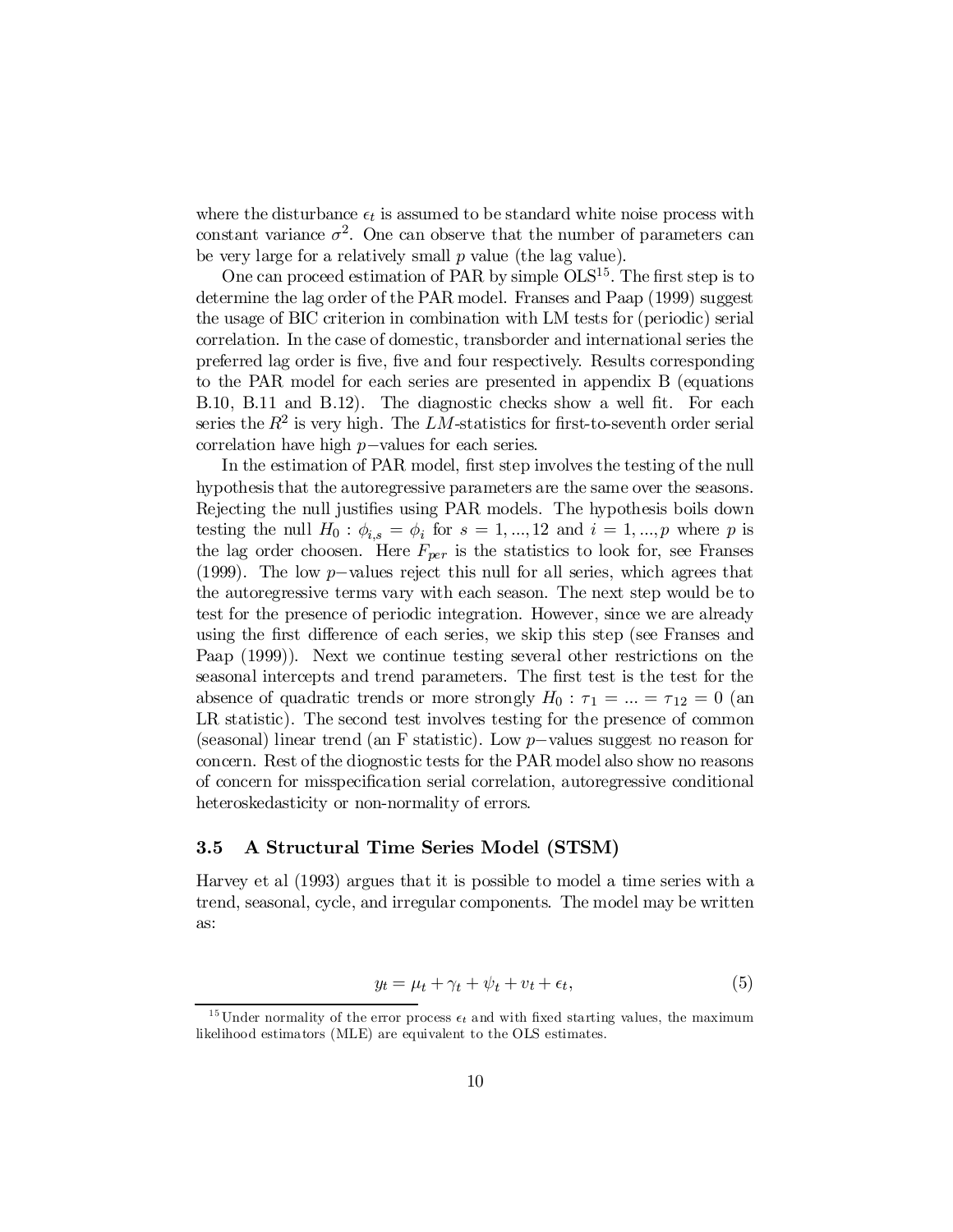where the disturbance $\epsilon_t$ is assumed to be standard white noise process with constant variance $\sigma^2$. One can observe that the number of parameters can be very large for a relatively small $p$ value (the lag value).

One can proceed estimation of PAR by simple OLS[15]. The first step is to determine the lag order of the PAR model. Franses and Paap (1999) suggest the usage of BIC criterion in combination with LM tests for (periodic) serial correlation. In the case of domestic, transborder and international series the preferred lag order is five, five and four respectively. Results corresponding to the PAR model for each series are presented in appendix B (equations B.10, B.11 and B.12). The diagnostic checks show a well fit. For each series the $R^2$ is very high. The $LM$-statistics for first-to-seventh order serial correlation have high $p-$values for each series.

In the estimation of PAR model, first step involves the testing of the null hypothesis that the autoregressive parameters are the same over the seasons. Rejecting the null justifies using PAR models. The hypothesis boils down testing the null $H_0 : \phi_{i,s} = \phi_i$ for $s = 1, ..., 12$ and $i = 1, ..., p$ where $p$ is the lag order choosen. Here $F_{per}$ is the statistics to look for, see Franses (1999). The low $p-$values reject this null for all series, which agrees that the autoregressive terms vary with each season. The next step would be to test for the presence of periodic integration. However, since we are already using the first difference of each series, we skip this step (see Franses and Paap (1999)). Next we continue testing several other restrictions on the seasonal intercepts and trend parameters. The first test is the test for the absence of quadratic trends or more strongly $H_0 : \tau_1 = ... = \tau_{12} = 0$ (an LR statistic). The second test involves testing for the presence of common (seasonal) linear trend (an F statistic). Low $p-$values suggest no reason for concern. Rest of the diagnostic tests for the PAR model also show no reasons of concern for misspecification serial correlation, autoregressive conditional heteroskedasticity or non-normality of errors.

### 3.5 A Structural Time Series Model (STSM)

Harvey et al (1993) argues that it is possible to model a time series with a trend, seasonal, cycle, and irregular components. The model may be written as:

$$y_t = \mu_t + \gamma_t + \psi_t + v_t + \epsilon_t, \tag{5}$$

[15] Under normality of the error process $\epsilon_t$ and with fixed starting values, the maximum likelihood estimators (MLE) are equivalent to the OLS estimates.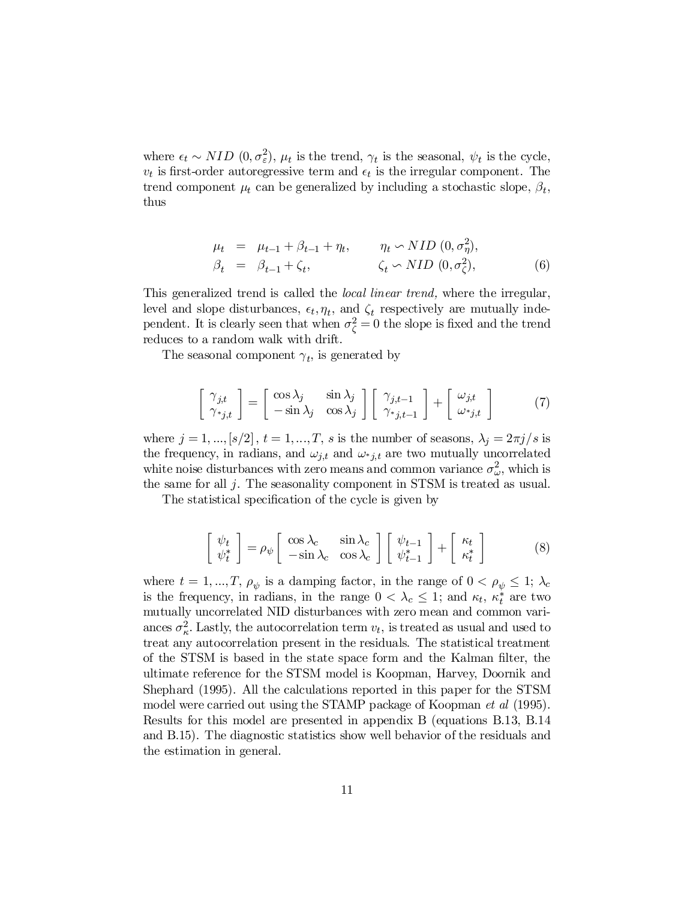where $\epsilon_t \sim NID\ (0, \sigma_\varepsilon^2)$, $\mu_t$ is the trend, $\gamma_t$ is the seasonal, $\psi_t$ is the cycle, $v_t$ is first-order autoregressive term and $\epsilon_t$ is the irregular component. The trend component $\mu_t$ can be generalized by including a stochastic slope, $\beta_t$, thus

$$
\begin{aligned}
\mu_t &= \mu_{t-1} + \beta_{t-1} + \eta_t, \qquad && \eta_t \backsim NID\ (0, \sigma_\eta^2), \\
\beta_t &= \beta_{t-1} + \zeta_t, && \zeta_t \backsim NID\ (0, \sigma_\zeta^2),
\end{aligned}
\tag{6}
$$

This generalized trend is called the *local linear trend,* where the irregular, level and slope disturbances, $\epsilon_t, \eta_t$, and $\zeta_t$ respectively are mutually independent. It is clearly seen that when $\sigma_\zeta^2 = 0$ the slope is fixed and the trend reduces to a random walk with drift.

The seasonal component $\gamma_t$, is generated by

$$
\begin{bmatrix} \gamma_{j,t} \\ \gamma_{*j,t} \end{bmatrix} = \begin{bmatrix} \cos\lambda_j & \sin\lambda_j \\ -\sin\lambda_j & \cos\lambda_j \end{bmatrix} \begin{bmatrix} \gamma_{j,t-1} \\ \gamma_{*j,t-1} \end{bmatrix} + \begin{bmatrix} \omega_{j,t} \\ \omega_{*j,t} \end{bmatrix} \tag{7}
$$

where $j = 1, ..., [s/2]$, $t = 1, ..., T$, $s$ is the number of seasons, $\lambda_j = 2\pi j/s$ is the frequency, in radians, and $\omega_{j,t}$ and $\omega_{*j,t}$ are two mutually uncorrelated white noise disturbances with zero means and common variance $\sigma_\omega^2$, which is the same for all $j$. The seasonality component in STSM is treated as usual.

The statistical specification of the cycle is given by

$$
\begin{bmatrix} \psi_t \\ \psi_t^* \end{bmatrix} = \rho_\psi \begin{bmatrix} \cos\lambda_c & \sin\lambda_c \\ -\sin\lambda_c & \cos\lambda_c \end{bmatrix} \begin{bmatrix} \psi_{t-1} \\ \psi_{t-1}^* \end{bmatrix} + \begin{bmatrix} \kappa_t \\ \kappa_t^* \end{bmatrix} \tag{8}
$$

where $t = 1, ..., T$, $\rho_\psi$ is a damping factor, in the range of $0 < \rho_\psi \leq 1$; $\lambda_c$ is the frequency, in radians, in the range $0 < \lambda_c \leq 1$; and $\kappa_t$, $\kappa_t^*$ are two mutually uncorrelated NID disturbances with zero mean and common variances $\sigma_\kappa^2$. Lastly, the autocorrelation term $v_t$, is treated as usual and used to treat any autocorrelation present in the residuals. The statistical treatment of the STSM is based in the state space form and the Kalman filter, the ultimate reference for the STSM model is Koopman, Harvey, Doornik and Shephard (1995). All the calculations reported in this paper for the STSM model were carried out using the STAMP package of Koopman *et al* (1995). Results for this model are presented in appendix B (equations B.13, B.14 and B.15). The diagnostic statistics show well behavior of the residuals and the estimation in general.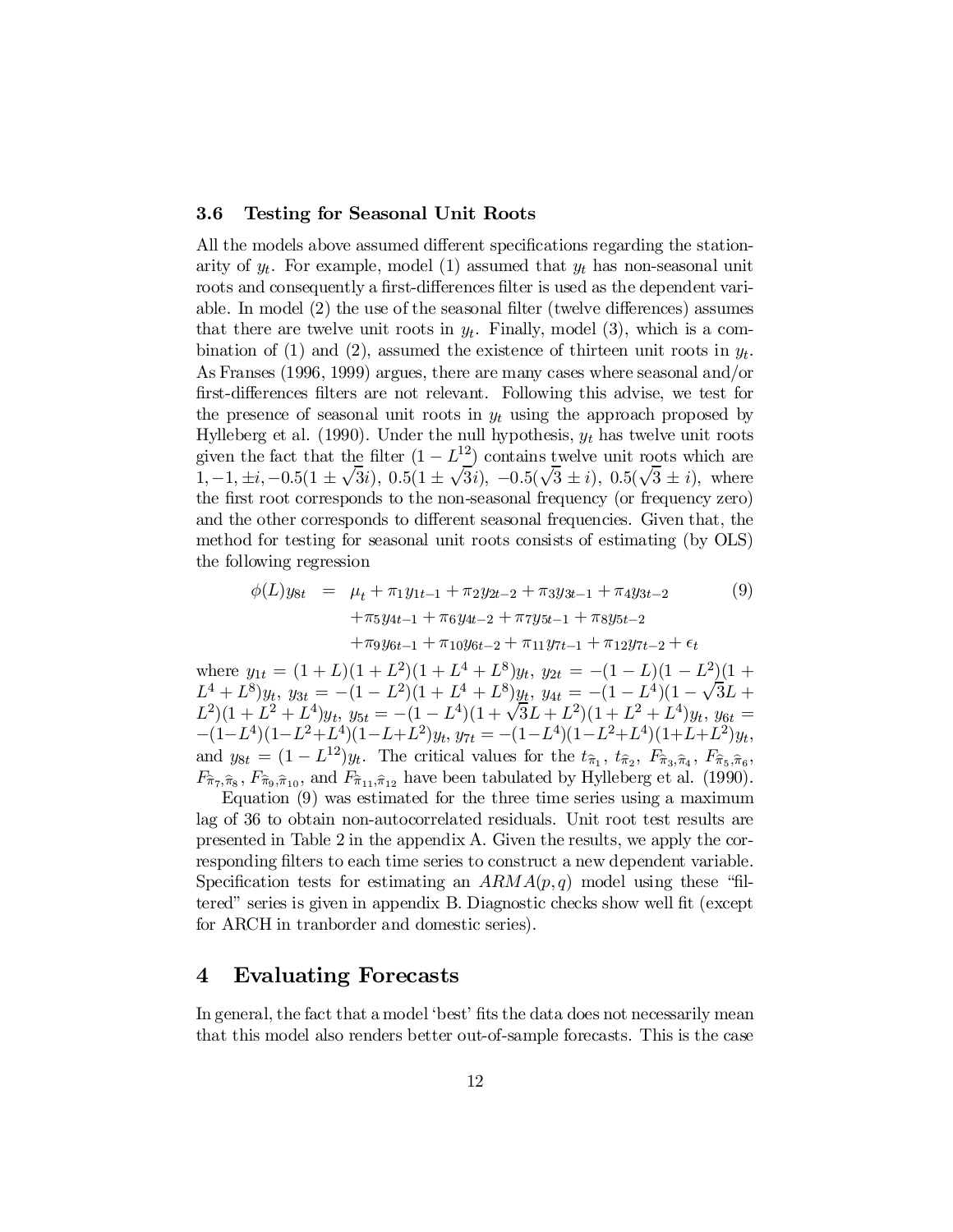### 3.6 Testing for Seasonal Unit Roots

All the models above assumed different specifications regarding the stationarity of $y_t$. For example, model (1) assumed that $y_t$ has non-seasonal unit roots and consequently a first-differences filter is used as the dependent variable. In model (2) the use of the seasonal filter (twelve differences) assumes that there are twelve unit roots in $y_t$. Finally, model (3), which is a combination of (1) and (2), assumed the existence of thirteen unit roots in $y_t$. As Franses (1996, 1999) argues, there are many cases where seasonal and/or first-differences filters are not relevant. Following this advise, we test for the presence of seasonal unit roots in $y_t$ using the approach proposed by Hylleberg et al. (1990). Under the null hypothesis, $y_t$ has twelve unit roots given the fact that the filter $(1 - L^{12})$ contains twelve unit roots which are $1, -1, \pm i, -0.5(1 \pm \sqrt{3}i),\ 0.5(1 \pm \sqrt{3}i),\ -0.5(\sqrt{3} \pm i),\ 0.5(\sqrt{3} \pm i),$ where the first root corresponds to the non-seasonal frequency (or frequency zero) and the other corresponds to different seasonal frequencies. Given that, the method for testing for seasonal unit roots consists of estimating (by OLS) the following regression

$$
\begin{aligned}
\phi(L) y_{8t} &= \mu_t + \pi_1 y_{1t-1} + \pi_2 y_{2t-2} + \pi_3 y_{3t-1} + \pi_4 y_{3t-2} \\
&\quad + \pi_5 y_{4t-1} + \pi_6 y_{4t-2} + \pi_7 y_{5t-1} + \pi_8 y_{5t-2} \\
&\quad + \pi_9 y_{6t-1} + \pi_{10} y_{6t-2} + \pi_{11} y_{7t-1} + \pi_{12} y_{7t-2} + \epsilon_t
\end{aligned} \tag{9}
$$

where $y_{1t} = (1 + L)(1 + L^2)(1 + L^4 + L^8)y_t$, $y_{2t} = -(1 - L)(1 - L^2)(1 + L^4 + L^8)y_t$, $y_{3t} = -(1 - L^2)(1 + L^4 + L^8)y_t$, $y_{4t} = -(1 - L^4)(1 - \sqrt{3}L + L^2)(1 + L^2 + L^4)y_t$, $y_{5t} = -(1 - L^4)(1 + \sqrt{3}L + L^2)(1 + L^2 + L^4)y_t$, $y_{6t} = -(1 - L^4)(1 - L^2 + L^4)(1 - L + L^2)y_t$, $y_{7t} = -(1 - L^4)(1 - L^2 + L^4)(1 + L + L^2)y_t$, and $y_{8t} = (1 - L^{12})y_t$. The critical values for the $t_{\hat{\pi}_1}$, $t_{\hat{\pi}_2}$, $F_{\hat{\pi}_3,\hat{\pi}_4}$, $F_{\hat{\pi}_5,\hat{\pi}_6}$, $F_{\hat{\pi}_7,\hat{\pi}_8}$, $F_{\hat{\pi}_9,\hat{\pi}_{10}}$, and $F_{\hat{\pi}_{11},\hat{\pi}_{12}}$ have been tabulated by Hylleberg et al. (1990).

Equation (9) was estimated for the three time series using a maximum lag of 36 to obtain non-autocorrelated residuals. Unit root test results are presented in Table 2 in the appendix A. Given the results, we apply the corresponding filters to each time series to construct a new dependent variable. Specification tests for estimating an $ARMA(p, q)$ model using these "filtered" series is given in appendix B. Diagnostic checks show well fit (except for ARCH in tranborder and domestic series).

# 4 Evaluating Forecasts

In general, the fact that a model 'best' fits the data does not necessarily mean that this model also renders better out-of-sample forecasts. This is the case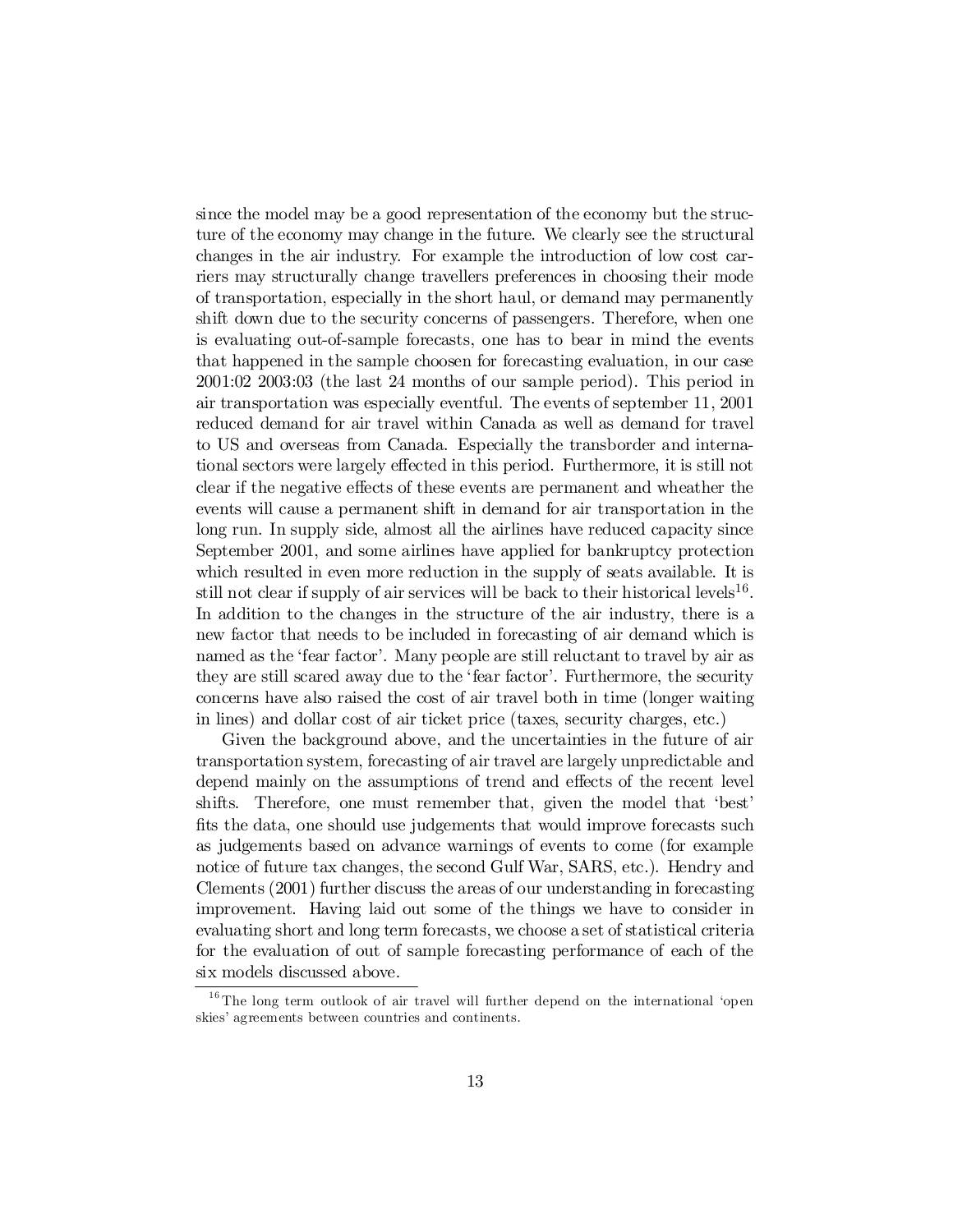since the model may be a good representation of the economy but the structure of the economy may change in the future. We clearly see the structural changes in the air industry. For example the introduction of low cost carriers may structurally change travellers preferences in choosing their mode of transportation, especially in the short haul, or demand may permanently shift down due to the security concerns of passengers. Therefore, when one is evaluating out-of-sample forecasts, one has to bear in mind the events that happened in the sample choosen for forecasting evaluation, in our case 2001:02 2003:03 (the last 24 months of our sample period). This period in air transportation was especially eventful. The events of september 11, 2001 reduced demand for air travel within Canada as well as demand for travel to US and overseas from Canada. Especially the transborder and international sectors were largely effected in this period. Furthermore, it is still not clear if the negative effects of these events are permanent and wheather the events will cause a permanent shift in demand for air transportation in the long run. In supply side, almost all the airlines have reduced capacity since September 2001, and some airlines have applied for bankruptcy protection which resulted in even more reduction in the supply of seats available. It is still not clear if supply of air services will be back to their historical levels[16]. In addition to the changes in the structure of the air industry, there is a new factor that needs to be included in forecasting of air demand which is named as the 'fear factor'. Many people are still reluctant to travel by air as they are still scared away due to the 'fear factor'. Furthermore, the security concerns have also raised the cost of air travel both in time (longer waiting in lines) and dollar cost of air ticket price (taxes, security charges, etc.)

Given the background above, and the uncertainties in the future of air transportation system, forecasting of air travel are largely unpredictable and depend mainly on the assumptions of trend and effects of the recent level shifts. Therefore, one must remember that, given the model that 'best' fits the data, one should use judgements that would improve forecasts such as judgements based on advance warnings of events to come (for example notice of future tax changes, the second Gulf War, SARS, etc.). Hendry and Clements (2001) further discuss the areas of our understanding in forecasting improvement. Having laid out some of the things we have to consider in evaluating short and long term forecasts, we choose a set of statistical criteria for the evaluation of out of sample forecasting performance of each of the six models discussed above.

[16] The long term outlook of air travel will further depend on the international 'open skies' agreements between countries and continents.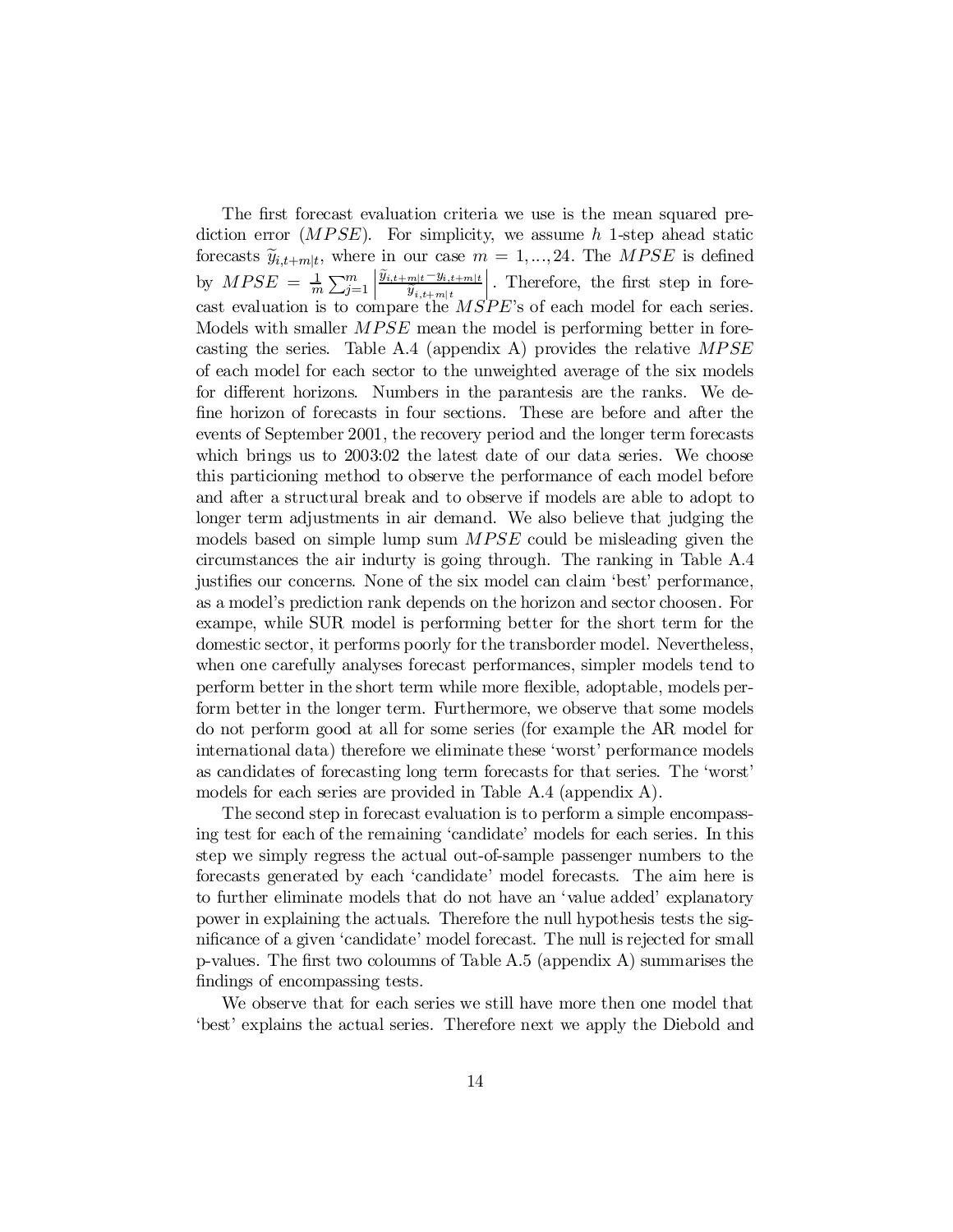The first forecast evaluation criteria we use is the mean squared prediction error ($MPSE$). For simplicity, we assume $h$ 1-step ahead static forecasts $\widetilde{y}_{i,t+m|t}$, where in our case $m = 1, ..., 24$. The $MPSE$ is defined by $MPSE = \frac{1}{m}\sum_{j=1}^{m}\left|\frac{\widetilde{y}_{i,t+m|t} - y_{i,t+m|t}}{\widetilde{y}_{i,t+m|t}}\right|$. Therefore, the first step in forecast evaluation is to compare the $MSPE$'s of each model for each series. Models with smaller $MPSE$ mean the model is performing better in forecasting the series. Table A.4 (appendix A) provides the relative $MPSE$ of each model for each sector to the unweighted average of the six models for different horizons. Numbers in the parantesis are the ranks. We define horizon of forecasts in four sections. These are before and after the events of September 2001, the recovery period and the longer term forecasts which brings us to 2003:02 the latest date of our data series. We choose this particioning method to observe the performance of each model before and after a structural break and to observe if models are able to adopt to longer term adjustments in air demand. We also believe that judging the models based on simple lump sum $MPSE$ could be misleading given the circumstances the air indurty is going through. The ranking in Table A.4 justifies our concerns. None of the six model can claim 'best' performance, as a model's prediction rank depends on the horizon and sector choosen. For exampe, while SUR model is performing better for the short term for the domestic sector, it performs poorly for the transborder model. Nevertheless, when one carefully analyses forecast performances, simpler models tend to perform better in the short term while more flexible, adoptable, models perform better in the longer term. Furthermore, we observe that some models do not perform good at all for some series (for example the AR model for international data) therefore we eliminate these 'worst' performance models as candidates of forecasting long term forecasts for that series. The 'worst' models for each series are provided in Table A.4 (appendix A).

The second step in forecast evaluation is to perform a simple encompassing test for each of the remaining 'candidate' models for each series. In this step we simply regress the actual out-of-sample passenger numbers to the forecasts generated by each 'candidate' model forecasts. The aim here is to further eliminate models that do not have an 'value added' explanatory power in explaining the actuals. Therefore the null hypothesis tests the significance of a given 'candidate' model forecast. The null is rejected for small p-values. The first two coloumns of Table A.5 (appendix A) summarises the findings of encompassing tests.

We observe that for each series we still have more then one model that 'best' explains the actual series. Therefore next we apply the Diebold and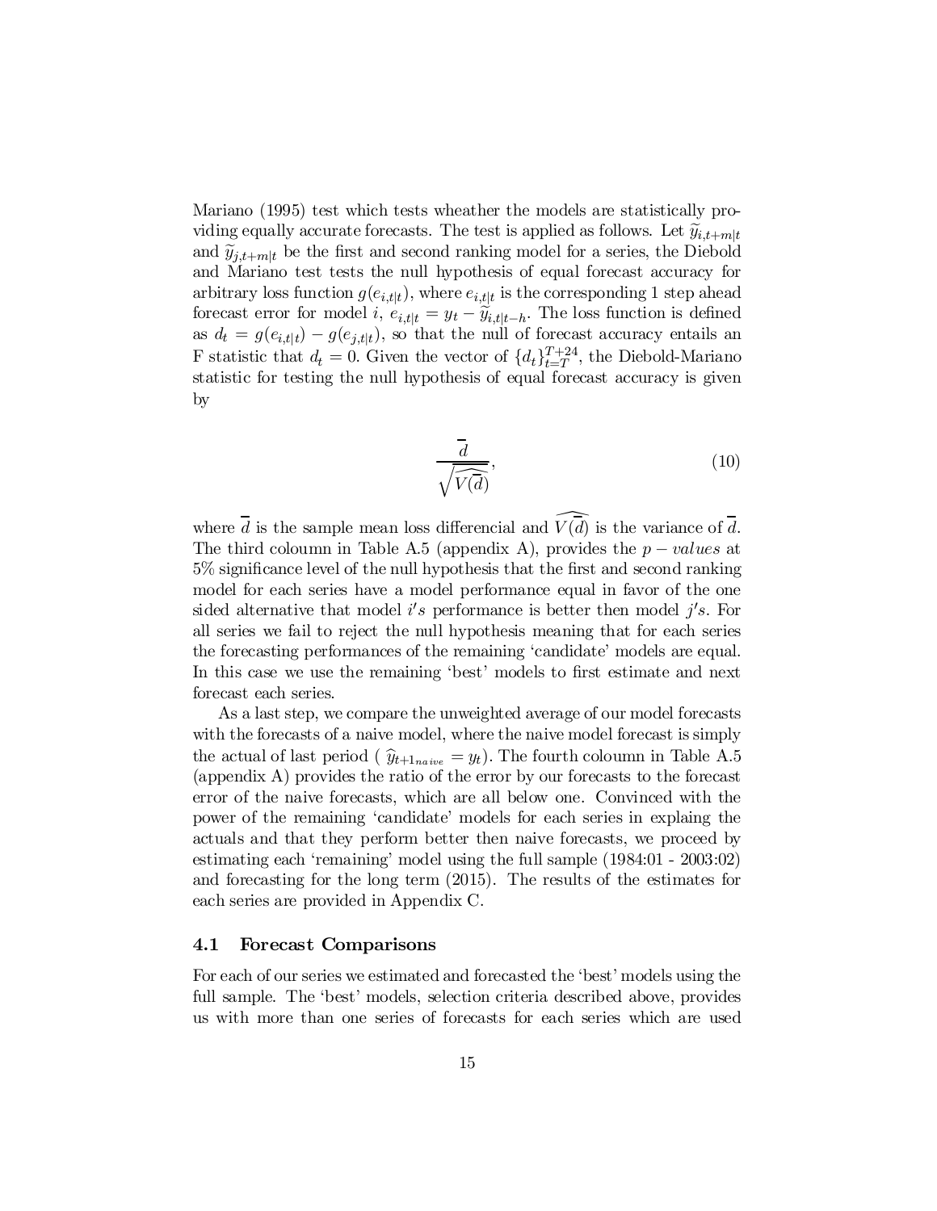Mariano (1995) test which tests wheather the models are statistically providing equally accurate forecasts. The test is applied as follows. Let $\widetilde{y}_{i,t+m|t}$ and $\widetilde{y}_{j,t+m|t}$ be the first and second ranking model for a series, the Diebold and Mariano test tests the null hypothesis of equal forecast accuracy for arbitrary loss function $g(e_{i,t|t})$, where $e_{i,t|t}$ is the corresponding 1 step ahead forecast error for model $i$, $e_{i,t|t} = y_t - \widetilde{y}_{i,t|t-h}$. The loss function is defined as $d_t = g(e_{i,t|t}) - g(e_{j,t|t})$, so that the null of forecast accuracy entails an F statistic that $d_t = 0$. Given the vector of $\{d_t\}_{t=T}^{T+24}$, the Diebold-Mariano statistic for testing the null hypothesis of equal forecast accuracy is given by

$$\frac{\overline{d}}{\sqrt{\widehat{V(\overline{d})}}}, \tag{10}$$

where $\overline{d}$ is the sample mean loss differencial and $\widehat{V(\overline{d})}$ is the variance of $\overline{d}$. The third coloumn in Table A.5 (appendix A), provides the $p-values$ at 5% significance level of the null hypothesis that the first and second ranking model for each series have a model performance equal in favor of the one sided alternative that model $i's$ performance is better then model $j's$. For all series we fail to reject the null hypothesis meaning that for each series the forecasting performances of the remaining 'candidate' models are equal. In this case we use the remaining 'best' models to first estimate and next forecast each series.

As a last step, we compare the unweighted average of our model forecasts with the forecasts of a naive model, where the naive model forecast is simply the actual of last period ( $\widehat{y}_{t+1_{naive}} = y_t$). The fourth coloumn in Table A.5 (appendix A) provides the ratio of the error by our forecasts to the forecast error of the naive forecasts, which are all below one. Convinced with the power of the remaining 'candidate' models for each series in explaing the actuals and that they perform better then naive forecasts, we proceed by estimating each 'remaining' model using the full sample (1984:01 - 2003:02) and forecasting for the long term (2015). The results of the estimates for each series are provided in Appendix C.

### 4.1 Forecast Comparisons

For each of our series we estimated and forecasted the 'best' models using the full sample. The 'best' models, selection criteria described above, provides us with more than one series of forecasts for each series which are used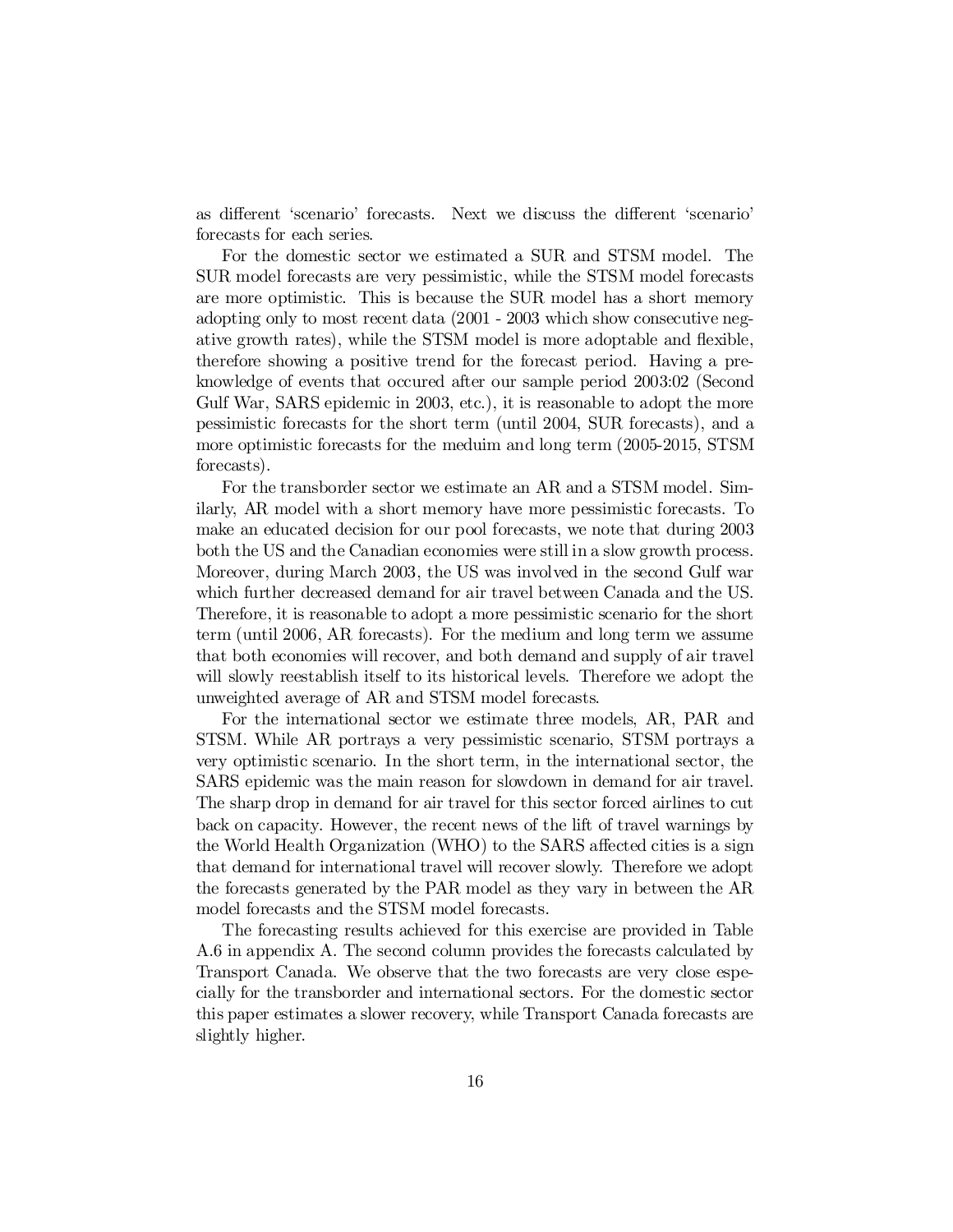as different 'scenario' forecasts. Next we discuss the different 'scenario' forecasts for each series.

For the domestic sector we estimated a SUR and STSM model. The SUR model forecasts are very pessimistic, while the STSM model forecasts are more optimistic. This is because the SUR model has a short memory adopting only to most recent data (2001 - 2003 which show consecutive negative growth rates), while the STSM model is more adoptable and flexible, therefore showing a positive trend for the forecast period. Having a pre-knowledge of events that occured after our sample period 2003:02 (Second Gulf War, SARS epidemic in 2003, etc.), it is reasonable to adopt the more pessimistic forecasts for the short term (until 2004, SUR forecasts), and a more optimistic forecasts for the meduim and long term (2005-2015, STSM forecasts).

For the transborder sector we estimate an AR and a STSM model. Similarly, AR model with a short memory have more pessimistic forecasts. To make an educated decision for our pool forecasts, we note that during 2003 both the US and the Canadian economies were still in a slow growth process. Moreover, during March 2003, the US was involved in the second Gulf war which further decreased demand for air travel between Canada and the US. Therefore, it is reasonable to adopt a more pessimistic scenario for the short term (until 2006, AR forecasts). For the medium and long term we assume that both economies will recover, and both demand and supply of air travel will slowly reestablish itself to its historical levels. Therefore we adopt the unweighted average of AR and STSM model forecasts.

For the international sector we estimate three models, AR, PAR and STSM. While AR portrays a very pessimistic scenario, STSM portrays a very optimistic scenario. In the short term, in the international sector, the SARS epidemic was the main reason for slowdown in demand for air travel. The sharp drop in demand for air travel for this sector forced airlines to cut back on capacity. However, the recent news of the lift of travel warnings by the World Health Organization (WHO) to the SARS affected cities is a sign that demand for international travel will recover slowly. Therefore we adopt the forecasts generated by the PAR model as they vary in between the AR model forecasts and the STSM model forecasts.

The forecasting results achieved for this exercise are provided in Table A.6 in appendix A. The second column provides the forecasts calculated by Transport Canada. We observe that the two forecasts are very close especially for the transborder and international sectors. For the domestic sector this paper estimates a slower recovery, while Transport Canada forecasts are slightly higher.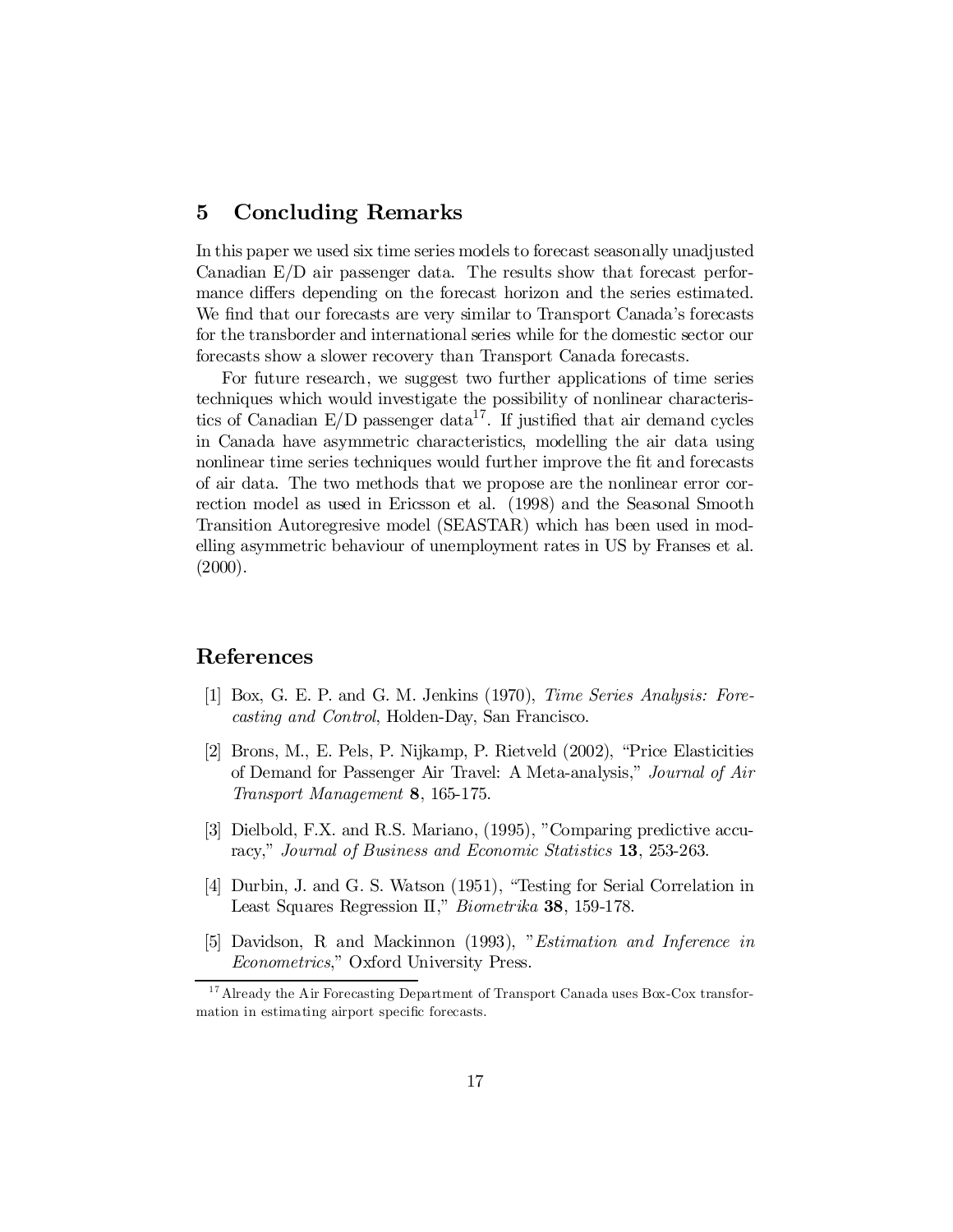## 5 Concluding Remarks

In this paper we used six time series models to forecast seasonally unadjusted Canadian E/D air passenger data. The results show that forecast performance differs depending on the forecast horizon and the series estimated. We find that our forecasts are very similar to Transport Canada's forecasts for the transborder and international series while for the domestic sector our forecasts show a slower recovery than Transport Canada forecasts.

For future research, we suggest two further applications of time series techniques which would investigate the possibility of nonlinear characteristics of Canadian E/D passenger data[17]. If justified that air demand cycles in Canada have asymmetric characteristics, modelling the air data using nonlinear time series techniques would further improve the fit and forecasts of air data. The two methods that we propose are the nonlinear error correction model as used in Ericsson et al. (1998) and the Seasonal Smooth Transition Autoregresive model (SEASTAR) which has been used in modelling asymmetric behaviour of unemployment rates in US by Franses et al. (2000).

## References

[1] Box, G. E. P. and G. M. Jenkins (1970), *Time Series Analysis: Forecasting and Control*, Holden-Day, San Francisco.

[2] Brons, M., E. Pels, P. Nijkamp, P. Rietveld (2002), "Price Elasticities of Demand for Passenger Air Travel: A Meta-analysis," *Journal of Air Transport Management* **8**, 165-175.

[3] Dielbold, F.X. and R.S. Mariano, (1995), "Comparing predictive accuracy," *Journal of Business and Economic Statistics* **13**, 253-263.

[4] Durbin, J. and G. S. Watson (1951), "Testing for Serial Correlation in Least Squares Regression II," *Biometrika* **38**, 159-178.

[5] Davidson, R and Mackinnon (1993), "*Estimation and Inference in Econometrics*," Oxford University Press.

[17] Already the Air Forecasting Department of Transport Canada uses Box-Cox transformation in estimating airport specific forecasts.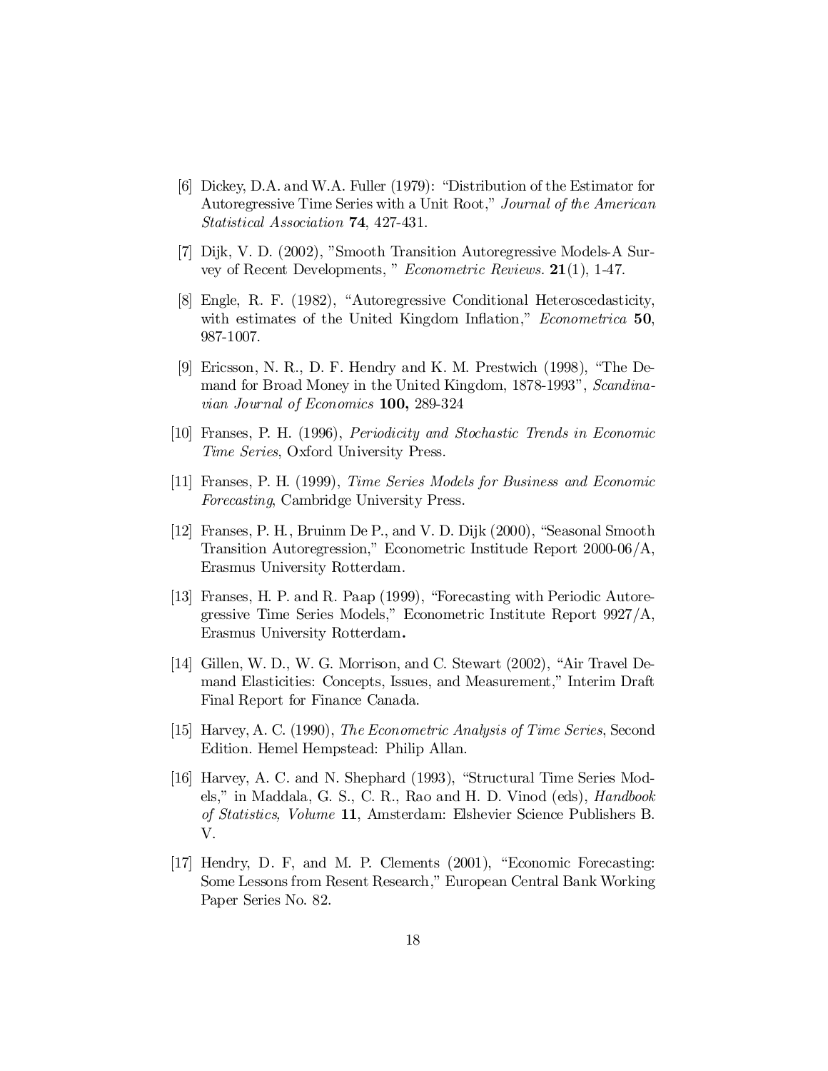[6] Dickey, D.A. and W.A. Fuller (1979): "Distribution of the Estimator for Autoregressive Time Series with a Unit Root," *Journal of the American Statistical Association* **74**, 427-431.

[7] Dijk, V. D. (2002), "Smooth Transition Autoregressive Models-A Survey of Recent Developments, " *Econometric Reviews.* **21**(1), 1-47.

[8] Engle, R. F. (1982), "Autoregressive Conditional Heteroscedasticity, with estimates of the United Kingdom Inflation," *Econometrica* **50**, 987-1007.

[9] Ericsson, N. R., D. F. Hendry and K. M. Prestwich (1998), "The Demand for Broad Money in the United Kingdom, 1878-1993", *Scandinavian Journal of Economics* **100,** 289-324

[10] Franses, P. H. (1996), *Periodicity and Stochastic Trends in Economic Time Series*, Oxford University Press.

[11] Franses, P. H. (1999), *Time Series Models for Business and Economic Forecasting*, Cambridge University Press.

[12] Franses, P. H., Bruinm De P., and V. D. Dijk (2000), "Seasonal Smooth Transition Autoregression," Econometric Institude Report 2000-06/A, Erasmus University Rotterdam.

[13] Franses, H. P. and R. Paap (1999), "Forecasting with Periodic Autoregressive Time Series Models," Econometric Institute Report 9927/A, Erasmus University Rotterdam**.**

[14] Gillen, W. D., W. G. Morrison, and C. Stewart (2002), "Air Travel Demand Elasticities: Concepts, Issues, and Measurement," Interim Draft Final Report for Finance Canada.

[15] Harvey, A. C. (1990), *The Econometric Analysis of Time Series*, Second Edition. Hemel Hempstead: Philip Allan.

[16] Harvey, A. C. and N. Shephard (1993), "Structural Time Series Models," in Maddala, G. S., C. R., Rao and H. D. Vinod (eds), *Handbook of Statistics, Volume* **11**, Amsterdam: Elshevier Science Publishers B. V.

[17] Hendry, D. F, and M. P. Clements (2001), "Economic Forecasting: Some Lessons from Resent Research," European Central Bank Working Paper Series No. 82.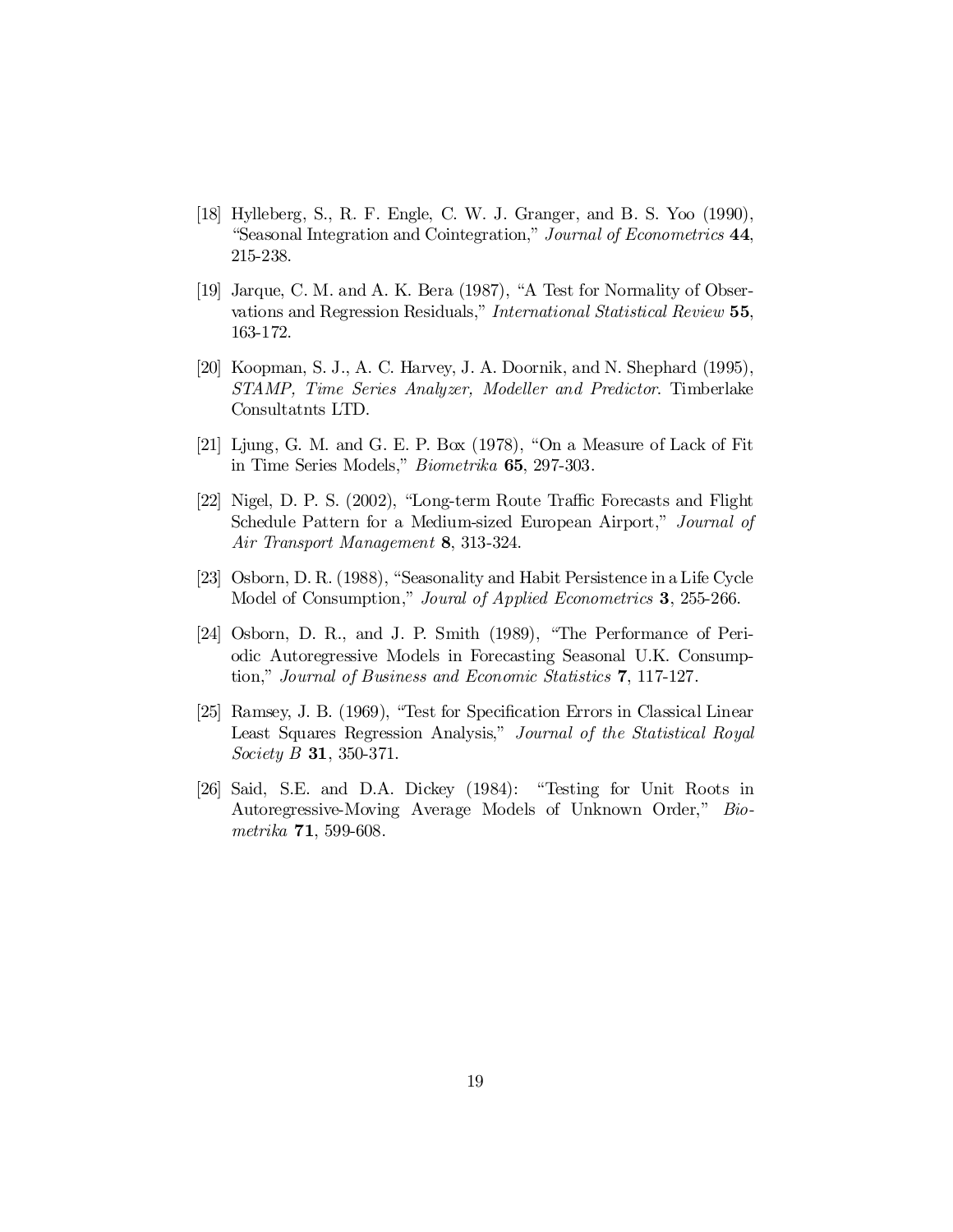[18] Hylleberg, S., R. F. Engle, C. W. J. Granger, and B. S. Yoo (1990), "Seasonal Integration and Cointegration," *Journal of Econometrics* **44**, 215-238.

[19] Jarque, C. M. and A. K. Bera (1987), "A Test for Normality of Observations and Regression Residuals," *International Statistical Review* **55**, 163-172.

[20] Koopman, S. J., A. C. Harvey, J. A. Doornik, and N. Shephard (1995), *STAMP, Time Series Analyzer, Modeller and Predictor*. Timberlake Consultatnts LTD.

[21] Ljung, G. M. and G. E. P. Box (1978), "On a Measure of Lack of Fit in Time Series Models," *Biometrika* **65**, 297-303.

[22] Nigel, D. P. S. (2002), "Long-term Route Traffic Forecasts and Flight Schedule Pattern for a Medium-sized European Airport," *Journal of Air Transport Management* **8**, 313-324.

[23] Osborn, D. R. (1988), "Seasonality and Habit Persistence in a Life Cycle Model of Consumption," *Joural of Applied Econometrics* **3**, 255-266.

[24] Osborn, D. R., and J. P. Smith (1989), "The Performance of Periodic Autoregressive Models in Forecasting Seasonal U.K. Consumption," *Journal of Business and Economic Statistics* **7**, 117-127.

[25] Ramsey, J. B. (1969), "Test for Specification Errors in Classical Linear Least Squares Regression Analysis," *Journal of the Statistical Royal Society B* **31**, 350-371.

[26] Said, S.E. and D.A. Dickey (1984): "Testing for Unit Roots in Autoregressive-Moving Average Models of Unknown Order," *Biometrika* **71**, 599-608.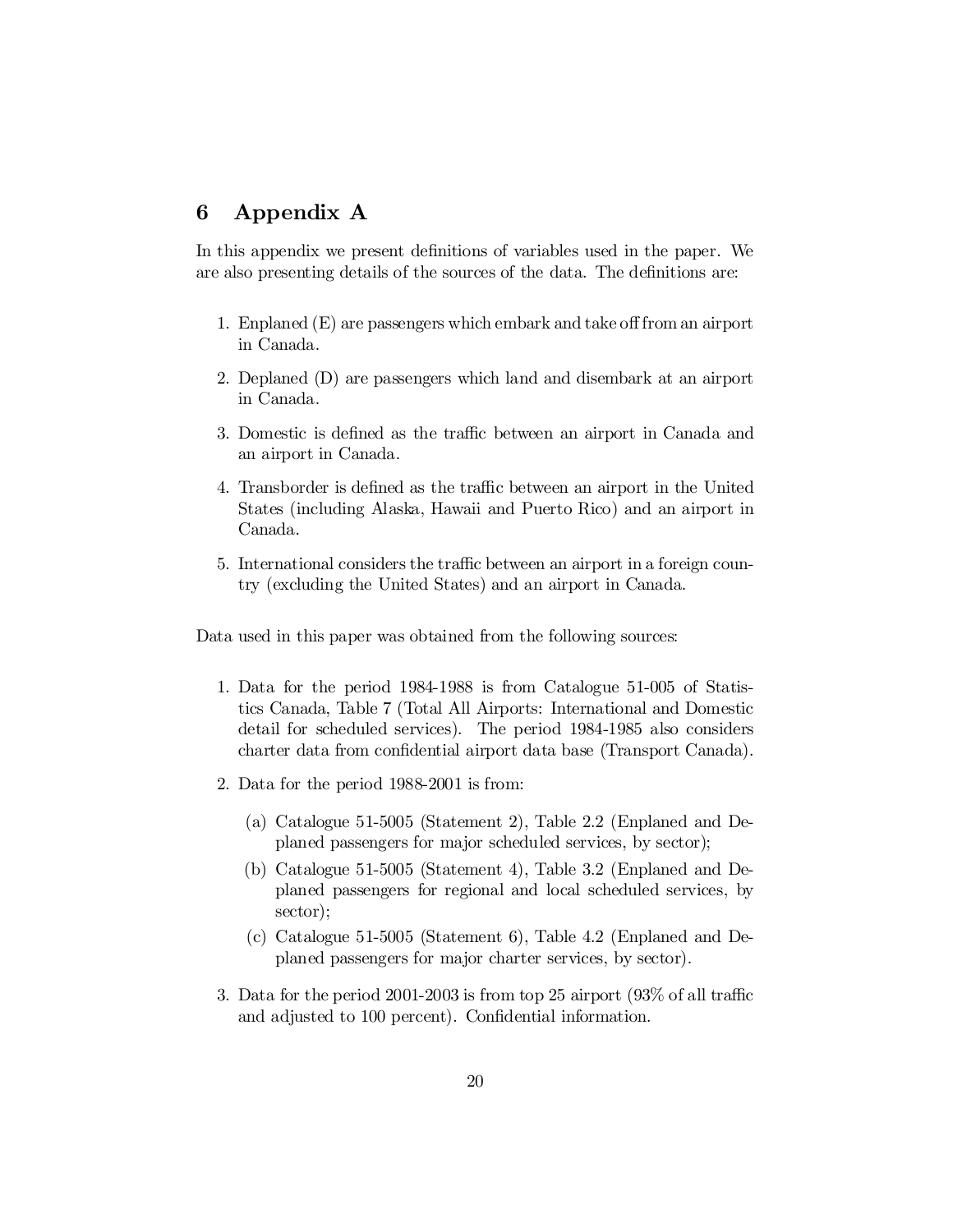# 6 Appendix A

In this appendix we present definitions of variables used in the paper. We are also presenting details of the sources of the data. The definitions are:

1. Enplaned (E) are passengers which embark and take off from an airport in Canada.
2. Deplaned (D) are passengers which land and disembark at an airport in Canada.
3. Domestic is defined as the traffic between an airport in Canada and an airport in Canada.
4. Transborder is defined as the traffic between an airport in the United States (including Alaska, Hawaii and Puerto Rico) and an airport in Canada.
5. International considers the traffic between an airport in a foreign country (excluding the United States) and an airport in Canada.

Data used in this paper was obtained from the following sources:

1. Data for the period 1984-1988 is from Catalogue 51-005 of Statistics Canada, Table 7 (Total All Airports: International and Domestic detail for scheduled services). The period 1984-1985 also considers charter data from confidential airport data base (Transport Canada).
2. Data for the period 1988-2001 is from:
   (a) Catalogue 51-5005 (Statement 2), Table 2.2 (Enplaned and Deplaned passengers for major scheduled services, by sector);
   (b) Catalogue 51-5005 (Statement 4), Table 3.2 (Enplaned and Deplaned passengers for regional and local scheduled services, by sector);
   (c) Catalogue 51-5005 (Statement 6), Table 4.2 (Enplaned and Deplaned passengers for major charter services, by sector).
3. Data for the period 2001-2003 is from top 25 airport (93% of all traffic and adjusted to 100 percent). Confidential information.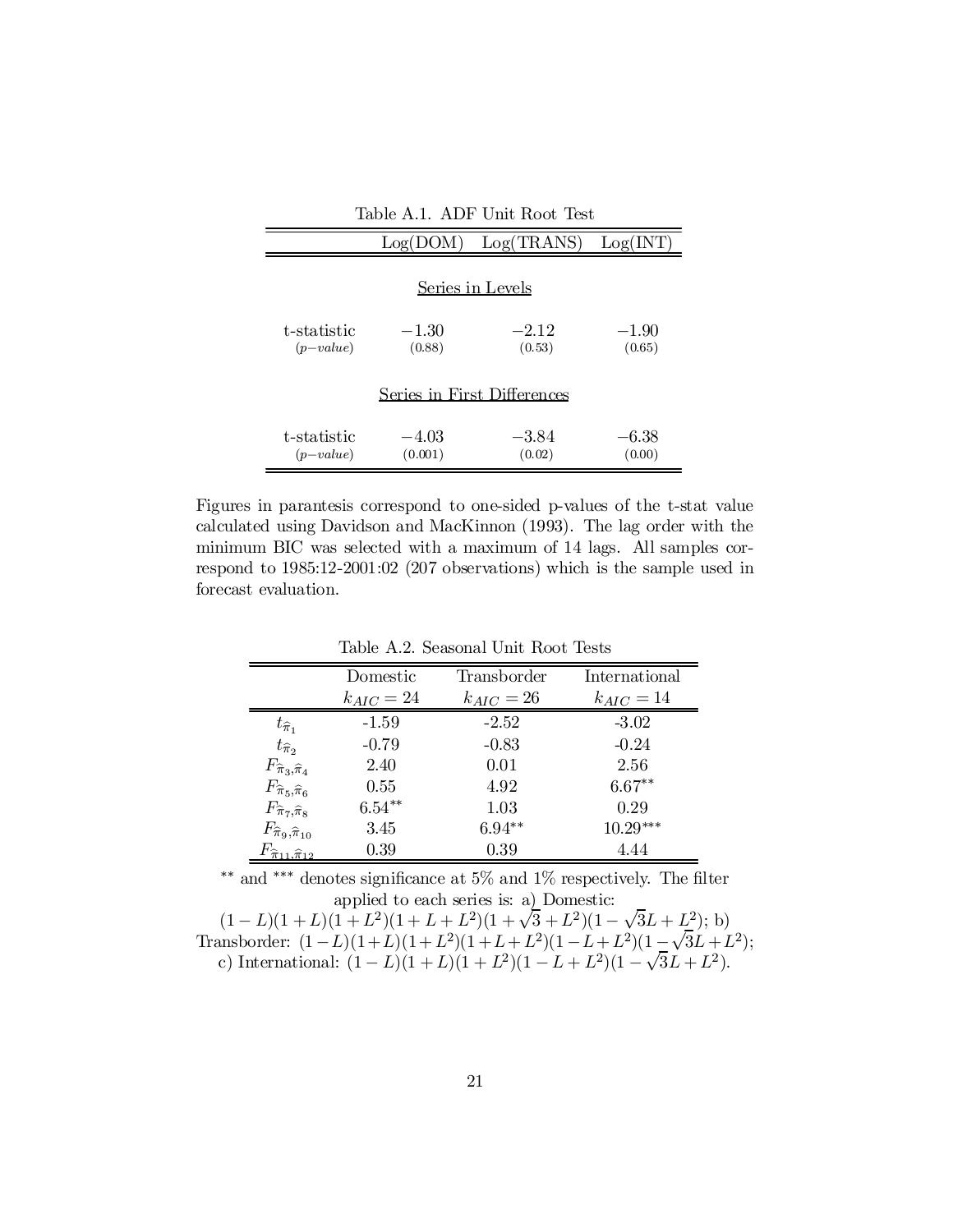Table A.1. ADF Unit Root Test

| | Log(DOM) | Log(TRANS) | Log(INT) |
|---|---|---|---|
| | **Series in Levels** | | |
| t-statistic | $-1.30$ | $-2.12$ | $-1.90$ |
| ($p-value$) | (0.88) | (0.53) | (0.65) |
| | **Series in First Differences** | | |
| t-statistic | $-4.03$ | $-3.84$ | $-6.38$ |
| ($p-value$) | (0.001) | (0.02) | (0.00) |

Figures in parantesis correspond to one-sided p-values of the t-stat value calculated using Davidson and MacKinnon (1993). The lag order with the minimum BIC was selected with a maximum of 14 lags. All samples correspond to 1985:12-2001:02 (207 observations) which is the sample used in forecast evaluation.

Table A.2. Seasonal Unit Root Tests

| | Domestic $k_{AIC} = 24$ | Transborder $k_{AIC} = 26$ | International $k_{AIC} = 14$ |
|---|---|---|---|
| $t_{\widehat{\pi}_1}$ | -1.59 | -2.52 | -3.02 |
| $t_{\widehat{\pi}_2}$ | -0.79 | -0.83 | -0.24 |
| $F_{\widehat{\pi}_3,\widehat{\pi}_4}$ | 2.40 | 0.01 | 2.56 |
| $F_{\widehat{\pi}_5,\widehat{\pi}_6}$ | 0.55 | 4.92 | $6.67^{**}$ |
| $F_{\widehat{\pi}_7,\widehat{\pi}_8}$ | $6.54^{**}$ | 1.03 | 0.29 |
| $F_{\widehat{\pi}_9,\widehat{\pi}_{10}}$ | 3.45 | $6.94^{**}$ | $10.29^{***}$ |
| $F_{\widehat{\pi}_{11},\widehat{\pi}_{12}}$ | 0.39 | 0.39 | 4.44 |

$^{**}$ and $^{***}$ denotes significance at 5% and 1% respectively. The filter applied to each series is: a) Domestic: $(1-L)(1+L)(1+L^2)(1+L+L^2)(1+\sqrt{3}+L^2)(1-\sqrt{3}L+L^2)$; b) Transborder: $(1-L)(1+L)(1+L^2)(1+L+L^2)(1-L+L^2)(1-\sqrt{3}L+L^2)$; c) International: $(1-L)(1+L)(1+L^2)(1-L+L^2)(1-\sqrt{3}L+L^2)$.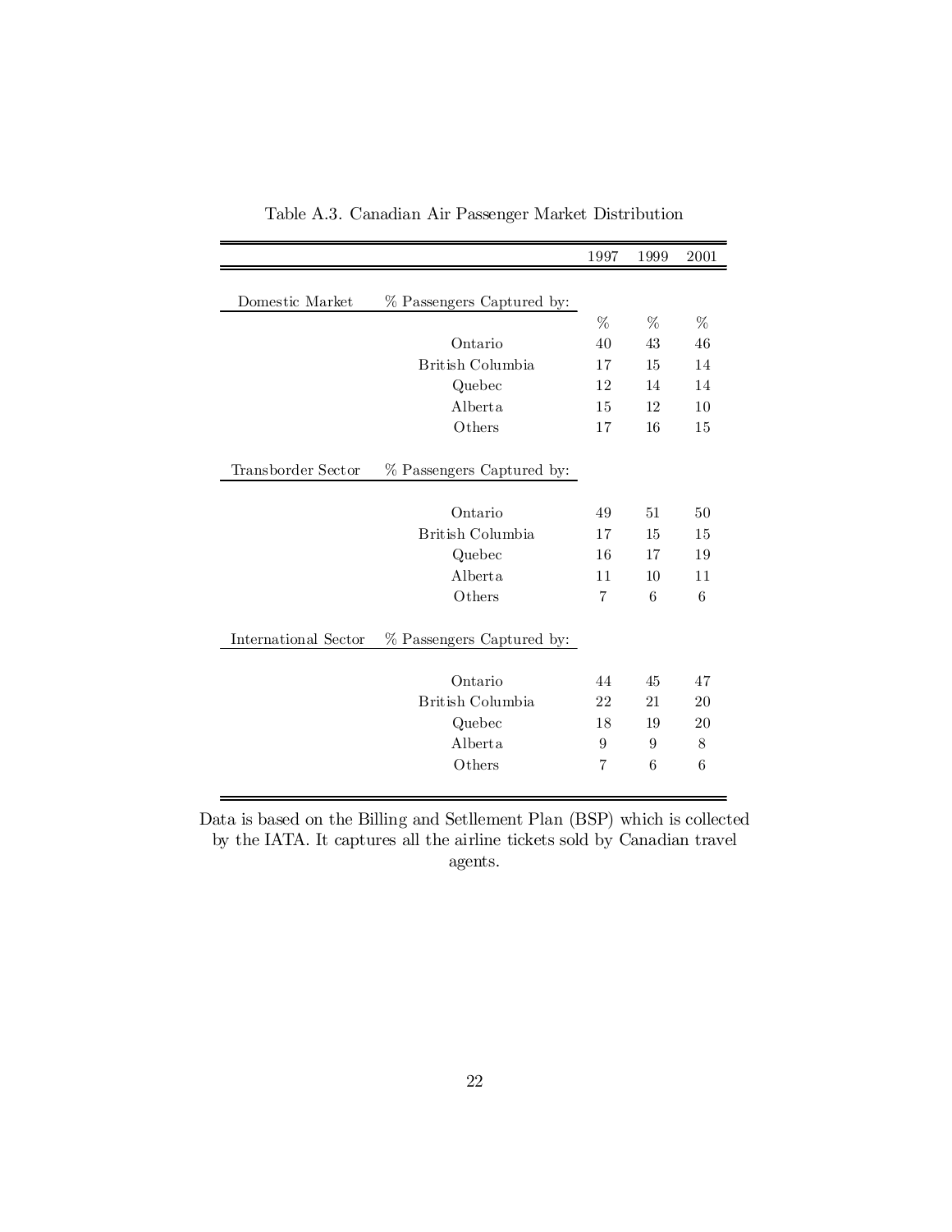Table A.3. Canadian Air Passenger Market Distribution

| | | 1997 | 1999 | 2001 |
|---|---|---|---|---|
| Domestic Market | % Passengers Captured by: | | | |
| | | % | % | % |
| | Ontario | 40 | 43 | 46 |
| | British Columbia | 17 | 15 | 14 |
| | Quebec | 12 | 14 | 14 |
| | Alberta | 15 | 12 | 10 |
| | Others | 17 | 16 | 15 |
| Transborder Sector | % Passengers Captured by: | | | |
| | Ontario | 49 | 51 | 50 |
| | British Columbia | 17 | 15 | 15 |
| | Quebec | 16 | 17 | 19 |
| | Alberta | 11 | 10 | 11 |
| | Others | 7 | 6 | 6 |
| International Sector | % Passengers Captured by: | | | |
| | Ontario | 44 | 45 | 47 |
| | British Columbia | 22 | 21 | 20 |
| | Quebec | 18 | 19 | 20 |
| | Alberta | 9 | 9 | 8 |
| | Others | 7 | 6 | 6 |

Data is based on the Billing and Setllement Plan (BSP) which is collected by the IATA. It captures all the airline tickets sold by Canadian travel agents.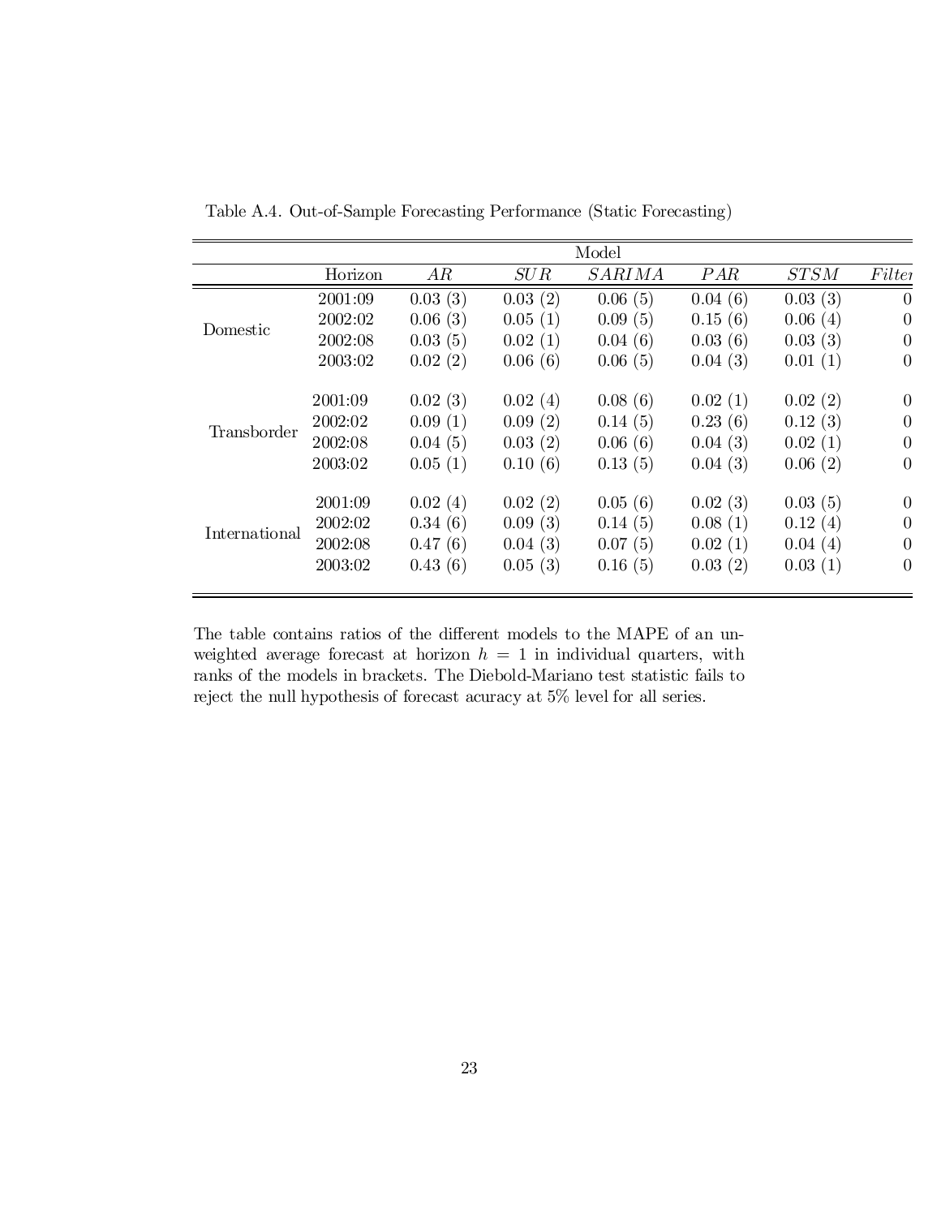Table A.4. Out-of-Sample Forecasting Performance (Static Forecasting)

| | | Model | | | | | |
|---|---|---|---|---|---|---|---|
| | Horizon | $AR$ | $SUR$ | $SARIMA$ | $PAR$ | $STSM$ | $Filter$ |
| Domestic | 2001:09 | 0.03 (3) | 0.03 (2) | 0.06 (5) | 0.04 (6) | 0.03 (3) | 0 |
| | 2002:02 | 0.06 (3) | 0.05 (1) | 0.09 (5) | 0.15 (6) | 0.06 (4) | 0 |
| | 2002:08 | 0.03 (5) | 0.02 (1) | 0.04 (6) | 0.03 (6) | 0.03 (3) | 0 |
| | 2003:02 | 0.02 (2) | 0.06 (6) | 0.06 (5) | 0.04 (3) | 0.01 (1) | 0 |
| Transborder | 2001:09 | 0.02 (3) | 0.02 (4) | 0.08 (6) | 0.02 (1) | 0.02 (2) | 0 |
| | 2002:02 | 0.09 (1) | 0.09 (2) | 0.14 (5) | 0.23 (6) | 0.12 (3) | 0 |
| | 2002:08 | 0.04 (5) | 0.03 (2) | 0.06 (6) | 0.04 (3) | 0.02 (1) | 0 |
| | 2003:02 | 0.05 (1) | 0.10 (6) | 0.13 (5) | 0.04 (3) | 0.06 (2) | 0 |
| International | 2001:09 | 0.02 (4) | 0.02 (2) | 0.05 (6) | 0.02 (3) | 0.03 (5) | 0 |
| | 2002:02 | 0.34 (6) | 0.09 (3) | 0.14 (5) | 0.08 (1) | 0.12 (4) | 0 |
| | 2002:08 | 0.47 (6) | 0.04 (3) | 0.07 (5) | 0.02 (1) | 0.04 (4) | 0 |
| | 2003:02 | 0.43 (6) | 0.05 (3) | 0.16 (5) | 0.03 (2) | 0.03 (1) | 0 |

The table contains ratios of the different models to the MAPE of an unweighted average forecast at horizon $h = 1$ in individual quarters, with ranks of the models in brackets. The Diebold-Mariano test statistic fails to reject the null hypothesis of forecast acuracy at 5% level for all series.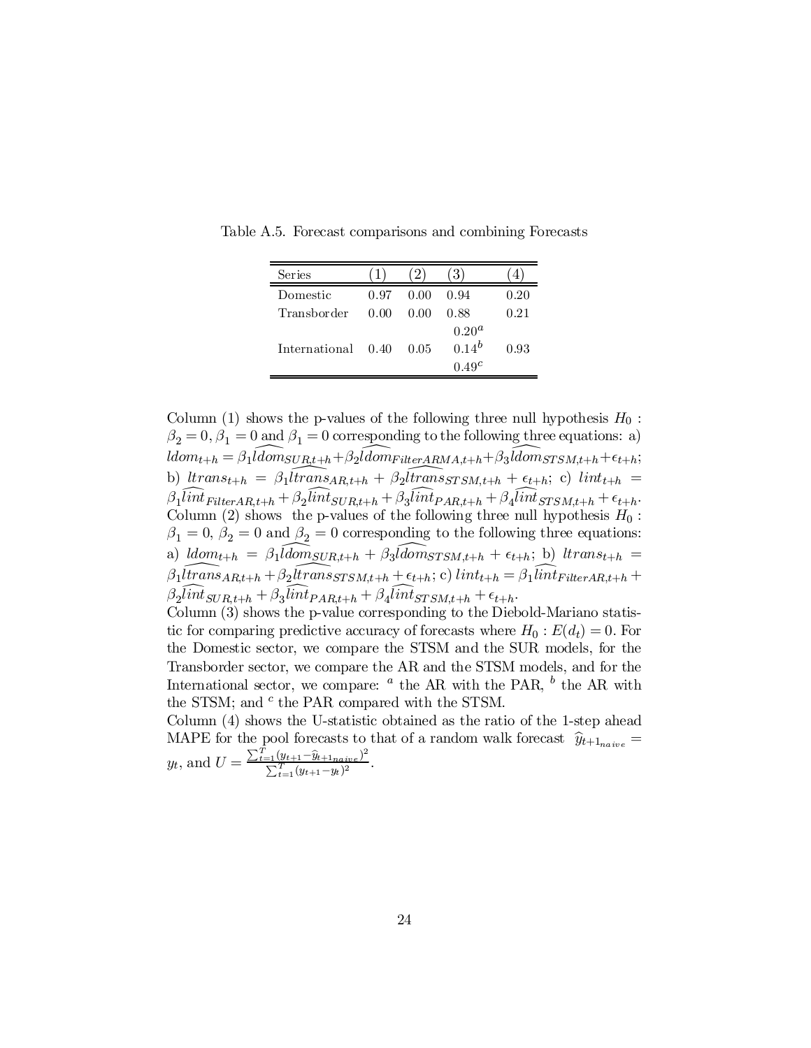Table A.5. Forecast comparisons and combining Forecasts

| Series | (1) | (2) | (3) | (4) |
|---|---|---|---|---|
| Domestic | 0.97 | 0.00 | 0.94 | 0.20 |
| Transborder | 0.00 | 0.00 | 0.88 | 0.21 |
| International | 0.40 | 0.05 | 0.20[a] 0.14[b] 0.49[c] | 0.93 |

Column (1) shows the p-values of the following three null hypothesis $H_0$ : $\beta_2 = 0, \beta_1 = 0$ and $\beta_1 = 0$ corresponding to the following three equations: a) $ldom_{t+h} = \beta_1 \widehat{ldom}_{SUR,t+h} + \beta_2 \widehat{ldom}_{FilterARMA,t+h} + \beta_3 \widehat{ldom}_{STSM,t+h} + \epsilon_{t+h}$; b) $ltrans_{t+h} = \beta_1 \widehat{ltrans}_{AR,t+h} + \beta_2 \widehat{ltrans}_{STSM,t+h} + \epsilon_{t+h}$; c) $lint_{t+h} = \beta_1 \widehat{lint}_{FilterAR,t+h} + \beta_2 \widehat{lint}_{SUR,t+h} + \beta_3 \widehat{lint}_{PAR,t+h} + \beta_4 \widehat{lint}_{STSM,t+h} + \epsilon_{t+h}$.
Column (2) shows the p-values of the following three null hypothesis $H_0$ : $\beta_1 = 0$, $\beta_2 = 0$ and $\beta_2 = 0$ corresponding to the following three equations: a) $ldom_{t+h} = \beta_1 \widehat{ldom}_{SUR,t+h} + \beta_3 \widehat{ldom}_{STSM,t+h} + \epsilon_{t+h}$; b) $ltrans_{t+h} = \beta_1 \widehat{ltrans}_{AR,t+h} + \beta_2 \widehat{ltrans}_{STSM,t+h} + \epsilon_{t+h}$; c) $lint_{t+h} = \beta_1 \widehat{lint}_{FilterAR,t+h} + \beta_2 \widehat{lint}_{SUR,t+h} + \beta_3 \widehat{lint}_{PAR,t+h} + \beta_4 \widehat{lint}_{STSM,t+h} + \epsilon_{t+h}$.
Column (3) shows the p-value corresponding to the Diebold-Mariano statistic for comparing predictive accuracy of forecasts where $H_0 : E(d_t) = 0$. For the Domestic sector, we compare the STSM and the SUR models, for the Transborder sector, we compare the AR and the STSM models, and for the International sector, we compare: [a] the AR with the PAR, [b] the AR with the STSM; and [c] the PAR compared with the STSM.
Column (4) shows the U-statistic obtained as the ratio of the 1-step ahead MAPE for the pool forecasts to that of a random walk forecast $\widehat{y}_{t+1_{naive}} = y_t$, and $U = \frac{\sum_{t=1}^{T}(y_{t+1} - \widehat{y}_{t+1_{naive}})^2}{\sum_{t=1}^{T}(y_{t+1} - y_t)^2}$.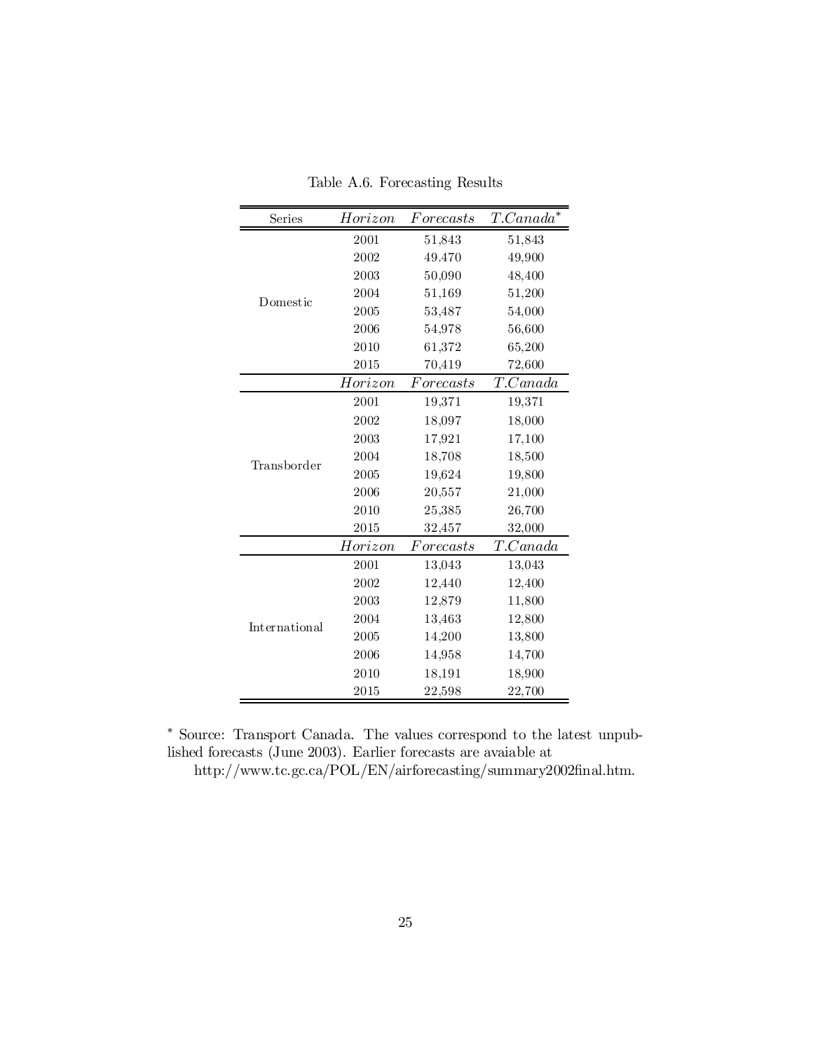Table A.6. Forecasting Results

| Series | *Horizon* | *Forecasts* | *T.Canada** |
|---|---|---|---|
| Domestic | 2001 | 51,843 | 51,843 |
| | 2002 | 49.470 | 49,900 |
| | 2003 | 50,090 | 48,400 |
| | 2004 | 51,169 | 51,200 |
| | 2005 | 53,487 | 54,000 |
| | 2006 | 54,978 | 56,600 |
| | 2010 | 61,372 | 65,200 |
| | 2015 | 70,419 | 72,600 |
| | *Horizon* | *Forecasts* | *T.Canada* |
| Transborder | 2001 | 19,371 | 19,371 |
| | 2002 | 18,097 | 18,000 |
| | 2003 | 17,921 | 17,100 |
| | 2004 | 18,708 | 18,500 |
| | 2005 | 19,624 | 19,800 |
| | 2006 | 20,557 | 21,000 |
| | 2010 | 25,385 | 26,700 |
| | 2015 | 32,457 | 32,000 |
| | *Horizon* | *Forecasts* | *T.Canada* |
| International | 2001 | 13,043 | 13,043 |
| | 2002 | 12,440 | 12,400 |
| | 2003 | 12,879 | 11,800 |
| | 2004 | 13,463 | 12,800 |
| | 2005 | 14,200 | 13,800 |
| | 2006 | 14,958 | 14,700 |
| | 2010 | 18,191 | 18,900 |
| | 2015 | 22,598 | 22,700 |

* Source: Transport Canada. The values correspond to the latest unpublished forecasts (June 2003). Earlier forecasts are avaiable at http://www.tc.gc.ca/POL/EN/airforecasting/summary2002final.htm.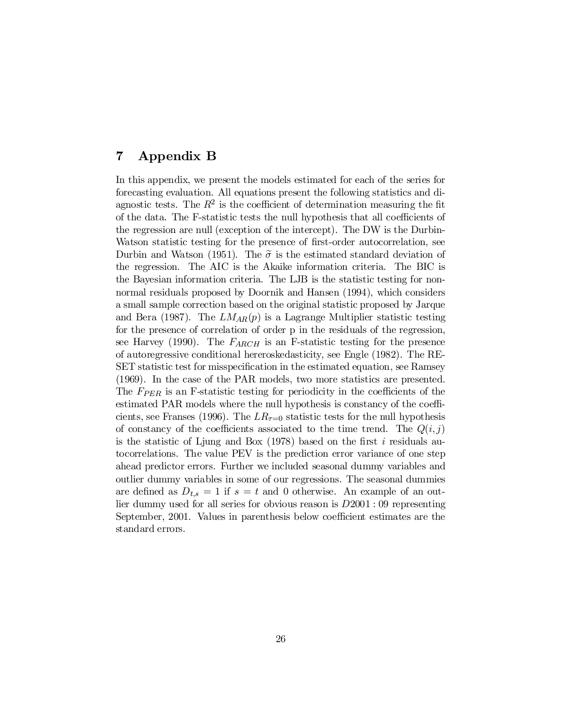# 7 Appendix B

In this appendix, we present the models estimated for each of the series for forecasting evaluation. All equations present the following statistics and diagnostic tests. The $R^2$ is the coefficient of determination measuring the fit of the data. The F-statistic tests the null hypothesis that all coefficients of the regression are null (exception of the intercept). The DW is the Durbin-Watson statistic testing for the presence of first-order autocorrelation, see Durbin and Watson (1951). The $\widetilde{\sigma}$ is the estimated standard deviation of the regression. The AIC is the Akaike information criteria. The BIC is the Bayesian information criteria. The LJB is the statistic testing for non-normal residuals proposed by Doornik and Hansen (1994), which considers a small sample correction based on the original statistic proposed by Jarque and Bera (1987). The $LM_{AR}(p)$ is a Lagrange Multiplier statistic testing for the presence of correlation of order p in the residuals of the regression, see Harvey (1990). The $F_{ARCH}$ is an F-statistic testing for the presence of autoregressive conditional hereroskedasticity, see Engle (1982). The RESET statistic test for misspecification in the estimated equation, see Ramsey (1969). In the case of the PAR models, two more statistics are presented. The $F_{PER}$ is an F-statistic testing for periodicity in the coefficients of the estimated PAR models where the null hypothesis is constancy of the coefficients, see Franses (1996). The $LR_{\tau=0}$ statistic tests for the null hypothesis of constancy of the coefficients associated to the time trend. The $Q(i,j)$ is the statistic of Ljung and Box (1978) based on the first $i$ residuals autocorrelations. The value PEV is the prediction error variance of one step ahead predictor errors. Further we included seasonal dummy variables and outlier dummy variables in some of our regressions. The seasonal dummies are defined as $D_{t,s} = 1$ if $s = t$ and 0 otherwise. An example of an outlier dummy used for all series for obvious reason is $D2001:09$ representing September, 2001. Values in parenthesis below coefficient estimates are the standard errors.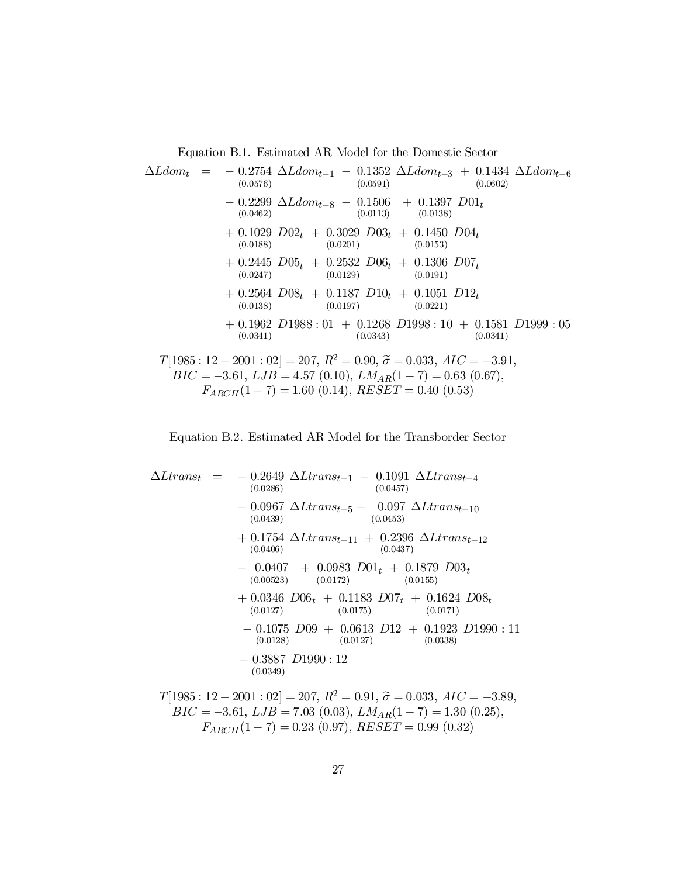Equation B.1. Estimated AR Model for the Domestic Sector

$$
\begin{aligned}
\Delta Ldom_t \; = \; & - \underset{(0.0576)}{0.2754} \; \Delta Ldom_{t-1} \; - \; \underset{(0.0591)}{0.1352} \; \Delta Ldom_{t-3} \; + \; \underset{(0.0602)}{0.1434} \; \Delta Ldom_{t-6} \\
& - \underset{(0.0462)}{0.2299} \; \Delta Ldom_{t-8} \; - \; \underset{(0.0113)}{0.1506} \; + \; \underset{(0.0138)}{0.1397} \; D01_t \\
& + \underset{(0.0188)}{0.1029} \; D02_t \; + \; \underset{(0.0201)}{0.3029} \; D03_t \; + \; \underset{(0.0153)}{0.1450} \; D04_t \\
& + \underset{(0.0247)}{0.2445} \; D05_t \; + \; \underset{(0.0129)}{0.2532} \; D06_t \; + \; \underset{(0.0191)}{0.1306} \; D07_t \\
& + \underset{(0.0138)}{0.2564} \; D08_t \; + \; \underset{(0.0197)}{0.1187} \; D10_t \; + \; \underset{(0.0221)}{0.1051} \; D12_t \\
& + \underset{(0.0341)}{0.1962} \; D1988:01 \; + \; \underset{(0.0343)}{0.1268} \; D1998:10 \; + \; \underset{(0.0341)}{0.1581} \; D1999:05
\end{aligned}
$$

$T[1985:12-2001:02] = 207$, $R^2 = 0.90$, $\widetilde{\sigma} = 0.033$, $AIC = -3.91$, $BIC = -3.61$, $LJB = 4.57$ (0.10), $LM_{AR}(1-7) = 0.63$ (0.67), $F_{ARCH}(1-7) = 1.60$ (0.14), $RESET = 0.40$ (0.53)

Equation B.2. Estimated AR Model for the Transborder Sector

$$
\begin{aligned}
\Delta Ltrans_t \; = \; & - \underset{(0.0286)}{0.2649} \; \Delta Ltrans_{t-1} \; - \; \underset{(0.0457)}{0.1091} \; \Delta Ltrans_{t-4} \\
& - \underset{(0.0439)}{0.0967} \; \Delta Ltrans_{t-5} - \; \underset{(0.0453)}{0.097} \; \Delta Ltrans_{t-10} \\
& + \underset{(0.0406)}{0.1754} \; \Delta Ltrans_{t-11} \; + \; \underset{(0.0437)}{0.2396} \; \Delta Ltrans_{t-12} \\
& - \; \underset{(0.00523)}{0.0407} \; + \; \underset{(0.0172)}{0.0983} \; D01_t \; + \; \underset{(0.0155)}{0.1879} \; D03_t \\
& + \underset{(0.0127)}{0.0346} \; D06_t \; + \; \underset{(0.0175)}{0.1183} \; D07_t \; + \; \underset{(0.0171)}{0.1624} \; D08_t \\
& - \underset{(0.0128)}{0.1075} \; D09 \; + \; \underset{(0.0127)}{0.0613} \; D12 \; + \; \underset{(0.0338)}{0.1923} \; D1990:11 \\
& - \underset{(0.0349)}{0.3887} \; D1990:12
\end{aligned}
$$

$T[1985:12-2001:02] = 207$, $R^2 = 0.91$, $\widetilde{\sigma} = 0.033$, $AIC = -3.89$, $BIC = -3.61$, $LJB = 7.03$ (0.03), $LM_{AR}(1-7) = 1.30$ (0.25), $F_{ARCH}(1-7) = 0.23$ (0.97), $RESET = 0.99$ (0.32)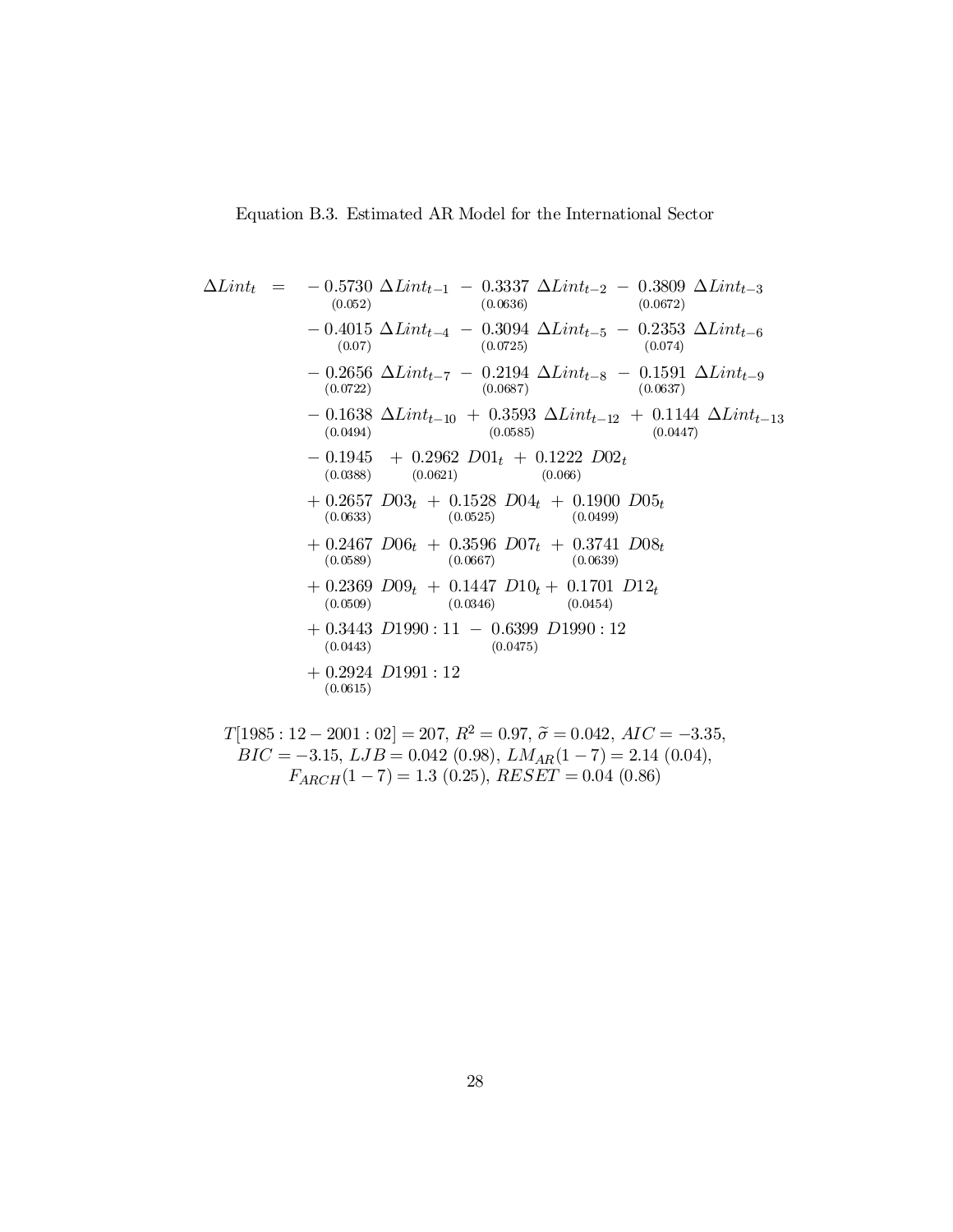Equation B.3. Estimated AR Model for the International Sector

$$
\begin{aligned}
\Delta Lint_t \;=\; & -\underset{(0.052)}{0.5730}\,\Delta Lint_{t-1} - \underset{(0.0636)}{0.3337}\,\Delta Lint_{t-2} - \underset{(0.0672)}{0.3809}\,\Delta Lint_{t-3} \\
& -\underset{(0.07)}{0.4015}\,\Delta Lint_{t-4} - \underset{(0.0725)}{0.3094}\,\Delta Lint_{t-5} - \underset{(0.074)}{0.2353}\,\Delta Lint_{t-6} \\
& -\underset{(0.0722)}{0.2656}\,\Delta Lint_{t-7} - \underset{(0.0687)}{0.2194}\,\Delta Lint_{t-8} - \underset{(0.0637)}{0.1591}\,\Delta Lint_{t-9} \\
& -\underset{(0.0494)}{0.1638}\,\Delta Lint_{t-10} + \underset{(0.0585)}{0.3593}\,\Delta Lint_{t-12} + \underset{(0.0447)}{0.1144}\,\Delta Lint_{t-13} \\
& -\underset{(0.0388)}{0.1945} + \underset{(0.0621)}{0.2962}\,D01_t + \underset{(0.066)}{0.1222}\,D02_t \\
& +\underset{(0.0633)}{0.2657}\,D03_t + \underset{(0.0525)}{0.1528}\,D04_t + \underset{(0.0499)}{0.1900}\,D05_t \\
& +\underset{(0.0589)}{0.2467}\,D06_t + \underset{(0.0667)}{0.3596}\,D07_t + \underset{(0.0639)}{0.3741}\,D08_t \\
& +\underset{(0.0509)}{0.2369}\,D09_t + \underset{(0.0346)}{0.1447}\,D10_t + \underset{(0.0454)}{0.1701}\,D12_t \\
& +\underset{(0.0443)}{0.3443}\,D1990:11 - \underset{(0.0475)}{0.6399}\,D1990:12 \\
& +\underset{(0.0615)}{0.2924}\,D1991:12
\end{aligned}
$$

$T[1985:12-2001:02] = 207$, $R^2 = 0.97$, $\widetilde{\sigma} = 0.042$, $AIC = -3.35$, $BIC = -3.15$, $LJB = 0.042$ (0.98), $LM_{AR}(1-7) = 2.14$ (0.04), $F_{ARCH}(1-7) = 1.3$ (0.25), $RESET = 0.04$ (0.86)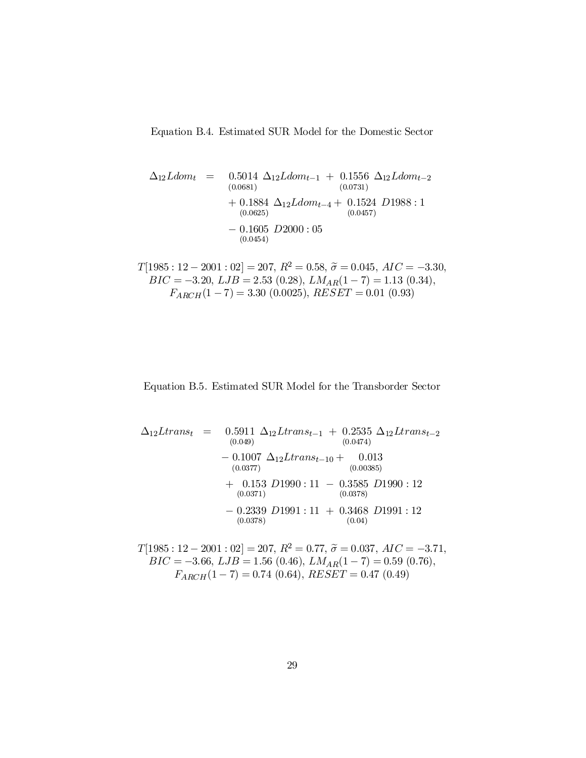Equation B.4. Estimated SUR Model for the Domestic Sector

$$
\begin{aligned}
\Delta_{12} Ldom_t = \; & \underset{(0.0681)}{0.5014} \; \Delta_{12} Ldom_{t-1} + \underset{(0.0731)}{0.1556} \; \Delta_{12} Ldom_{t-2} \\
& + \underset{(0.0625)}{0.1884} \; \Delta_{12} Ldom_{t-4} + \underset{(0.0457)}{0.1524} \; D1988:1 \\
& - \underset{(0.0454)}{0.1605} \; D2000:05
\end{aligned}
$$

$T[1985:12-2001:02] = 207$, $R^2 = 0.58$, $\widetilde{\sigma} = 0.045$, $AIC = -3.30$, $BIC = -3.20$, $LJB = 2.53$ $(0.28)$, $LM_{AR}(1-7) = 1.13$ $(0.34)$, $F_{ARCH}(1-7) = 3.30$ $(0.0025)$, $RESET = 0.01$ $(0.93)$

Equation B.5. Estimated SUR Model for the Transborder Sector

$$
\begin{aligned}
\Delta_{12} Ltrans_t = \; & \underset{(0.049)}{0.5911} \; \Delta_{12} Ltrans_{t-1} + \underset{(0.0474)}{0.2535} \; \Delta_{12} Ltrans_{t-2} \\
& - \underset{(0.0377)}{0.1007} \; \Delta_{12} Ltrans_{t-10} + \underset{(0.00385)}{0.013} \\
& + \underset{(0.0371)}{0.153} \; D1990:11 - \underset{(0.0378)}{0.3585} \; D1990:12 \\
& - \underset{(0.0378)}{0.2339} \; D1991:11 + \underset{(0.04)}{0.3468} \; D1991:12
\end{aligned}
$$

$T[1985:12-2001:02] = 207$, $R^2 = 0.77$, $\widetilde{\sigma} = 0.037$, $AIC = -3.71$, $BIC = -3.66$, $LJB = 1.56$ $(0.46)$, $LM_{AR}(1-7) = 0.59$ $(0.76)$, $F_{ARCH}(1-7) = 0.74$ $(0.64)$, $RESET = 0.47$ $(0.49)$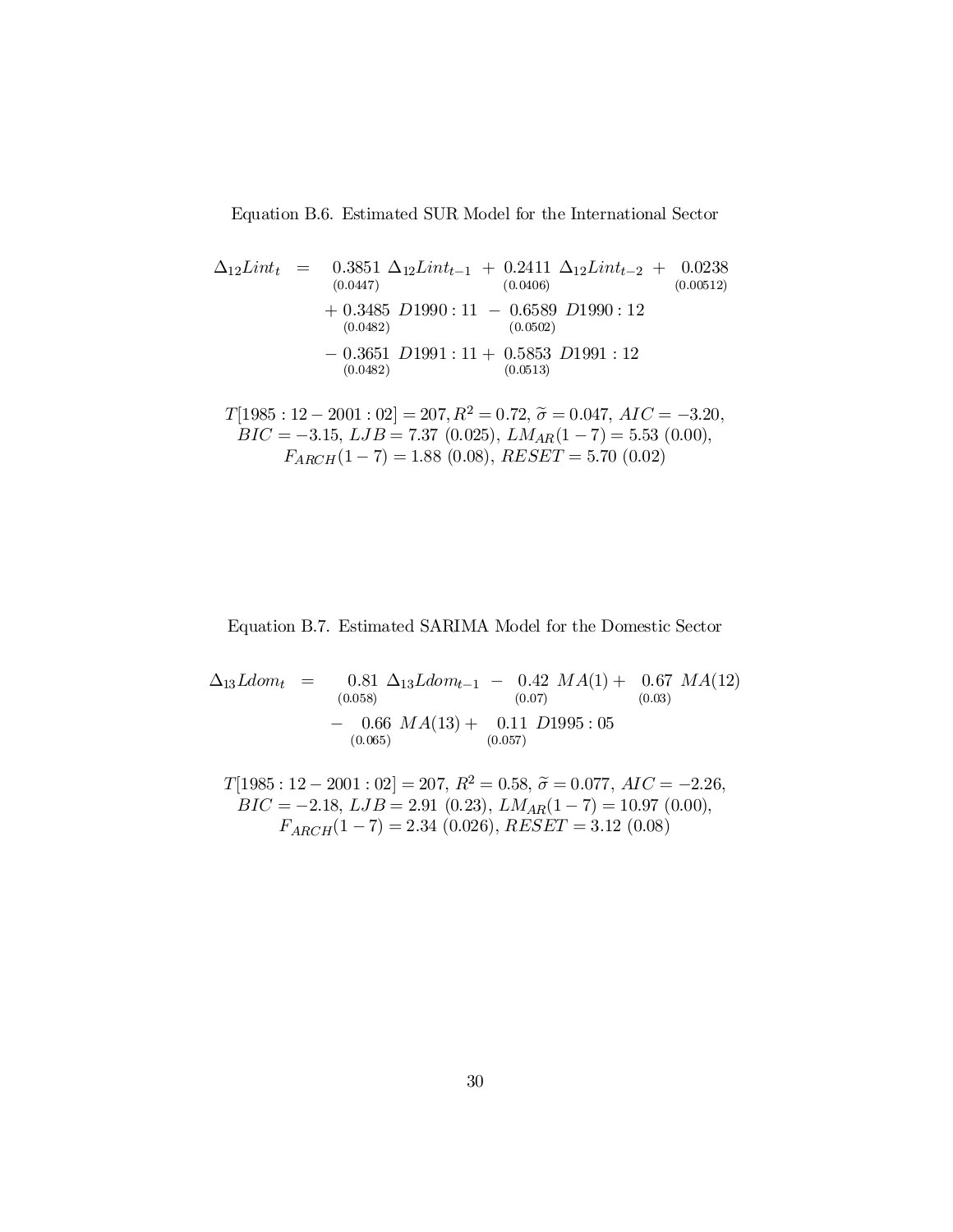Equation B.6. Estimated SUR Model for the International Sector

$$
\begin{aligned}
\Delta_{12}Lint_t \;=\; & \underset{(0.0447)}{0.3851}\ \Delta_{12}Lint_{t-1} + \underset{(0.0406)}{0.2411}\ \Delta_{12}Lint_{t-2} + \underset{(0.00512)}{0.0238} \\
& + \underset{(0.0482)}{0.3485}\ D1990:11 - \underset{(0.0502)}{0.6589}\ D1990:12 \\
& - \underset{(0.0482)}{0.3651}\ D1991:11 + \underset{(0.0513)}{0.5853}\ D1991:12
\end{aligned}
$$

$T[1985:12-2001:02] = 207, R^2 = 0.72,\ \widetilde{\sigma} = 0.047,\ AIC = -3.20,$
$BIC = -3.15,\ LJB = 7.37\ (0.025),\ LM_{AR}(1-7) = 5.53\ (0.00),$
$F_{ARCH}(1-7) = 1.88\ (0.08),\ RESET = 5.70\ (0.02)$

Equation B.7. Estimated SARIMA Model for the Domestic Sector

$$
\begin{aligned}
\Delta_{13}Ldom_t \;=\; & \underset{(0.058)}{0.81}\ \Delta_{13}Ldom_{t-1} - \underset{(0.07)}{0.42}\ MA(1) + \underset{(0.03)}{0.67}\ MA(12) \\
& - \underset{(0.065)}{0.66}\ MA(13) + \underset{(0.057)}{0.11}\ D1995:05
\end{aligned}
$$

$T[1985:12-2001:02] = 207,\ R^2 = 0.58,\ \widetilde{\sigma} = 0.077,\ AIC = -2.26,$
$BIC = -2.18,\ LJB = 2.91\ (0.23),\ LM_{AR}(1-7) = 10.97\ (0.00),$
$F_{ARCH}(1-7) = 2.34\ (0.026),\ RESET = 3.12\ (0.08)$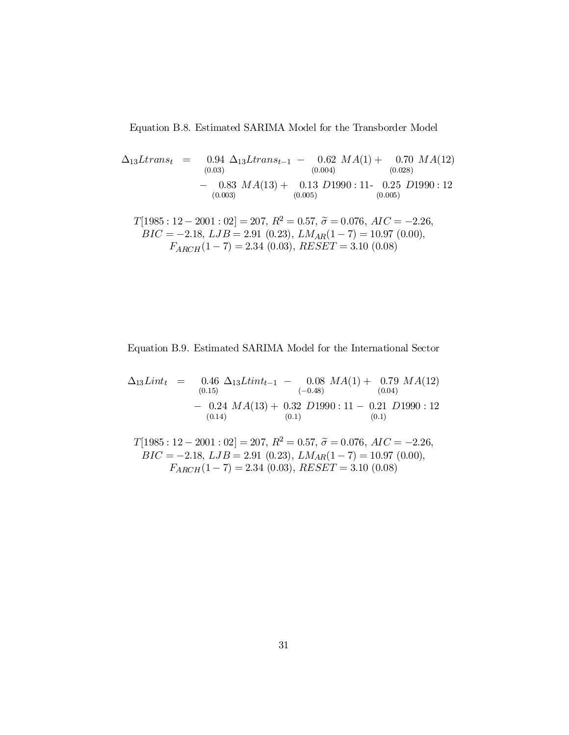Equation B.8. Estimated SARIMA Model for the Transborder Model

$$
\begin{aligned}
\Delta_{13} Ltrans_t \;=\; & \underset{(0.03)}{0.94}\ \Delta_{13} Ltrans_{t-1} - \underset{(0.004)}{0.62}\ MA(1) + \underset{(0.028)}{0.70}\ MA(12) \\
& - \underset{(0.003)}{0.83}\ MA(13) + \underset{(0.005)}{0.13}\ D1990:11 \text{-} \underset{(0.005)}{0.25}\ D1990:12
\end{aligned}
$$

$T[1985:12-2001:02] = 207$, $R^2 = 0.57$, $\widetilde{\sigma} = 0.076$, $AIC = -2.26$, $BIC = -2.18$, $LJB = 2.91$ $(0.23)$, $LM_{AR}(1-7) = 10.97$ $(0.00)$, $F_{ARCH}(1-7) = 2.34$ $(0.03)$, $RESET = 3.10$ $(0.08)$

Equation B.9. Estimated SARIMA Model for the International Sector

$$
\begin{aligned}
\Delta_{13} Lint_t \;=\; & \underset{(0.15)}{0.46}\ \Delta_{13} Ltint_{t-1} - \underset{(-0.48)}{0.08}\ MA(1) + \underset{(0.04)}{0.79}\ MA(12) \\
& - \underset{(0.14)}{0.24}\ MA(13) + \underset{(0.1)}{0.32}\ D1990:11 - \underset{(0.1)}{0.21}\ D1990:12
\end{aligned}
$$

$T[1985:12-2001:02] = 207$, $R^2 = 0.57$, $\widetilde{\sigma} = 0.076$, $AIC = -2.26$, $BIC = -2.18$, $LJB = 2.91$ $(0.23)$, $LM_{AR}(1-7) = 10.97$ $(0.00)$, $F_{ARCH}(1-7) = 2.34$ $(0.03)$, $RESET = 3.10$ $(0.08)$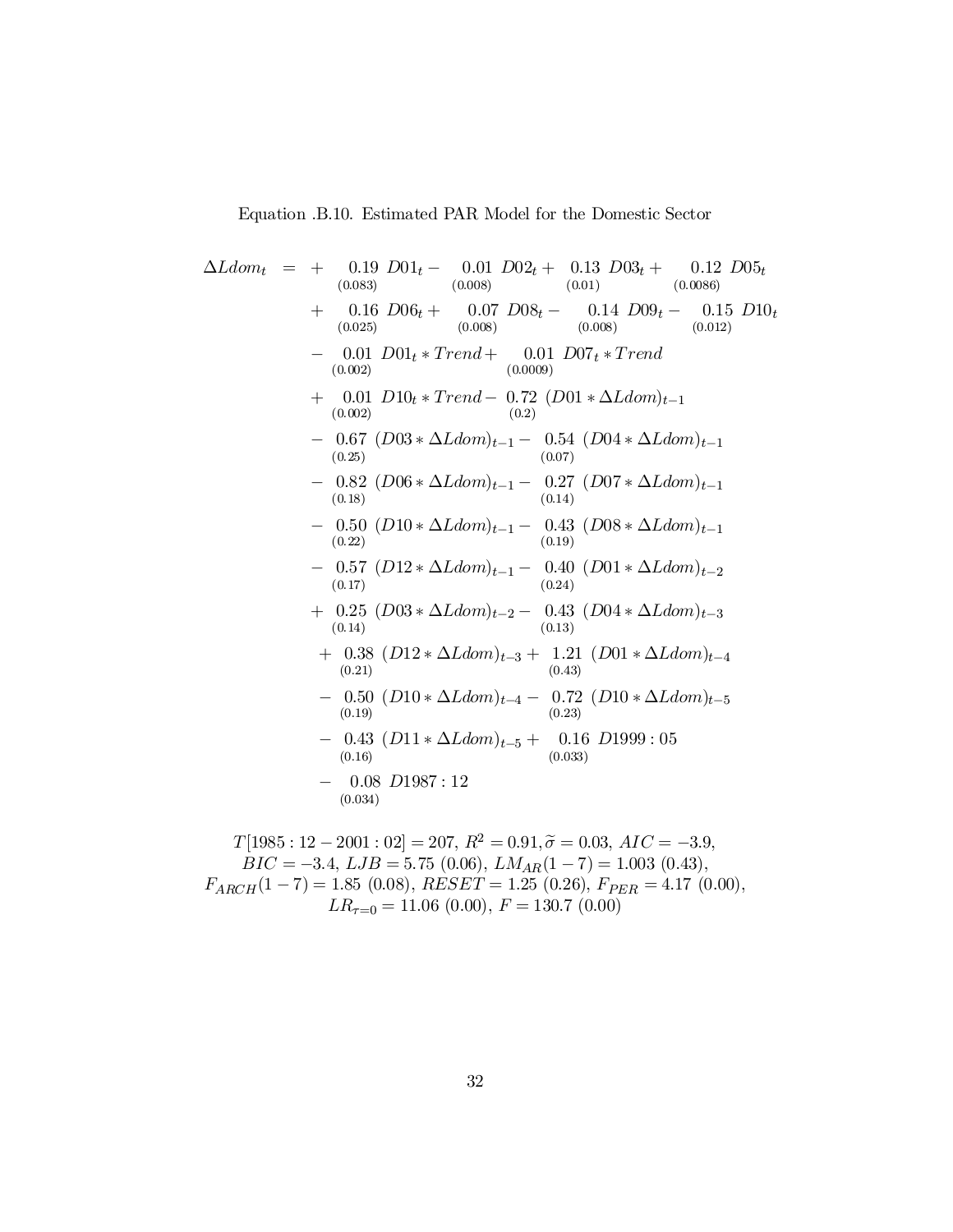Equation .B.10. Estimated PAR Model for the Domestic Sector

$$
\begin{aligned}
\Delta Ldom_t = & + \underset{(0.083)}{0.19}\ D01_t - \underset{(0.008)}{0.01}\ D02_t + \underset{(0.01)}{0.13}\ D03_t + \underset{(0.0086)}{0.12}\ D05_t \\
& + \underset{(0.025)}{0.16}\ D06_t + \underset{(0.008)}{0.07}\ D08_t - \underset{(0.008)}{0.14}\ D09_t - \underset{(0.012)}{0.15}\ D10_t \\
& - \underset{(0.002)}{0.01}\ D01_t * Trend + \underset{(0.0009)}{0.01}\ D07_t * Trend \\
& + \underset{(0.002)}{0.01}\ D10_t * Trend - \underset{(0.2)}{0.72}\ (D01 * \Delta Ldom)_{t-1} \\
& - \underset{(0.25)}{0.67}\ (D03 * \Delta Ldom)_{t-1} - \underset{(0.07)}{0.54}\ (D04 * \Delta Ldom)_{t-1} \\
& - \underset{(0.18)}{0.82}\ (D06 * \Delta Ldom)_{t-1} - \underset{(0.14)}{0.27}\ (D07 * \Delta Ldom)_{t-1} \\
& - \underset{(0.22)}{0.50}\ (D10 * \Delta Ldom)_{t-1} - \underset{(0.19)}{0.43}\ (D08 * \Delta Ldom)_{t-1} \\
& - \underset{(0.17)}{0.57}\ (D12 * \Delta Ldom)_{t-1} - \underset{(0.24)}{0.40}\ (D01 * \Delta Ldom)_{t-2} \\
& + \underset{(0.14)}{0.25}\ (D03 * \Delta Ldom)_{t-2} - \underset{(0.13)}{0.43}\ (D04 * \Delta Ldom)_{t-3} \\
& + \underset{(0.21)}{0.38}\ (D12 * \Delta Ldom)_{t-3} + \underset{(0.43)}{1.21}\ (D01 * \Delta Ldom)_{t-4} \\
& - \underset{(0.19)}{0.50}\ (D10 * \Delta Ldom)_{t-4} - \underset{(0.23)}{0.72}\ (D10 * \Delta Ldom)_{t-5} \\
& - \underset{(0.16)}{0.43}\ (D11 * \Delta Ldom)_{t-5} + \underset{(0.033)}{0.16}\ D1999:05 \\
& - \underset{(0.034)}{0.08}\ D1987:12
\end{aligned}
$$

$T[1985:12-2001:02] = 207$, $R^2 = 0.91, \widetilde{\sigma} = 0.03$, $AIC = -3.9$, $BIC = -3.4$, $LJB = 5.75\ (0.06)$, $LM_{AR}(1-7) = 1.003\ (0.43)$, $F_{ARCH}(1-7) = 1.85\ (0.08)$, $RESET = 1.25\ (0.26)$, $F_{PER} = 4.17\ (0.00)$, $LR_{\tau=0} = 11.06\ (0.00)$, $F = 130.7\ (0.00)$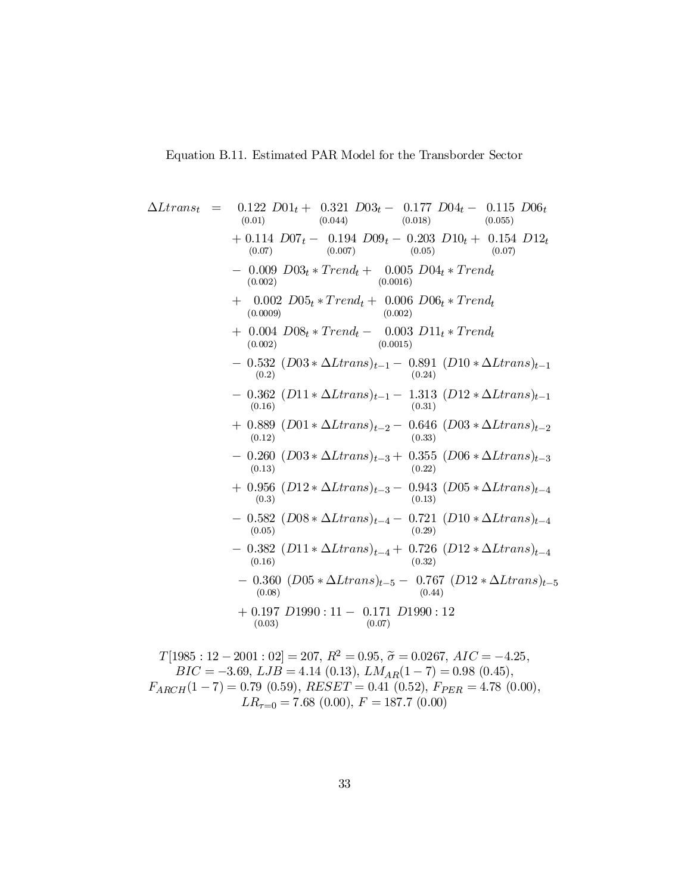Equation B.11. Estimated PAR Model for the Transborder Sector

$$
\begin{aligned}
\Delta Ltrans_t = \; & \underset{(0.01)}{0.122}\; D01_t + \underset{(0.044)}{0.321}\; D03_t - \underset{(0.018)}{0.177}\; D04_t - \underset{(0.055)}{0.115}\; D06_t \\
& + \underset{(0.07)}{0.114}\; D07_t - \underset{(0.007)}{0.194}\; D09_t - \underset{(0.05)}{0.203}\; D10_t + \underset{(0.07)}{0.154}\; D12_t \\
& - \underset{(0.002)}{0.009}\; D03_t * Trend_t + \underset{(0.0016)}{0.005}\; D04_t * Trend_t \\
& + \underset{(0.0009)}{0.002}\; D05_t * Trend_t + \underset{(0.002)}{0.006}\; D06_t * Trend_t \\
& + \underset{(0.002)}{0.004}\; D08_t * Trend_t - \underset{(0.0015)}{0.003}\; D11_t * Trend_t \\
& - \underset{(0.2)}{0.532}\; (D03 * \Delta Ltrans)_{t-1} - \underset{(0.24)}{0.891}\; (D10 * \Delta Ltrans)_{t-1} \\
& - \underset{(0.16)}{0.362}\; (D11 * \Delta Ltrans)_{t-1} - \underset{(0.31)}{1.313}\; (D12 * \Delta Ltrans)_{t-1} \\
& + \underset{(0.12)}{0.889}\; (D01 * \Delta Ltrans)_{t-2} - \underset{(0.33)}{0.646}\; (D03 * \Delta Ltrans)_{t-2} \\
& - \underset{(0.13)}{0.260}\; (D03 * \Delta Ltrans)_{t-3} + \underset{(0.22)}{0.355}\; (D06 * \Delta Ltrans)_{t-3} \\
& + \underset{(0.3)}{0.956}\; (D12 * \Delta Ltrans)_{t-3} - \underset{(0.13)}{0.943}\; (D05 * \Delta Ltrans)_{t-4} \\
& - \underset{(0.05)}{0.582}\; (D08 * \Delta Ltrans)_{t-4} - \underset{(0.29)}{0.721}\; (D10 * \Delta Ltrans)_{t-4} \\
& - \underset{(0.16)}{0.382}\; (D11 * \Delta Ltrans)_{t-4} + \underset{(0.32)}{0.726}\; (D12 * \Delta Ltrans)_{t-4} \\
& - \underset{(0.08)}{0.360}\; (D05 * \Delta Ltrans)_{t-5} - \underset{(0.44)}{0.767}\; (D12 * \Delta Ltrans)_{t-5} \\
& + \underset{(0.03)}{0.197}\; D1990:11 - \underset{(0.07)}{0.171}\; D1990:12
\end{aligned}
$$

$T[1985:12 - 2001:02] = 207$, $R^2 = 0.95$, $\widetilde{\sigma} = 0.0267$, $AIC = -4.25$, $BIC = -3.69$, $LJB = 4.14$ (0.13), $LM_{AR}(1-7) = 0.98$ (0.45), $F_{ARCH}(1-7) = 0.79$ (0.59), $RESET = 0.41$ (0.52), $F_{PER} = 4.78$ (0.00), $LR_{\tau=0} = 7.68$ (0.00), $F = 187.7$ (0.00)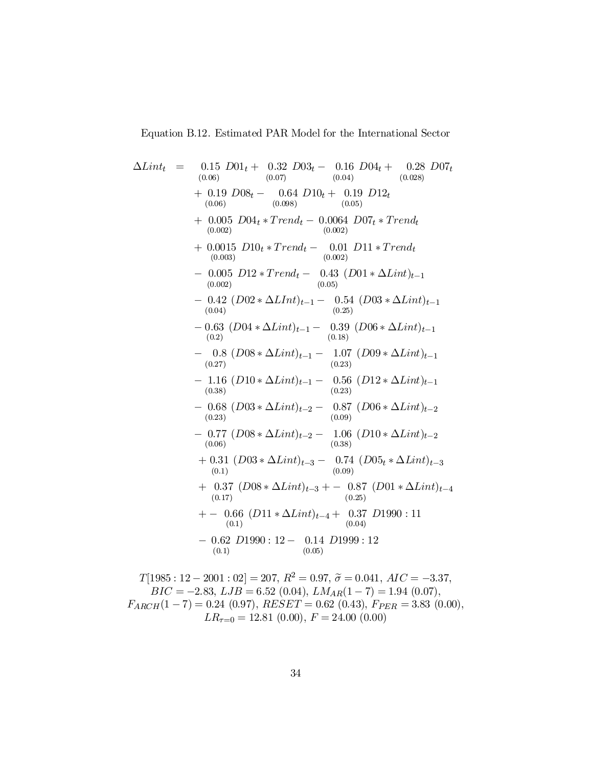Equation B.12. Estimated PAR Model for the International Sector

$$
\begin{aligned}
\Delta Lint_t \; = \; & \underset{(0.06)}{0.15}\; D01_t + \underset{(0.07)}{0.32}\; D03_t - \underset{(0.04)}{0.16}\; D04_t + \underset{(0.028)}{0.28}\; D07_t \\
& + \underset{(0.06)}{0.19}\; D08_t - \underset{(0.098)}{0.64}\; D10_t + \underset{(0.05)}{0.19}\; D12_t \\
& + \underset{(0.002)}{0.005}\; D04_t * Trend_t - \underset{(0.002)}{0.0064}\; D07_t * Trend_t \\
& + \underset{(0.003)}{0.0015}\; D10_t * Trend_t - \underset{(0.002)}{0.01}\; D11 * Trend_t \\
& - \underset{(0.002)}{0.005}\; D12 * Trend_t - \underset{(0.05)}{0.43}\; (D01 * \Delta Lint)_{t-1} \\
& - \underset{(0.04)}{0.42}\; (D02 * \Delta LInt)_{t-1} - \underset{(0.25)}{0.54}\; (D03 * \Delta Lint)_{t-1} \\
& - \underset{(0.2)}{0.63}\; (D04 * \Delta Lint)_{t-1} - \underset{(0.18)}{0.39}\; (D06 * \Delta Lint)_{t-1} \\
& - \underset{(0.27)}{0.8}\; (D08 * \Delta Lint)_{t-1} - \underset{(0.23)}{1.07}\; (D09 * \Delta Lint)_{t-1} \\
& - \underset{(0.38)}{1.16}\; (D10 * \Delta Lint)_{t-1} - \underset{(0.23)}{0.56}\; (D12 * \Delta Lint)_{t-1} \\
& - \underset{(0.23)}{0.68}\; (D03 * \Delta Lint)_{t-2} - \underset{(0.09)}{0.87}\; (D06 * \Delta Lint)_{t-2} \\
& - \underset{(0.06)}{0.77}\; (D08 * \Delta Lint)_{t-2} - \underset{(0.38)}{1.06}\; (D10 * \Delta Lint)_{t-2} \\
& + \underset{(0.1)}{0.31}\; (D03 * \Delta Lint)_{t-3} - \underset{(0.09)}{0.74}\; (D05_t * \Delta Lint)_{t-3} \\
& + \underset{(0.17)}{0.37}\; (D08 * \Delta Lint)_{t-3} + - \underset{(0.25)}{0.87}\; (D01 * \Delta Lint)_{t-4} \\
& + - \underset{(0.1)}{0.66}\; (D11 * \Delta Lint)_{t-4} + \underset{(0.04)}{0.37}\; D1990:11 \\
& - \underset{(0.1)}{0.62}\; D1990:12 - \underset{(0.05)}{0.14}\; D1999:12
\end{aligned}
$$

$T[1985:12 - 2001:02] = 207$, $R^2 = 0.97$, $\widetilde{\sigma} = 0.041$, $AIC = -3.37$, $BIC = -2.83$, $LJB = 6.52\ (0.04)$, $LM_{AR}(1-7) = 1.94\ (0.07)$, $F_{ARCH}(1-7) = 0.24\ (0.97)$, $RESET = 0.62\ (0.43)$, $F_{PER} = 3.83\ (0.00)$, $LR_{\tau=0} = 12.81\ (0.00)$, $F = 24.00\ (0.00)$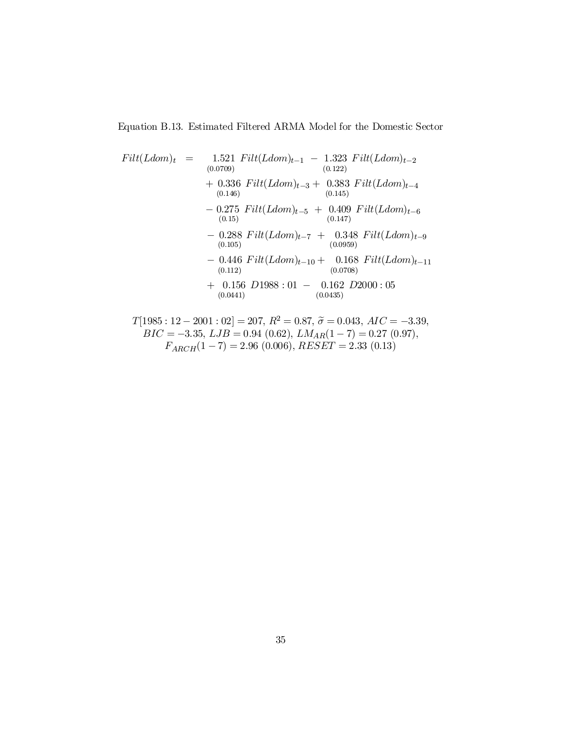Equation B.13. Estimated Filtered ARMA Model for the Domestic Sector

$$
\begin{aligned}
Filt(Ldom)_t = & \underset{(0.0709)}{1.521}\ Filt(Ldom)_{t-1} - \underset{(0.122)}{1.323}\ Filt(Ldom)_{t-2} \\
& + \underset{(0.146)}{0.336}\ Filt(Ldom)_{t-3} + \underset{(0.145)}{0.383}\ Filt(Ldom)_{t-4} \\
& - \underset{(0.15)}{0.275}\ Filt(Ldom)_{t-5} + \underset{(0.147)}{0.409}\ Filt(Ldom)_{t-6} \\
& - \underset{(0.105)}{0.288}\ Filt(Ldom)_{t-7} + \underset{(0.0959)}{0.348}\ Filt(Ldom)_{t-9} \\
& - \underset{(0.112)}{0.446}\ Filt(Ldom)_{t-10} + \underset{(0.0708)}{0.168}\ Filt(Ldom)_{t-11} \\
& + \underset{(0.0441)}{0.156}\ D1988:01 - \underset{(0.0435)}{0.162}\ D2000:05
\end{aligned}
$$

$T[1985:12-2001:02] = 207$, $R^2 = 0.87$, $\widetilde{\sigma} = 0.043$, $AIC = -3.39$, $BIC = -3.35$, $LJB = 0.94\ (0.62)$, $LM_{AR}(1-7) = 0.27\ (0.97)$, $F_{ARCH}(1-7) = 2.96\ (0.006)$, $RESET = 2.33\ (0.13)$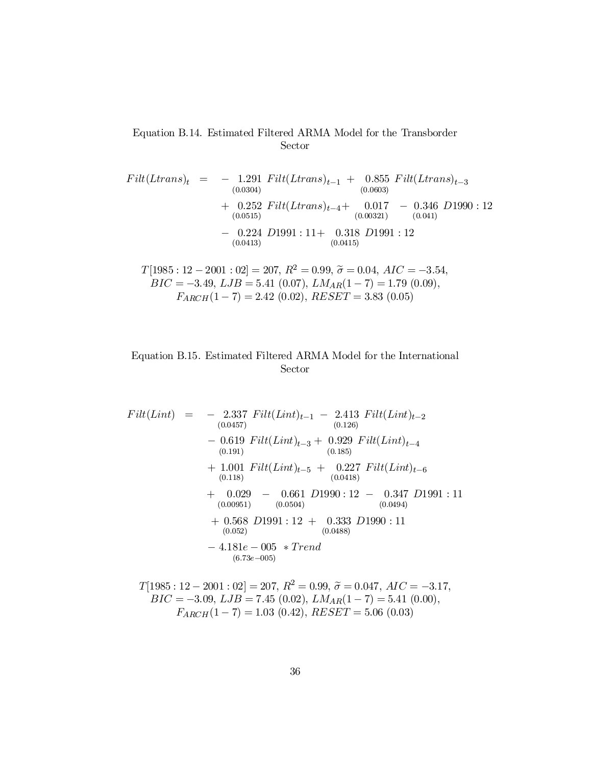Equation B.14. Estimated Filtered ARMA Model for the Transborder Sector

$$
\begin{aligned}
Filt(Ltrans)_t \;=\; & -\underset{(0.0304)}{1.291}\; Filt(Ltrans)_{t-1} + \underset{(0.0603)}{0.855}\; Filt(Ltrans)_{t-3} \\
& + \underset{(0.0515)}{0.252}\; Filt(Ltrans)_{t-4} + \underset{(0.00321)}{0.017} - \underset{(0.041)}{0.346}\; D1990:12 \\
& - \underset{(0.0413)}{0.224}\; D1991:11 + \underset{(0.0415)}{0.318}\; D1991:12
\end{aligned}
$$

$T[1985:12-2001:02]=207$, $R^2=0.99$, $\widetilde{\sigma}=0.04$, $AIC=-3.54$, $BIC=-3.49$, $LJB=5.41$ (0.07), $LM_{AR}(1-7)=1.79$ (0.09), $F_{ARCH}(1-7)=2.42$ (0.02), $RESET=3.83$ (0.05)

Equation B.15. Estimated Filtered ARMA Model for the International Sector

$$
\begin{aligned}
Filt(Lint) \;=\; & -\underset{(0.0457)}{2.337}\; Filt(Lint)_{t-1} - \underset{(0.126)}{2.413}\; Filt(Lint)_{t-2} \\
& - \underset{(0.191)}{0.619}\; Filt(Lint)_{t-3} + \underset{(0.185)}{0.929}\; Filt(Lint)_{t-4} \\
& + \underset{(0.118)}{1.001}\; Filt(Lint)_{t-5} + \underset{(0.0418)}{0.227}\; Filt(Lint)_{t-6} \\
& + \underset{(0.00951)}{0.029} - \underset{(0.0504)}{0.661}\; D1990:12 - \underset{(0.0494)}{0.347}\; D1991:11 \\
& + \underset{(0.052)}{0.568}\; D1991:12 + \underset{(0.0488)}{0.333}\; D1990:11 \\
& - \underset{(6.73e-005)}{4.181e-005} \; * Trend
\end{aligned}
$$

$T[1985:12-2001:02]=207$, $R^2=0.99$, $\widetilde{\sigma}=0.047$, $AIC=-3.17$, $BIC=-3.09$, $LJB=7.45$ (0.02), $LM_{AR}(1-7)=5.41$ (0.00), $F_{ARCH}(1-7)=1.03$ (0.42), $RESET=5.06$ (0.03)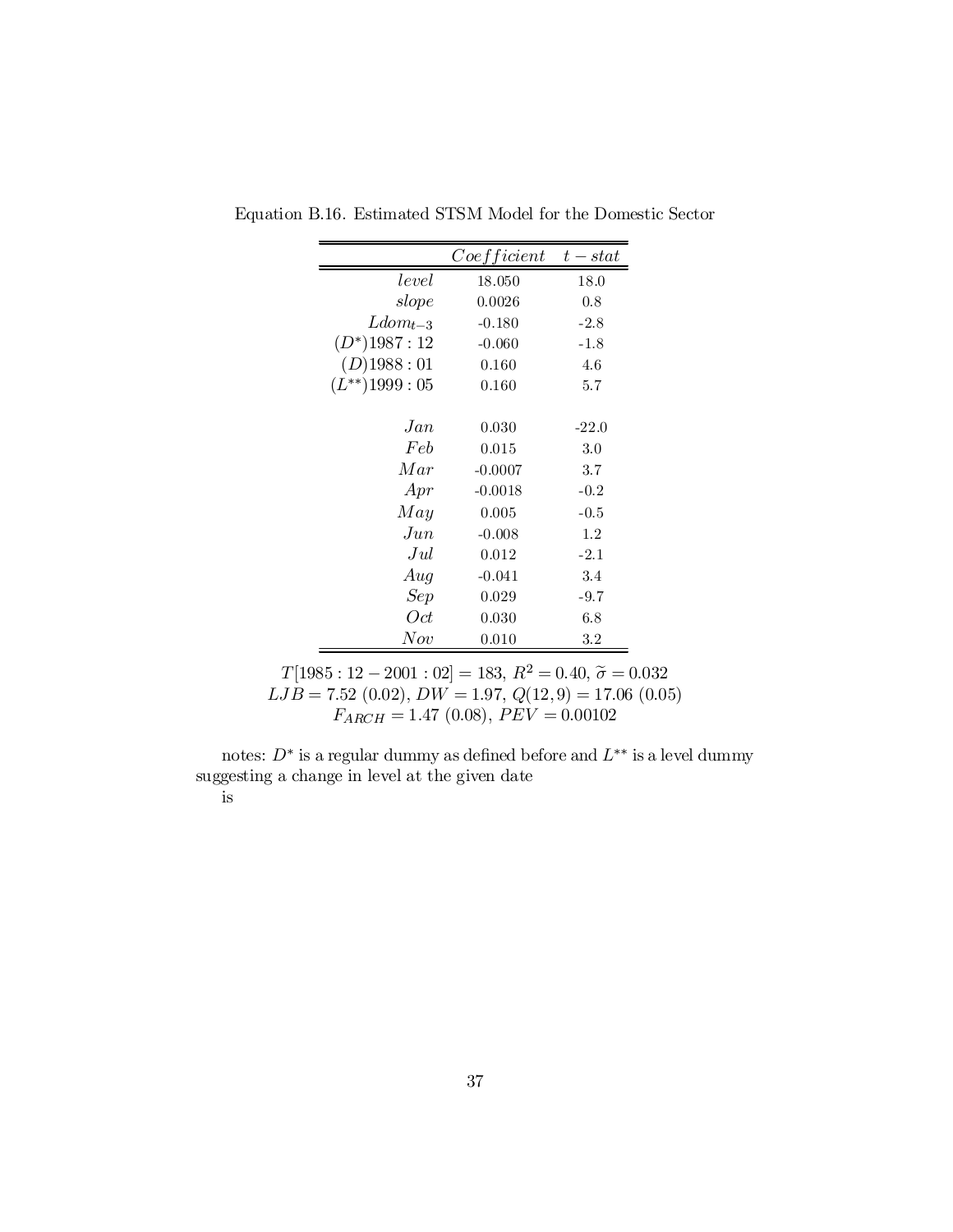Equation B.16. Estimated STSM Model for the Domestic Sector

| | $Coefficient$ | $t-stat$ |
|---|---|---|
| $level$ | 18.050 | 18.0 |
| $slope$ | 0.0026 | 0.8 |
| $Ldom_{t-3}$ | -0.180 | -2.8 |
| $(D^{*})1987:12$ | -0.060 | -1.8 |
| $(D)1988:01$ | 0.160 | 4.6 |
| $(L^{**})1999:05$ | 0.160 | 5.7 |
| | | |
| $Jan$ | 0.030 | -22.0 |
| $Feb$ | 0.015 | 3.0 |
| $Mar$ | -0.0007 | 3.7 |
| $Apr$ | -0.0018 | -0.2 |
| $May$ | 0.005 | -0.5 |
| $Jun$ | -0.008 | 1.2 |
| $Jul$ | 0.012 | -2.1 |
| $Aug$ | -0.041 | 3.4 |
| $Sep$ | 0.029 | -9.7 |
| $Oct$ | 0.030 | 6.8 |
| $Nov$ | 0.010 | 3.2 |

$T[1985:12-2001:02]=183$, $R^2=0.40$, $\widetilde{\sigma}=0.032$
$LJB=7.52\ (0.02)$, $DW=1.97$, $Q(12,9)=17.06\ (0.05)$
$F_{ARCH}=1.47\ (0.08)$, $PEV=0.00102$

notes: $D^{*}$ is a regular dummy as defined before and $L^{**}$ is a level dummy suggesting a change in level at the given date

is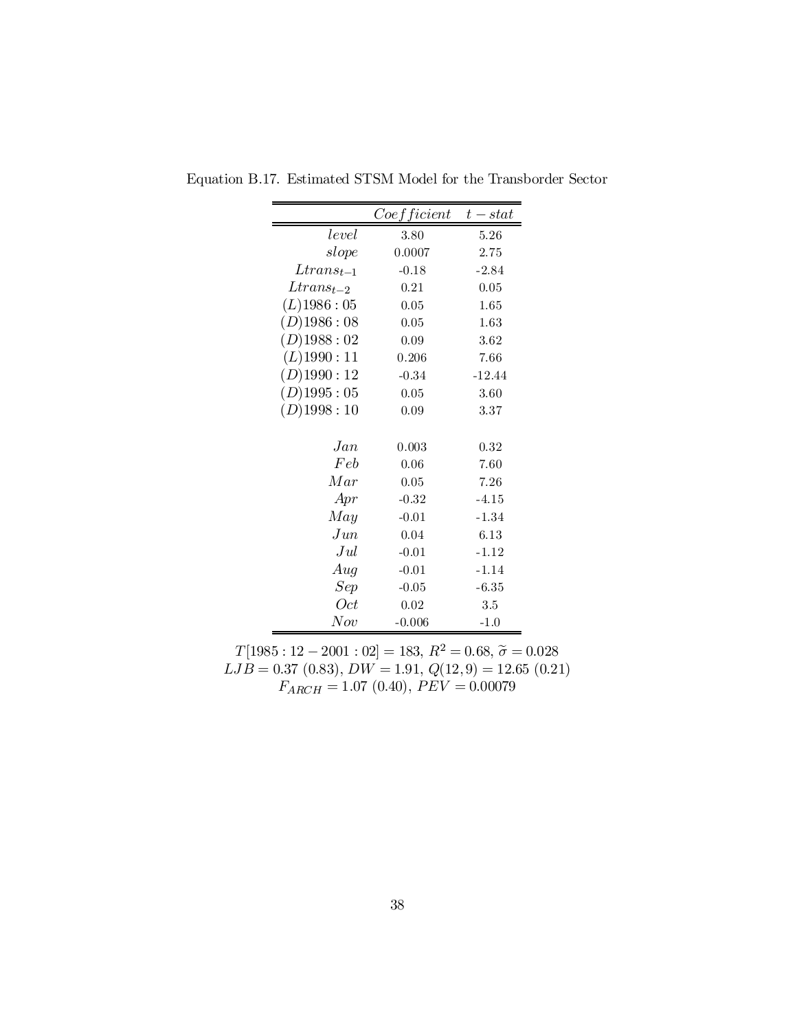Equation B.17. Estimated STSM Model for the Transborder Sector

| | $Coefficient$ | $t-stat$ |
|---|---|---|
| $level$ | 3.80 | 5.26 |
| $slope$ | 0.0007 | 2.75 |
| $Ltrans_{t-1}$ | -0.18 | -2.84 |
| $Ltrans_{t-2}$ | 0.21 | 0.05 |
| $(L)1986:05$ | 0.05 | 1.65 |
| $(D)1986:08$ | 0.05 | 1.63 |
| $(D)1988:02$ | 0.09 | 3.62 |
| $(L)1990:11$ | 0.206 | 7.66 |
| $(D)1990:12$ | -0.34 | -12.44 |
| $(D)1995:05$ | 0.05 | 3.60 |
| $(D)1998:10$ | 0.09 | 3.37 |
| | | |
| $Jan$ | 0.003 | 0.32 |
| $Feb$ | 0.06 | 7.60 |
| $Mar$ | 0.05 | 7.26 |
| $Apr$ | -0.32 | -4.15 |
| $May$ | -0.01 | -1.34 |
| $Jun$ | 0.04 | 6.13 |
| $Jul$ | -0.01 | -1.12 |
| $Aug$ | -0.01 | -1.14 |
| $Sep$ | -0.05 | -6.35 |
| $Oct$ | 0.02 | 3.5 |
| $Nov$ | -0.006 | -1.0 |

$T[1985:12-2001:02] = 183$, $R^2 = 0.68$, $\widetilde{\sigma} = 0.028$
$LJB = 0.37$ (0.83), $DW = 1.91$, $Q(12,9) = 12.65$ (0.21)
$F_{ARCH} = 1.07$ (0.40), $PEV = 0.00079$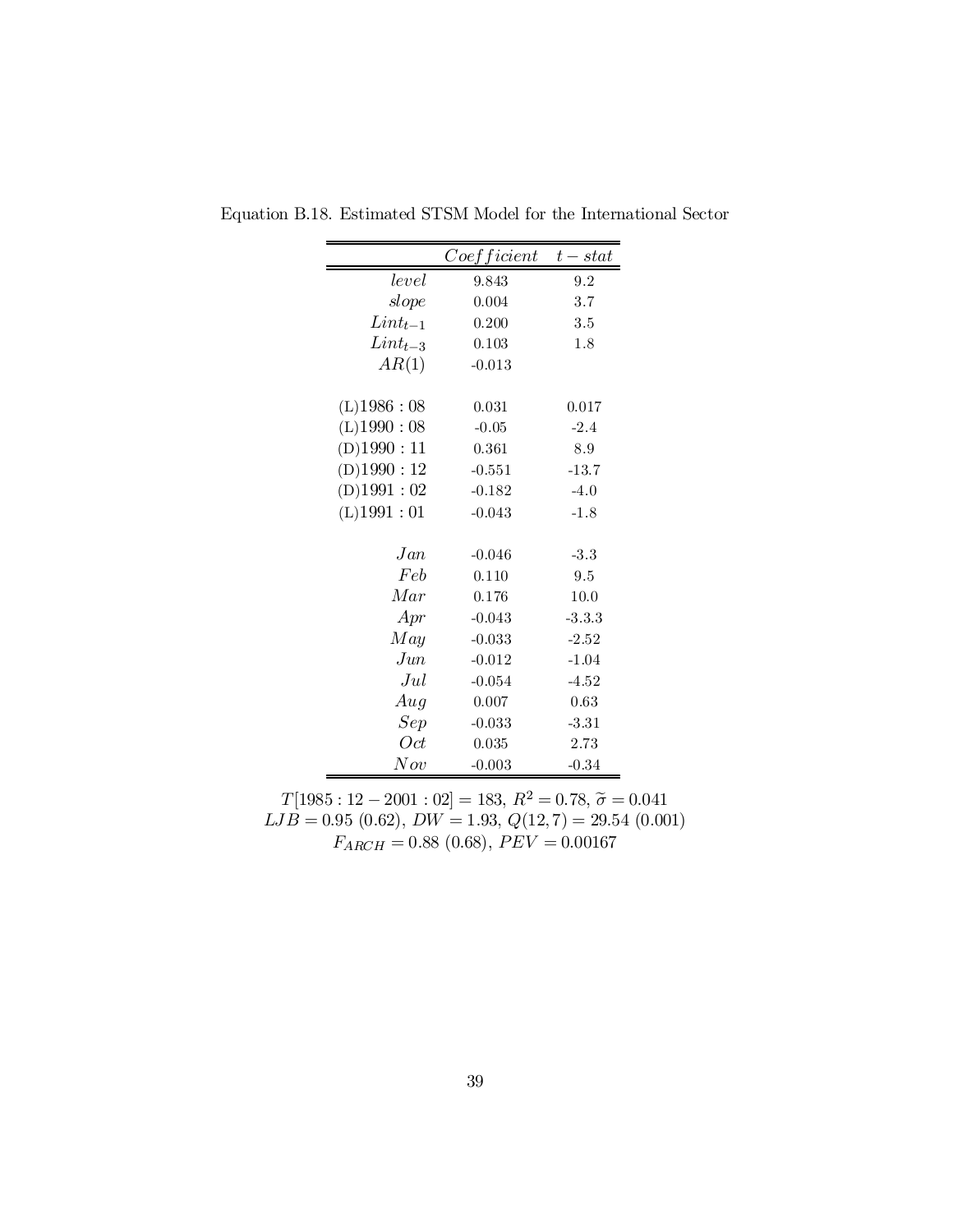Equation B.18. Estimated STSM Model for the International Sector

| | $Coefficient$ | $t-stat$ |
|---|---|---|
| $level$ | 9.843 | 9.2 |
| $slope$ | 0.004 | 3.7 |
| $Lint_{t-1}$ | 0.200 | 3.5 |
| $Lint_{t-3}$ | 0.103 | 1.8 |
| $AR(1)$ | -0.013 | |
| | | |
| (L)$1986:08$ | 0.031 | 0.017 |
| (L)$1990:08$ | -0.05 | -2.4 |
| (D)$1990:11$ | 0.361 | 8.9 |
| (D)$1990:12$ | -0.551 | -13.7 |
| (D)$1991:02$ | -0.182 | -4.0 |
| (L)$1991:01$ | -0.043 | -1.8 |
| | | |
| $Jan$ | -0.046 | -3.3 |
| $Feb$ | 0.110 | 9.5 |
| $Mar$ | 0.176 | 10.0 |
| $Apr$ | -0.043 | -3.3.3 |
| $May$ | -0.033 | -2.52 |
| $Jun$ | -0.012 | -1.04 |
| $Jul$ | -0.054 | -4.52 |
| $Aug$ | 0.007 | 0.63 |
| $Sep$ | -0.033 | -3.31 |
| $Oct$ | 0.035 | 2.73 |
| $Nov$ | -0.003 | -0.34 |

$T[1985:12-2001:02]=183$, $R^2=0.78$, $\widetilde{\sigma}=0.041$
$LJB=0.95\ (0.62)$, $DW=1.93$, $Q(12,7)=29.54\ (0.001)$
$F_{ARCH}=0.88\ (0.68)$, $PEV=0.00167$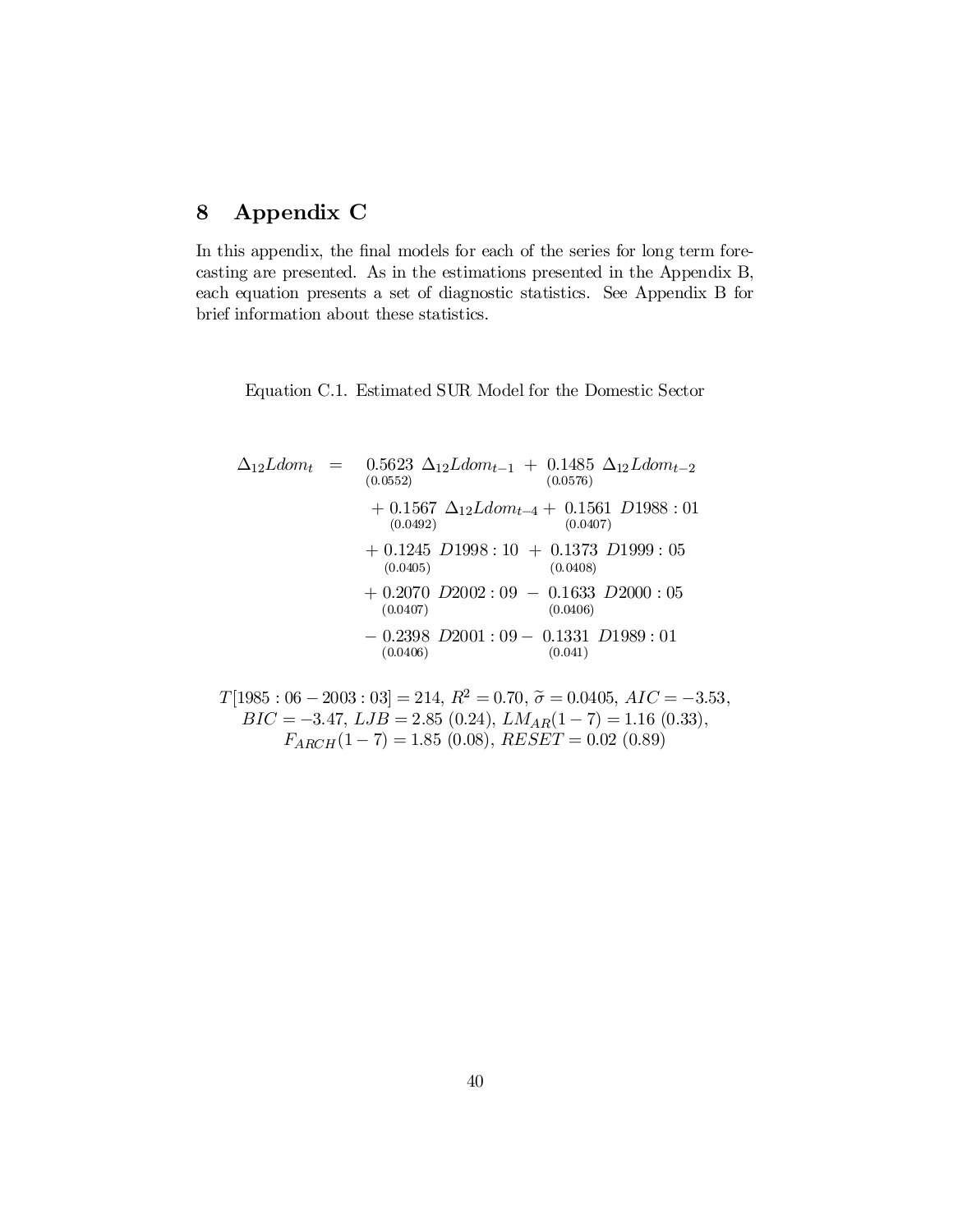# 8 Appendix C

In this appendix, the final models for each of the series for long term forecasting are presented. As in the estimations presented in the Appendix B, each equation presents a set of diagnostic statistics. See Appendix B for brief information about these statistics.

Equation C.1. Estimated SUR Model for the Domestic Sector

$$
\begin{aligned}
\Delta_{12}Ldom_t \; = \; & \underset{(0.0552)}{0.5623}\ \Delta_{12}Ldom_{t-1} + \underset{(0.0576)}{0.1485}\ \Delta_{12}Ldom_{t-2} \\
& + \underset{(0.0492)}{0.1567}\ \Delta_{12}Ldom_{t-4} + \underset{(0.0407)}{0.1561}\ D1988:01 \\
& + \underset{(0.0405)}{0.1245}\ D1998:10 + \underset{(0.0408)}{0.1373}\ D1999:05 \\
& + \underset{(0.0407)}{0.2070}\ D2002:09 - \underset{(0.0406)}{0.1633}\ D2000:05 \\
& - \underset{(0.0406)}{0.2398}\ D2001:09 - \underset{(0.041)}{0.1331}\ D1989:01
\end{aligned}
$$

$T[1985:06-2003:03] = 214$, $R^2 = 0.70$, $\widetilde{\sigma} = 0.0405$, $AIC = -3.53$, $BIC = -3.47$, $LJB = 2.85\ (0.24)$, $LM_{AR}(1-7) = 1.16\ (0.33)$, $F_{ARCH}(1-7) = 1.85\ (0.08)$, $RESET = 0.02\ (0.89)$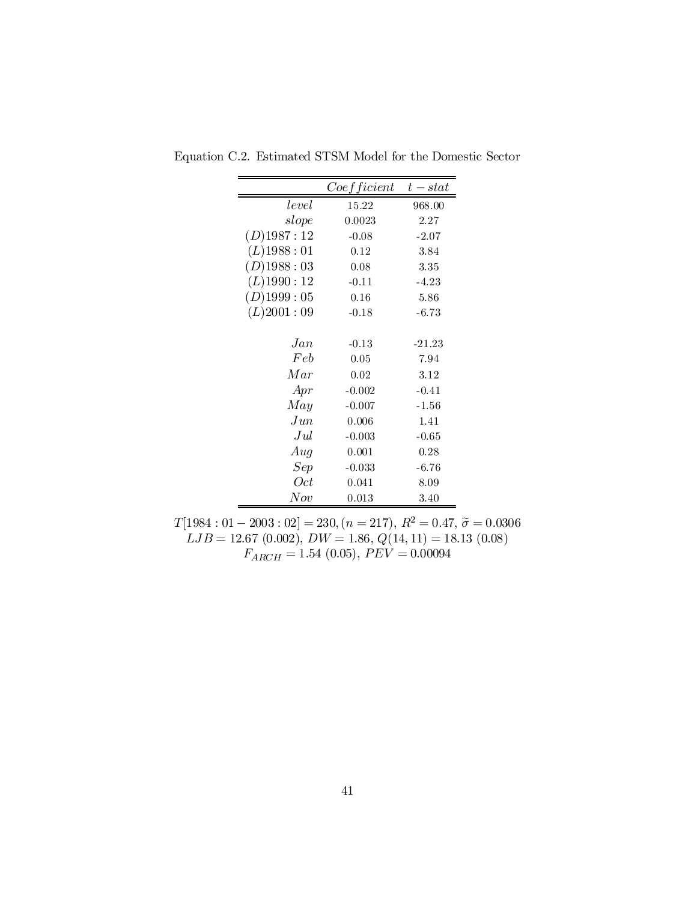Equation C.2. Estimated STSM Model for the Domestic Sector

| | $Coefficient$ | $t-stat$ |
|---|---|---|
| $level$ | 15.22 | 968.00 |
| $slope$ | 0.0023 | 2.27 |
| $(D)1987:12$ | -0.08 | -2.07 |
| $(L)1988:01$ | 0.12 | 3.84 |
| $(D)1988:03$ | 0.08 | 3.35 |
| $(L)1990:12$ | -0.11 | -4.23 |
| $(D)1999:05$ | 0.16 | 5.86 |
| $(L)2001:09$ | -0.18 | -6.73 |
| | | |
| $Jan$ | -0.13 | -21.23 |
| $Feb$ | 0.05 | 7.94 |
| $Mar$ | 0.02 | 3.12 |
| $Apr$ | -0.002 | -0.41 |
| $May$ | -0.007 | -1.56 |
| $Jun$ | 0.006 | 1.41 |
| $Jul$ | -0.003 | -0.65 |
| $Aug$ | 0.001 | 0.28 |
| $Sep$ | -0.033 | -6.76 |
| $Oct$ | 0.041 | 8.09 |
| $Nov$ | 0.013 | 3.40 |

$T[1984:01-2003:02] = 230, (n = 217),\ R^2 = 0.47,\ \widetilde{\sigma} = 0.0306$
$LJB = 12.67\ (0.002),\ DW = 1.86,\ Q(14, 11) = 18.13\ (0.08)$
$F_{ARCH} = 1.54\ (0.05),\ PEV = 0.00094$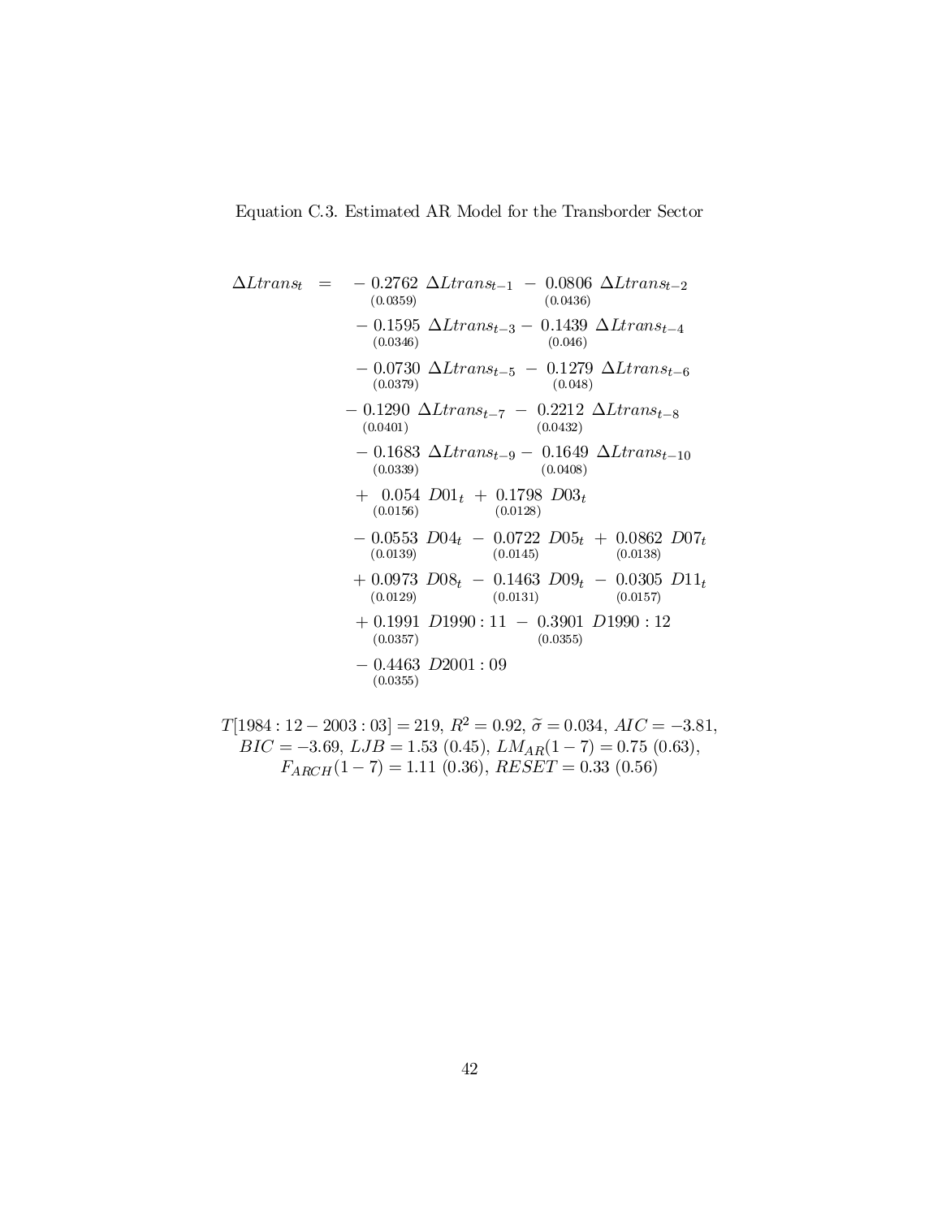Equation C.3. Estimated AR Model for the Transborder Sector

$$
\begin{aligned}
\Delta Ltrans_t = & -\underset{(0.0359)}{0.2762}\ \Delta Ltrans_{t-1} - \underset{(0.0436)}{0.0806}\ \Delta Ltrans_{t-2} \\
& -\underset{(0.0346)}{0.1595}\ \Delta Ltrans_{t-3} - \underset{(0.046)}{0.1439}\ \Delta Ltrans_{t-4} \\
& -\underset{(0.0379)}{0.0730}\ \Delta Ltrans_{t-5} - \underset{(0.048)}{0.1279}\ \Delta Ltrans_{t-6} \\
& -\underset{(0.0401)}{0.1290}\ \Delta Ltrans_{t-7} - \underset{(0.0432)}{0.2212}\ \Delta Ltrans_{t-8} \\
& -\underset{(0.0339)}{0.1683}\ \Delta Ltrans_{t-9} - \underset{(0.0408)}{0.1649}\ \Delta Ltrans_{t-10} \\
& +\underset{(0.0156)}{0.054}\ D01_t + \underset{(0.0128)}{0.1798}\ D03_t \\
& -\underset{(0.0139)}{0.0553}\ D04_t - \underset{(0.0145)}{0.0722}\ D05_t + \underset{(0.0138)}{0.0862}\ D07_t \\
& +\underset{(0.0129)}{0.0973}\ D08_t - \underset{(0.0131)}{0.1463}\ D09_t - \underset{(0.0157)}{0.0305}\ D11_t \\
& +\underset{(0.0357)}{0.1991}\ D1990:11 - \underset{(0.0355)}{0.3901}\ D1990:12 \\
& -\underset{(0.0355)}{0.4463}\ D2001:09
\end{aligned}
$$

$T[1984:12-2003:03] = 219$, $R^2 = 0.92$, $\widetilde{\sigma} = 0.034$, $AIC = -3.81$, $BIC = -3.69$, $LJB = 1.53\ (0.45)$, $LM_{AR}(1-7) = 0.75\ (0.63)$, $F_{ARCH}(1-7) = 1.11\ (0.36)$, $RESET = 0.33\ (0.56)$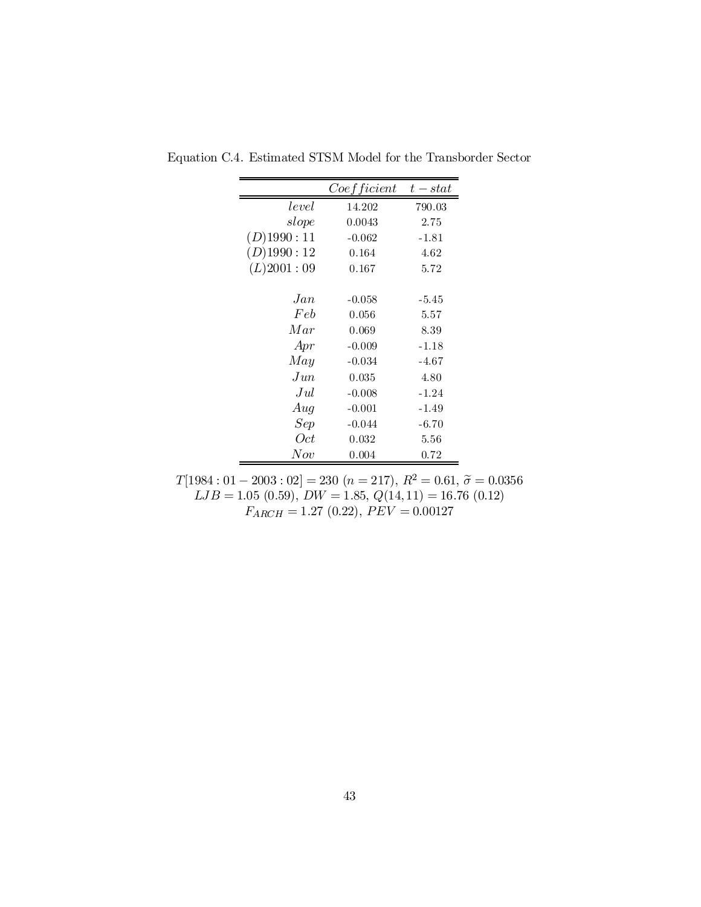Equation C.4. Estimated STSM Model for the Transborder Sector

| | *Coefficient* | *t − stat* |
|---|---|---|
| *level* | 14.202 | 790.03 |
| *slope* | 0.0043 | 2.75 |
| $(D)1990:11$ | -0.062 | -1.81 |
| $(D)1990:12$ | 0.164 | 4.62 |
| $(L)2001:09$ | 0.167 | 5.72 |
| | | |
| *Jan* | -0.058 | -5.45 |
| *Feb* | 0.056 | 5.57 |
| *Mar* | 0.069 | 8.39 |
| *Apr* | -0.009 | -1.18 |
| *May* | -0.034 | -4.67 |
| *Jun* | 0.035 | 4.80 |
| *Jul* | -0.008 | -1.24 |
| *Aug* | -0.001 | -1.49 |
| *Sep* | -0.044 | -6.70 |
| *Oct* | 0.032 | 5.56 |
| *Nov* | 0.004 | 0.72 |

$T[1984:01-2003:02] = 230$ $(n = 217)$, $R^2 = 0.61$, $\widetilde{\sigma} = 0.0356$
$LJB = 1.05$ $(0.59)$, $DW = 1.85$, $Q(14, 11) = 16.76$ $(0.12)$
$F_{ARCH} = 1.27$ $(0.22)$, $PEV = 0.00127$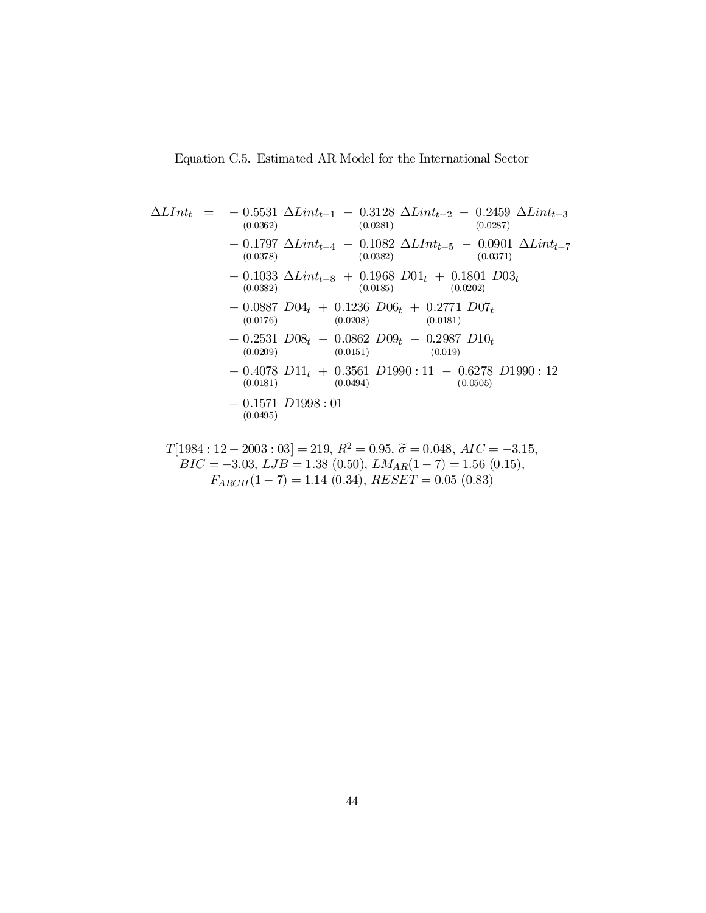Equation C.5. Estimated AR Model for the International Sector

$$
\begin{aligned}
\Delta LInt_t \;=\; & -\underset{(0.0362)}{0.5531}\;\Delta Lint_{t-1} \;-\; \underset{(0.0281)}{0.3128}\;\Delta Lint_{t-2} \;-\; \underset{(0.0287)}{0.2459}\;\Delta Lint_{t-3} \\
& -\underset{(0.0378)}{0.1797}\;\Delta Lint_{t-4} \;-\; \underset{(0.0382)}{0.1082}\;\Delta LInt_{t-5} \;-\; \underset{(0.0371)}{0.0901}\;\Delta Lint_{t-7} \\
& -\underset{(0.0382)}{0.1033}\;\Delta Lint_{t-8} \;+\; \underset{(0.0185)}{0.1968}\;D01_t \;+\; \underset{(0.0202)}{0.1801}\;D03_t \\
& -\underset{(0.0176)}{0.0887}\;D04_t \;+\; \underset{(0.0208)}{0.1236}\;D06_t \;+\; \underset{(0.0181)}{0.2771}\;D07_t \\
& +\underset{(0.0209)}{0.2531}\;D08_t \;-\; \underset{(0.0151)}{0.0862}\;D09_t \;-\; \underset{(0.019)}{0.2987}\;D10_t \\
& -\underset{(0.0181)}{0.4078}\;D11_t \;+\; \underset{(0.0494)}{0.3561}\;D1990:11 \;-\; \underset{(0.0505)}{0.6278}\;D1990:12 \\
& +\underset{(0.0495)}{0.1571}\;D1998:01
\end{aligned}
$$

$T[1984:12-2003:03] = 219$, $R^2 = 0.95$, $\widetilde{\sigma} = 0.048$, $AIC = -3.15$, $BIC = -3.03$, $LJB = 1.38\ (0.50)$, $LM_{AR}(1-7) = 1.56\ (0.15)$, $F_{ARCH}(1-7) = 1.14\ (0.34)$, $RESET = 0.05\ (0.83)$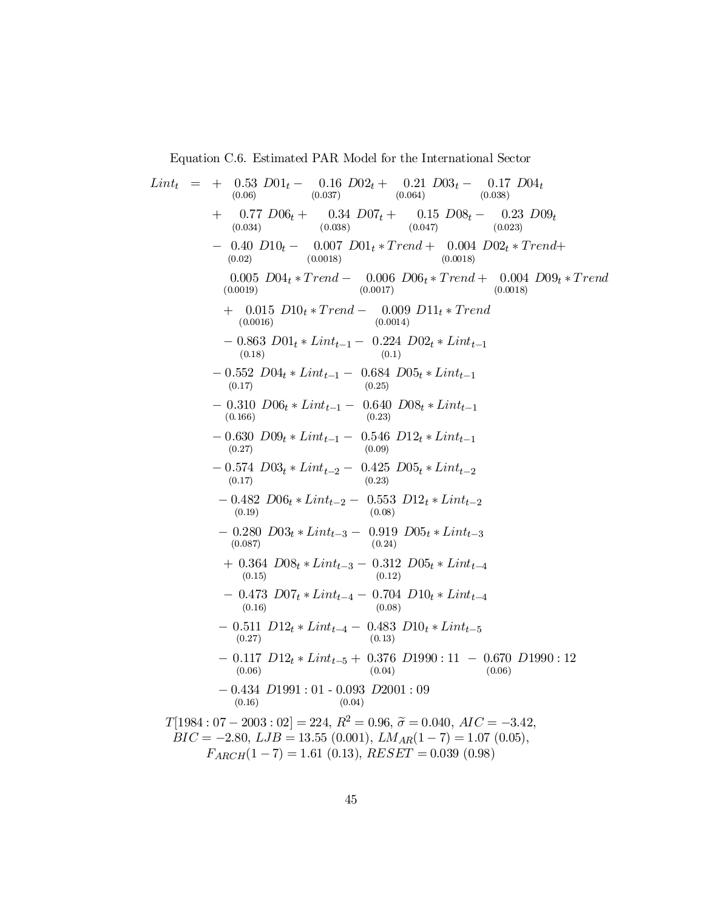Equation C.6. Estimated PAR Model for the International Sector

$$
\begin{aligned}
Lint_t = & + \underset{(0.06)}{0.53}\ D01_t - \underset{(0.037)}{0.16}\ D02_t + \underset{(0.064)}{0.21}\ D03_t - \underset{(0.038)}{0.17}\ D04_t \\
& + \underset{(0.034)}{0.77}\ D06_t + \underset{(0.038)}{0.34}\ D07_t + \underset{(0.047)}{0.15}\ D08_t - \underset{(0.023)}{0.23}\ D09_t \\
& - \underset{(0.02)}{0.40}\ D10_t - \underset{(0.0018)}{0.007}\ D01_t * Trend + \underset{(0.0018)}{0.004}\ D02_t * Trend + \\
& \underset{(0.0019)}{0.005}\ D04_t * Trend - \underset{(0.0017)}{0.006}\ D06_t * Trend + \underset{(0.0018)}{0.004}\ D09_t * Trend \\
& + \underset{(0.0016)}{0.015}\ D10_t * Trend - \underset{(0.0014)}{0.009}\ D11_t * Trend \\
& - \underset{(0.18)}{0.863}\ D01_t * Lint_{t-1} - \underset{(0.1)}{0.224}\ D02_t * Lint_{t-1} \\
& - \underset{(0.17)}{0.552}\ D04_t * Lint_{t-1} - \underset{(0.25)}{0.684}\ D05_t * Lint_{t-1} \\
& - \underset{(0.166)}{0.310}\ D06_t * Lint_{t-1} - \underset{(0.23)}{0.640}\ D08_t * Lint_{t-1} \\
& - \underset{(0.27)}{0.630}\ D09_t * Lint_{t-1} - \underset{(0.09)}{0.546}\ D12_t * Lint_{t-1} \\
& - \underset{(0.17)}{0.574}\ D03_t * Lint_{t-2} - \underset{(0.23)}{0.425}\ D05_t * Lint_{t-2} \\
& - \underset{(0.19)}{0.482}\ D06_t * Lint_{t-2} - \underset{(0.08)}{0.553}\ D12_t * Lint_{t-2} \\
& - \underset{(0.087)}{0.280}\ D03_t * Lint_{t-3} - \underset{(0.24)}{0.919}\ D05_t * Lint_{t-3} \\
& + \underset{(0.15)}{0.364}\ D08_t * Lint_{t-3} - \underset{(0.12)}{0.312}\ D05_t * Lint_{t-4} \\
& - \underset{(0.16)}{0.473}\ D07_t * Lint_{t-4} - \underset{(0.08)}{0.704}\ D10_t * Lint_{t-4} \\
& - \underset{(0.27)}{0.511}\ D12_t * Lint_{t-4} - \underset{(0.13)}{0.483}\ D10_t * Lint_{t-5} \\
& - \underset{(0.06)}{0.117}\ D12_t * Lint_{t-5} + \underset{(0.04)}{0.376}\ D1990:11 - \underset{(0.06)}{0.670}\ D1990:12 \\
& - \underset{(0.16)}{0.434}\ D1991:01 - \underset{(0.04)}{0.093}\ D2001:09
\end{aligned}
$$

$T[1984:07-2003:02] = 224$, $R^2 = 0.96$, $\widetilde{\sigma} = 0.040$, $AIC = -3.42$,
$BIC = -2.80$, $LJB = 13.55\ (0.001)$, $LM_{AR}(1-7) = 1.07\ (0.05)$,
$F_{ARCH}(1-7) = 1.61\ (0.13)$, $RESET = 0.039\ (0.98)$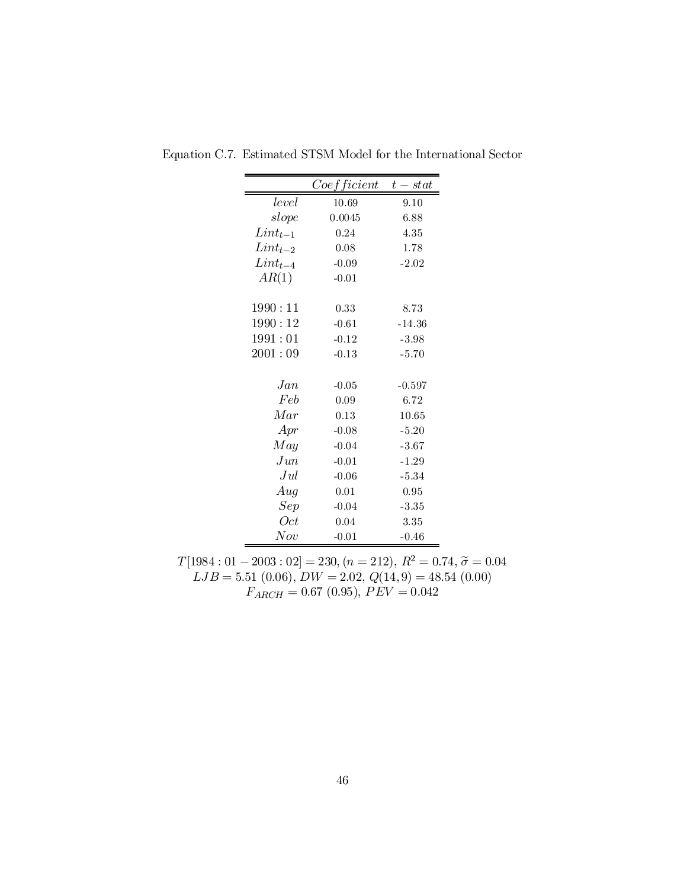Equation C.7. Estimated STSM Model for the International Sector

| | $Coefficient$ | $t-stat$ |
|---|---|---|
| $level$ | 10.69 | 9.10 |
| $slope$ | 0.0045 | 6.88 |
| $Lint_{t-1}$ | 0.24 | 4.35 |
| $Lint_{t-2}$ | 0.08 | 1.78 |
| $Lint_{t-4}$ | -0.09 | -2.02 |
| $AR(1)$ | -0.01 | |
| | | |
| $1990:11$ | 0.33 | 8.73 |
| $1990:12$ | -0.61 | -14.36 |
| $1991:01$ | -0.12 | -3.98 |
| $2001:09$ | -0.13 | -5.70 |
| | | |
| $Jan$ | -0.05 | -0.597 |
| $Feb$ | 0.09 | 6.72 |
| $Mar$ | 0.13 | 10.65 |
| $Apr$ | -0.08 | -5.20 |
| $May$ | -0.04 | -3.67 |
| $Jun$ | -0.01 | -1.29 |
| $Jul$ | -0.06 | -5.34 |
| $Aug$ | 0.01 | 0.95 |
| $Sep$ | -0.04 | -3.35 |
| $Oct$ | 0.04 | 3.35 |
| $Nov$ | -0.01 | -0.46 |

$T[1984:01-2003:02]=230, (n=212)$, $R^2=0.74$, $\widetilde{\sigma}=0.04$
$LJB=5.51\ (0.06)$, $DW=2.02$, $Q(14,9)=48.54\ (0.00)$
$F_{ARCH}=0.67\ (0.95)$, $PEV=0.042$